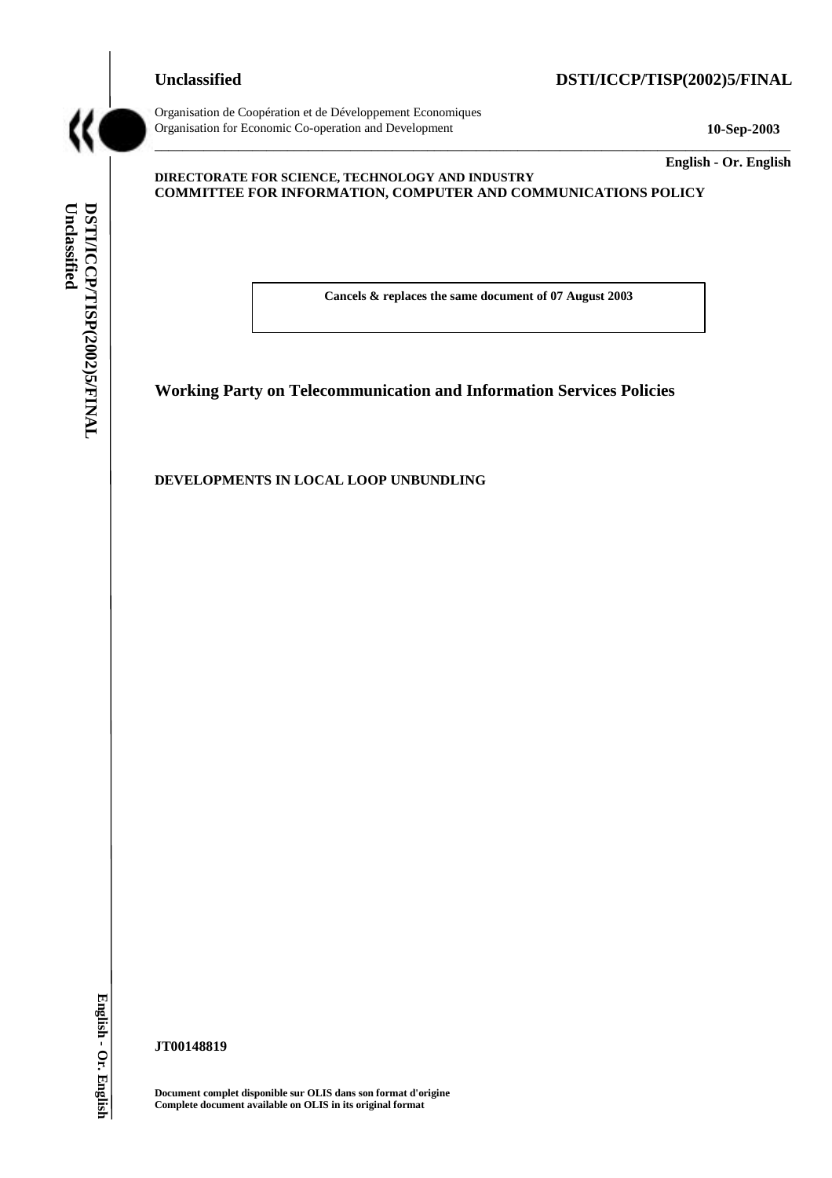**Unclassified** **DSTI/ICCP/TISP(2002)5/FINAL**

Organisation de Coopération et de Développement Economiques
Organisation for Economic Co-operation and Development **10-Sep-2003**

**English - Or. English**

**DIRECTORATE FOR SCIENCE, TECHNOLOGY AND INDUSTRY**
**COMMITTEE FOR INFORMATION, COMPUTER AND COMMUNICATIONS POLICY**

**Cancels & replaces the same document of 07 August 2003**

## Working Party on Telecommunication and Information Services Policies

**DEVELOPMENTS IN LOCAL LOOP UNBUNDLING**

**JT00148819**

**Document complet disponible sur OLIS dans son format d'origine**
**Complete document available on OLIS in its original format**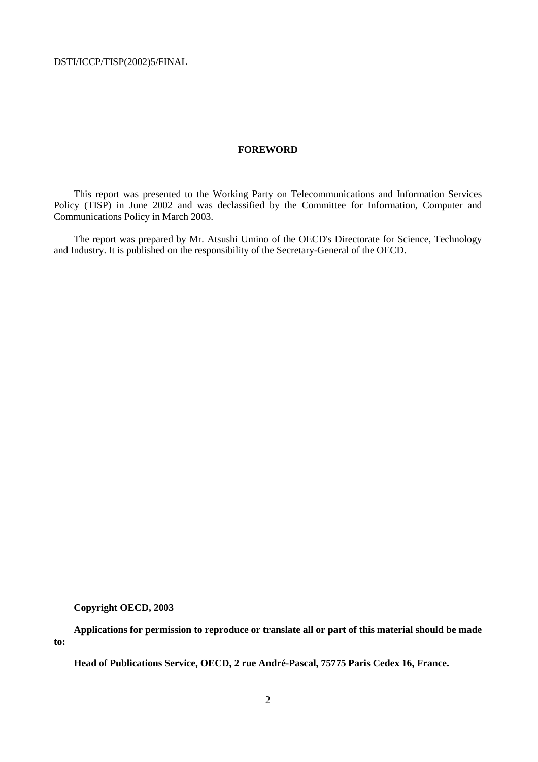## FOREWORD

This report was presented to the Working Party on Telecommunications and Information Services Policy (TISP) in June 2002 and was declassified by the Committee for Information, Computer and Communications Policy in March 2003.

The report was prepared by Mr. Atsushi Umino of the OECD's Directorate for Science, Technology and Industry. It is published on the responsibility of the Secretary-General of the OECD.

**Copyright OECD, 2003**

**Applications for permission to reproduce or translate all or part of this material should be made to:**

**Head of Publications Service, OECD, 2 rue André-Pascal, 75775 Paris Cedex 16, France.**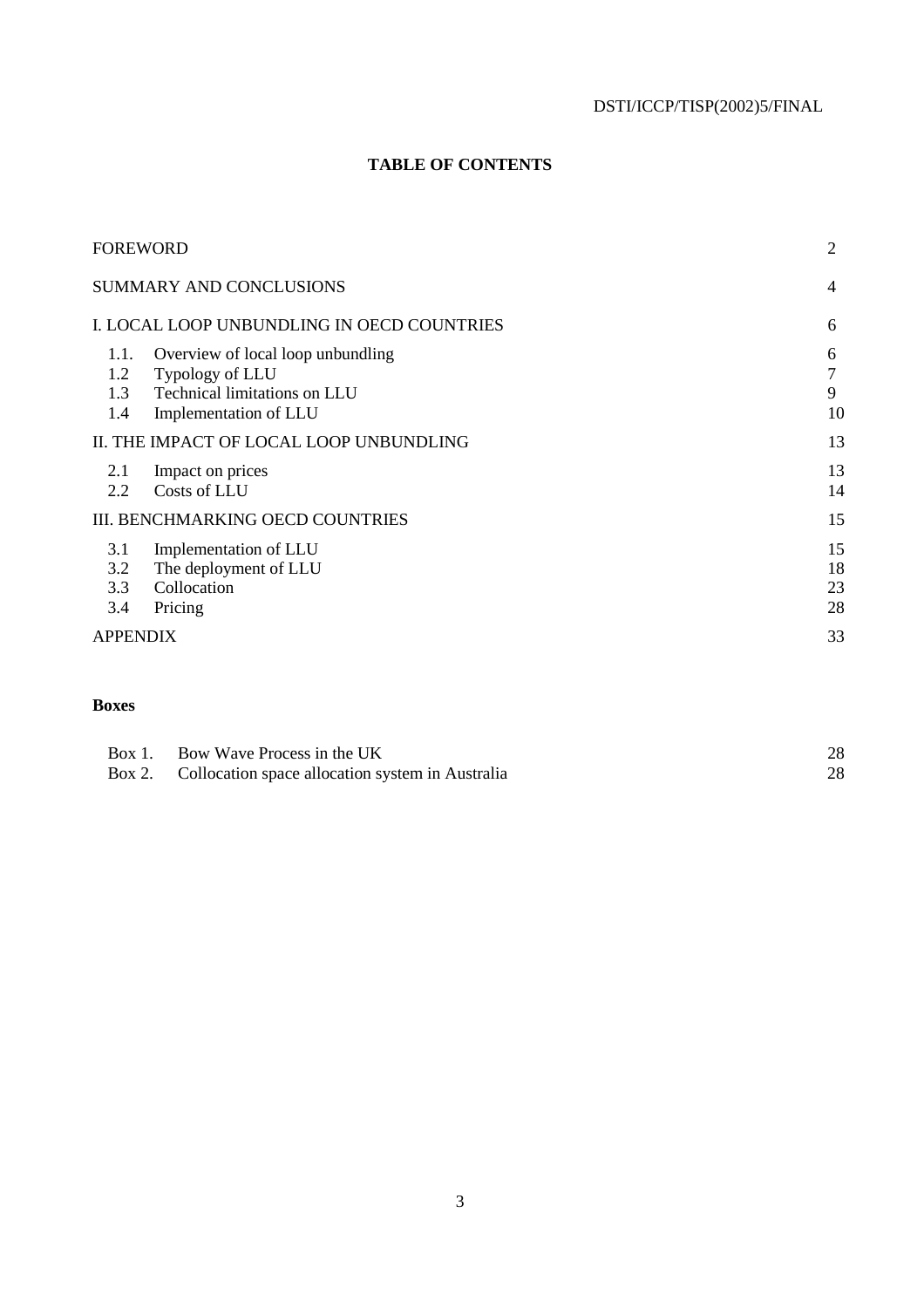## TABLE OF CONTENTS

| | |
|---|---|
| FOREWORD | 2 |
| SUMMARY AND CONCLUSIONS | 4 |
| I. LOCAL LOOP UNBUNDLING IN OECD COUNTRIES | 6 |
| 1.1. Overview of local loop unbundling | 6 |
| 1.2 Typology of LLU | 7 |
| 1.3 Technical limitations on LLU | 9 |
| 1.4 Implementation of LLU | 10 |
| II. THE IMPACT OF LOCAL LOOP UNBUNDLING | 13 |
| 2.1 Impact on prices | 13 |
| 2.2 Costs of LLU | 14 |
| III. BENCHMARKING OECD COUNTRIES | 15 |
| 3.1 Implementation of LLU | 15 |
| 3.2 The deployment of LLU | 18 |
| 3.3 Collocation | 23 |
| 3.4 Pricing | 28 |
| APPENDIX | 33 |

**Boxes**

| | |
|---|---|
| Box 1. Bow Wave Process in the UK | 28 |
| Box 2. Collocation space allocation system in Australia | 28 |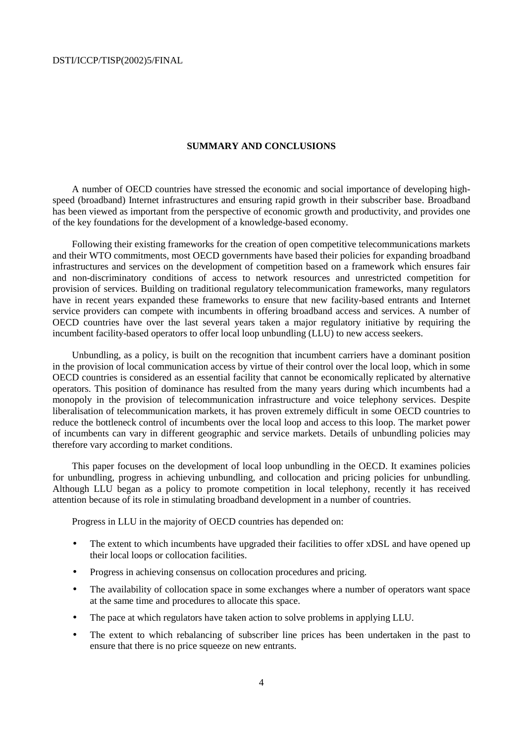## SUMMARY AND CONCLUSIONS

A number of OECD countries have stressed the economic and social importance of developing high-speed (broadband) Internet infrastructures and ensuring rapid growth in their subscriber base. Broadband has been viewed as important from the perspective of economic growth and productivity, and provides one of the key foundations for the development of a knowledge-based economy.

Following their existing frameworks for the creation of open competitive telecommunications markets and their WTO commitments, most OECD governments have based their policies for expanding broadband infrastructures and services on the development of competition based on a framework which ensures fair and non-discriminatory conditions of access to network resources and unrestricted competition for provision of services. Building on traditional regulatory telecommunication frameworks, many regulators have in recent years expanded these frameworks to ensure that new facility-based entrants and Internet service providers can compete with incumbents in offering broadband access and services. A number of OECD countries have over the last several years taken a major regulatory initiative by requiring the incumbent facility-based operators to offer local loop unbundling (LLU) to new access seekers.

Unbundling, as a policy, is built on the recognition that incumbent carriers have a dominant position in the provision of local communication access by virtue of their control over the local loop, which in some OECD countries is considered as an essential facility that cannot be economically replicated by alternative operators. This position of dominance has resulted from the many years during which incumbents had a monopoly in the provision of telecommunication infrastructure and voice telephony services. Despite liberalisation of telecommunication markets, it has proven extremely difficult in some OECD countries to reduce the bottleneck control of incumbents over the local loop and access to this loop. The market power of incumbents can vary in different geographic and service markets. Details of unbundling policies may therefore vary according to market conditions.

This paper focuses on the development of local loop unbundling in the OECD. It examines policies for unbundling, progress in achieving unbundling, and collocation and pricing policies for unbundling. Although LLU began as a policy to promote competition in local telephony, recently it has received attention because of its role in stimulating broadband development in a number of countries.

Progress in LLU in the majority of OECD countries has depended on:

- The extent to which incumbents have upgraded their facilities to offer xDSL and have opened up their local loops or collocation facilities.
- Progress in achieving consensus on collocation procedures and pricing.
- The availability of collocation space in some exchanges where a number of operators want space at the same time and procedures to allocate this space.
- The pace at which regulators have taken action to solve problems in applying LLU.
- The extent to which rebalancing of subscriber line prices has been undertaken in the past to ensure that there is no price squeeze on new entrants.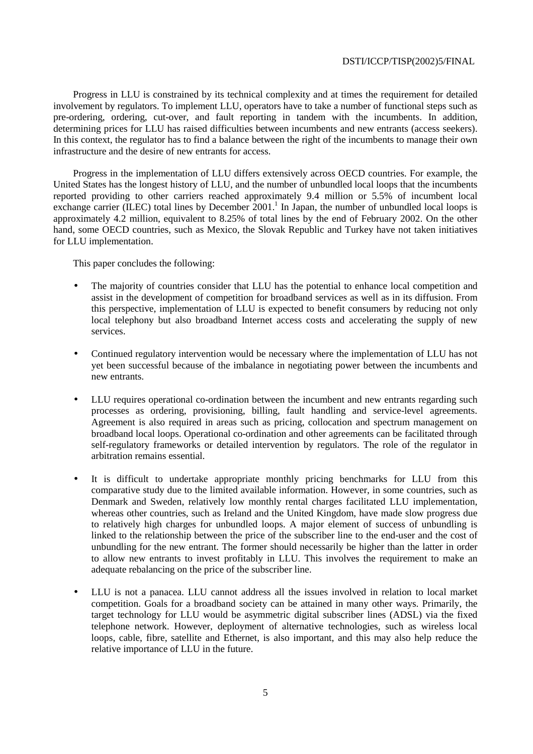Progress in LLU is constrained by its technical complexity and at times the requirement for detailed involvement by regulators. To implement LLU, operators have to take a number of functional steps such as pre-ordering, ordering, cut-over, and fault reporting in tandem with the incumbents. In addition, determining prices for LLU has raised difficulties between incumbents and new entrants (access seekers). In this context, the regulator has to find a balance between the right of the incumbents to manage their own infrastructure and the desire of new entrants for access.

Progress in the implementation of LLU differs extensively across OECD countries. For example, the United States has the longest history of LLU, and the number of unbundled local loops that the incumbents reported providing to other carriers reached approximately 9.4 million or 5.5% of incumbent local exchange carrier (ILEC) total lines by December 2001.[1] In Japan, the number of unbundled local loops is approximately 4.2 million, equivalent to 8.25% of total lines by the end of February 2002. On the other hand, some OECD countries, such as Mexico, the Slovak Republic and Turkey have not taken initiatives for LLU implementation.

This paper concludes the following:

- The majority of countries consider that LLU has the potential to enhance local competition and assist in the development of competition for broadband services as well as in its diffusion. From this perspective, implementation of LLU is expected to benefit consumers by reducing not only local telephony but also broadband Internet access costs and accelerating the supply of new services.

- Continued regulatory intervention would be necessary where the implementation of LLU has not yet been successful because of the imbalance in negotiating power between the incumbents and new entrants.

- LLU requires operational co-ordination between the incumbent and new entrants regarding such processes as ordering, provisioning, billing, fault handling and service-level agreements. Agreement is also required in areas such as pricing, collocation and spectrum management on broadband local loops. Operational co-ordination and other agreements can be facilitated through self-regulatory frameworks or detailed intervention by regulators. The role of the regulator in arbitration remains essential.

- It is difficult to undertake appropriate monthly pricing benchmarks for LLU from this comparative study due to the limited available information. However, in some countries, such as Denmark and Sweden, relatively low monthly rental charges facilitated LLU implementation, whereas other countries, such as Ireland and the United Kingdom, have made slow progress due to relatively high charges for unbundled loops. A major element of success of unbundling is linked to the relationship between the price of the subscriber line to the end-user and the cost of unbundling for the new entrant. The former should necessarily be higher than the latter in order to allow new entrants to invest profitably in LLU. This involves the requirement to make an adequate rebalancing on the price of the subscriber line.

- LLU is not a panacea. LLU cannot address all the issues involved in relation to local market competition. Goals for a broadband society can be attained in many other ways. Primarily, the target technology for LLU would be asymmetric digital subscriber lines (ADSL) via the fixed telephone network. However, deployment of alternative technologies, such as wireless local loops, cable, fibre, satellite and Ethernet, is also important, and this may also help reduce the relative importance of LLU in the future.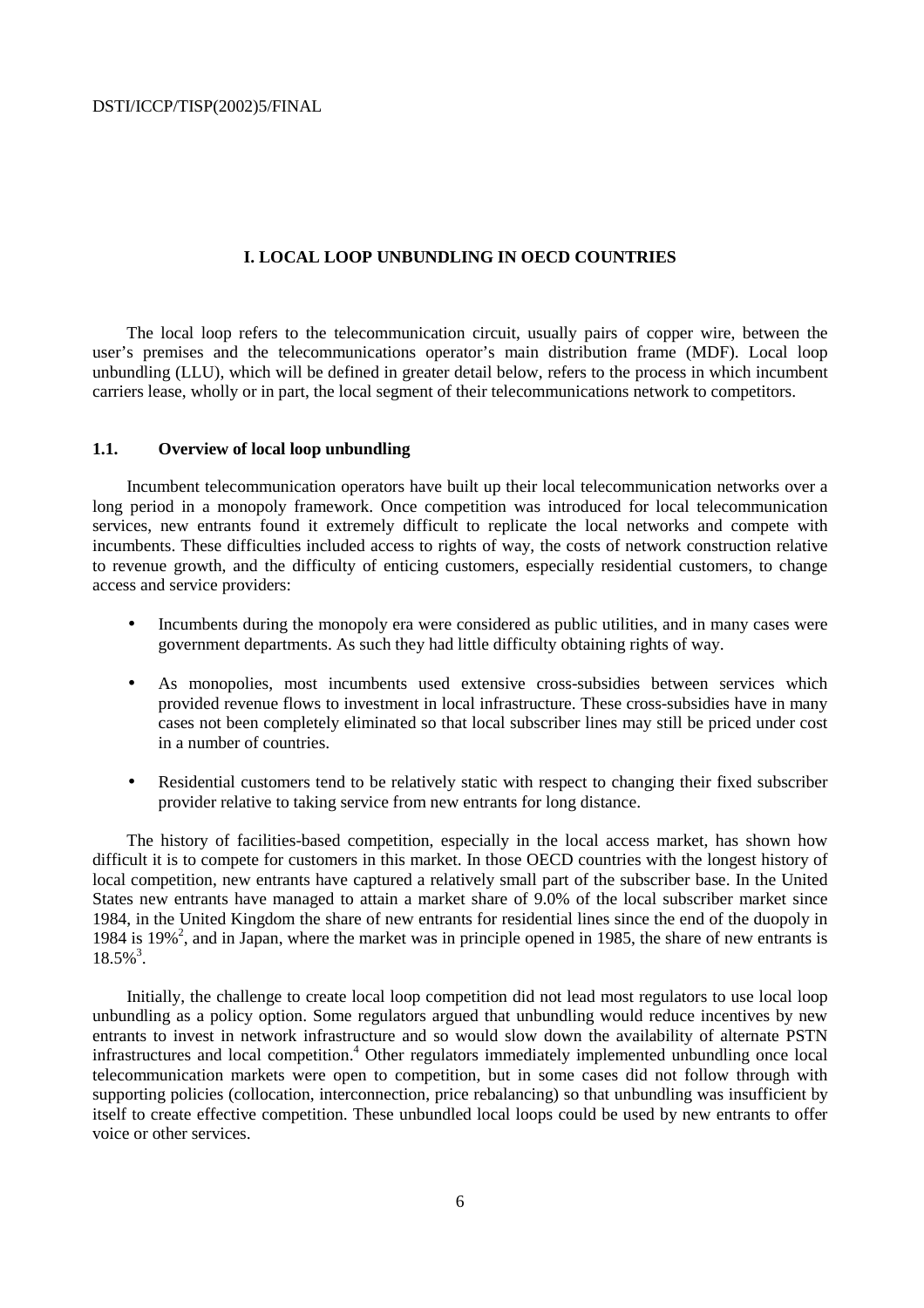# I. LOCAL LOOP UNBUNDLING IN OECD COUNTRIES

The local loop refers to the telecommunication circuit, usually pairs of copper wire, between the user's premises and the telecommunications operator's main distribution frame (MDF). Local loop unbundling (LLU), which will be defined in greater detail below, refers to the process in which incumbent carriers lease, wholly or in part, the local segment of their telecommunications network to competitors.

## 1.1. Overview of local loop unbundling

Incumbent telecommunication operators have built up their local telecommunication networks over a long period in a monopoly framework. Once competition was introduced for local telecommunication services, new entrants found it extremely difficult to replicate the local networks and compete with incumbents. These difficulties included access to rights of way, the costs of network construction relative to revenue growth, and the difficulty of enticing customers, especially residential customers, to change access and service providers:

- Incumbents during the monopoly era were considered as public utilities, and in many cases were government departments. As such they had little difficulty obtaining rights of way.
- As monopolies, most incumbents used extensive cross-subsidies between services which provided revenue flows to investment in local infrastructure. These cross-subsidies have in many cases not been completely eliminated so that local subscriber lines may still be priced under cost in a number of countries.
- Residential customers tend to be relatively static with respect to changing their fixed subscriber provider relative to taking service from new entrants for long distance.

The history of facilities-based competition, especially in the local access market, has shown how difficult it is to compete for customers in this market. In those OECD countries with the longest history of local competition, new entrants have captured a relatively small part of the subscriber base. In the United States new entrants have managed to attain a market share of 9.0% of the local subscriber market since 1984, in the United Kingdom the share of new entrants for residential lines since the end of the duopoly in 1984 is 19%[2], and in Japan, where the market was in principle opened in 1985, the share of new entrants is 18.5%[3].

Initially, the challenge to create local loop competition did not lead most regulators to use local loop unbundling as a policy option. Some regulators argued that unbundling would reduce incentives by new entrants to invest in network infrastructure and so would slow down the availability of alternate PSTN infrastructures and local competition.[4] Other regulators immediately implemented unbundling once local telecommunication markets were open to competition, but in some cases did not follow through with supporting policies (collocation, interconnection, price rebalancing) so that unbundling was insufficient by itself to create effective competition. These unbundled local loops could be used by new entrants to offer voice or other services.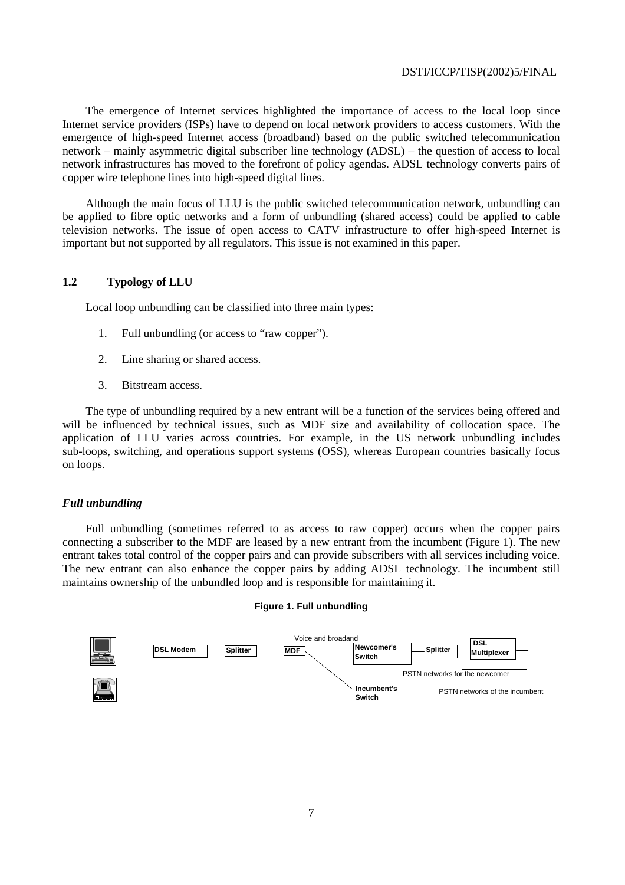The emergence of Internet services highlighted the importance of access to the local loop since Internet service providers (ISPs) have to depend on local network providers to access customers. With the emergence of high-speed Internet access (broadband) based on the public switched telecommunication network – mainly asymmetric digital subscriber line technology (ADSL) – the question of access to local network infrastructures has moved to the forefront of policy agendas. ADSL technology converts pairs of copper wire telephone lines into high-speed digital lines.

Although the main focus of LLU is the public switched telecommunication network, unbundling can be applied to fibre optic networks and a form of unbundling (shared access) could be applied to cable television networks. The issue of open access to CATV infrastructure to offer high-speed Internet is important but not supported by all regulators. This issue is not examined in this paper.

## 1.2 Typology of LLU

Local loop unbundling can be classified into three main types:

1. Full unbundling (or access to "raw copper").
2. Line sharing or shared access.
3. Bitstream access.

The type of unbundling required by a new entrant will be a function of the services being offered and will be influenced by technical issues, such as MDF size and availability of collocation space. The application of LLU varies across countries. For example, in the US network unbundling includes sub-loops, switching, and operations support systems (OSS), whereas European countries basically focus on loops.

### *Full unbundling*

Full unbundling (sometimes referred to as access to raw copper) occurs when the copper pairs connecting a subscriber to the MDF are leased by a new entrant from the incumbent (Figure 1). The new entrant takes total control of the copper pairs and can provide subscribers with all services including voice. The new entrant can also enhance the copper pairs by adding ADSL technology. The incumbent still maintains ownership of the unbundled loop and is responsible for maintaining it.

**Figure 1. Full unbundling**

DSL Modem — Splitter — MDF — Voice and broadand — Newcomer's Switch — Splitter — DSL Multiplexer

PSTN networks for the newcomer

Incumbent's Switch — PSTN networks of the incumbent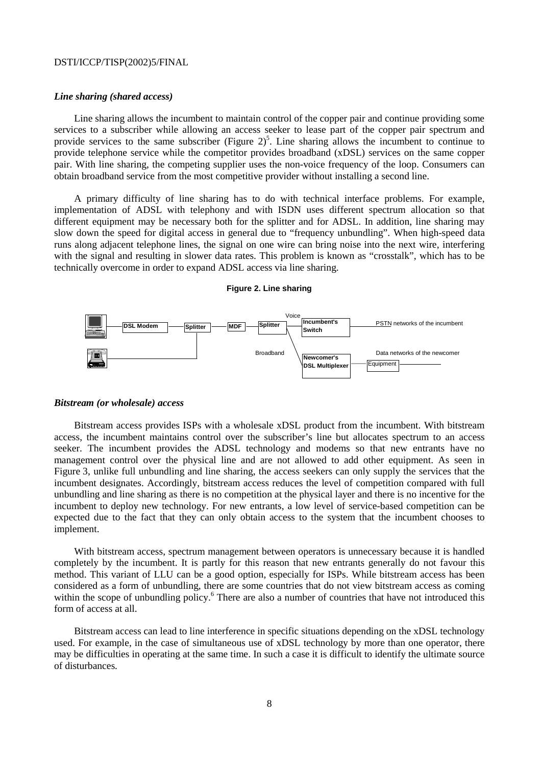### *Line sharing (shared access)*

Line sharing allows the incumbent to maintain control of the copper pair and continue providing some services to a subscriber while allowing an access seeker to lease part of the copper pair spectrum and provide services to the same subscriber (Figure 2)[5]. Line sharing allows the incumbent to continue to provide telephone service while the competitor provides broadband (xDSL) services on the same copper pair. With line sharing, the competing supplier uses the non-voice frequency of the loop. Consumers can obtain broadband service from the most competitive provider without installing a second line.

A primary difficulty of line sharing has to do with technical interface problems. For example, implementation of ADSL with telephony and with ISDN uses different spectrum allocation so that different equipment may be necessary both for the splitter and for ADSL. In addition, line sharing may slow down the speed for digital access in general due to "frequency unbundling". When high-speed data runs along adjacent telephone lines, the signal on one wire can bring noise into the next wire, interfering with the signal and resulting in slower data rates. This problem is known as "crosstalk", which has to be technically overcome in order to expand ADSL access via line sharing.

**Figure 2. Line sharing**

DSL Modem — Splitter — MDF — Splitter — Voice — Incumbent's Switch — PSTN networks of the incumbent

Broadband — Newcomer's DSL Multiplexer — Equipment — Data networks of the newcomer

### *Bitstream (or wholesale) access*

Bitstream access provides ISPs with a wholesale xDSL product from the incumbent. With bitstream access, the incumbent maintains control over the subscriber's line but allocates spectrum to an access seeker. The incumbent provides the ADSL technology and modems so that new entrants have no management control over the physical line and are not allowed to add other equipment. As seen in Figure 3, unlike full unbundling and line sharing, the access seekers can only supply the services that the incumbent designates. Accordingly, bitstream access reduces the level of competition compared with full unbundling and line sharing as there is no competition at the physical layer and there is no incentive for the incumbent to deploy new technology. For new entrants, a low level of service-based competition can be expected due to the fact that they can only obtain access to the system that the incumbent chooses to implement.

With bitstream access, spectrum management between operators is unnecessary because it is handled completely by the incumbent. It is partly for this reason that new entrants generally do not favour this method. This variant of LLU can be a good option, especially for ISPs. While bitstream access has been considered as a form of unbundling, there are some countries that do not view bitstream access as coming within the scope of unbundling policy.[6] There are also a number of countries that have not introduced this form of access at all.

Bitstream access can lead to line interference in specific situations depending on the xDSL technology used. For example, in the case of simultaneous use of xDSL technology by more than one operator, there may be difficulties in operating at the same time. In such a case it is difficult to identify the ultimate source of disturbances.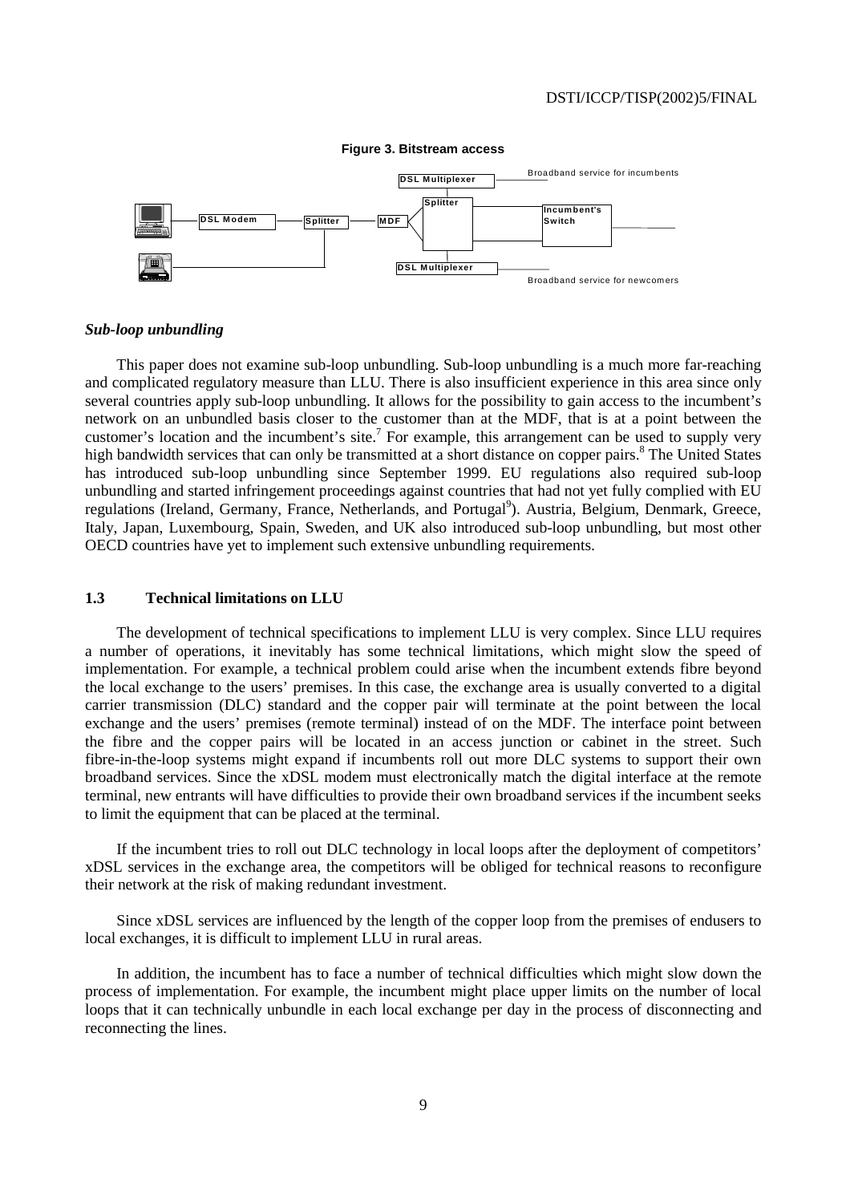**Figure 3. Bitstream access**

### *Sub-loop unbundling*

This paper does not examine sub-loop unbundling. Sub-loop unbundling is a much more far-reaching and complicated regulatory measure than LLU. There is also insufficient experience in this area since only several countries apply sub-loop unbundling. It allows for the possibility to gain access to the incumbent's network on an unbundled basis closer to the customer than at the MDF, that is at a point between the customer's location and the incumbent's site.[7] For example, this arrangement can be used to supply very high bandwidth services that can only be transmitted at a short distance on copper pairs.[8] The United States has introduced sub-loop unbundling since September 1999. EU regulations also required sub-loop unbundling and started infringement proceedings against countries that had not yet fully complied with EU regulations (Ireland, Germany, France, Netherlands, and Portugal[9]). Austria, Belgium, Denmark, Greece, Italy, Japan, Luxembourg, Spain, Sweden, and UK also introduced sub-loop unbundling, but most other OECD countries have yet to implement such extensive unbundling requirements.

## 1.3 Technical limitations on LLU

The development of technical specifications to implement LLU is very complex. Since LLU requires a number of operations, it inevitably has some technical limitations, which might slow the speed of implementation. For example, a technical problem could arise when the incumbent extends fibre beyond the local exchange to the users' premises. In this case, the exchange area is usually converted to a digital carrier transmission (DLC) standard and the copper pair will terminate at the point between the local exchange and the users' premises (remote terminal) instead of on the MDF. The interface point between the fibre and the copper pairs will be located in an access junction or cabinet in the street. Such fibre-in-the-loop systems might expand if incumbents roll out more DLC systems to support their own broadband services. Since the xDSL modem must electronically match the digital interface at the remote terminal, new entrants will have difficulties to provide their own broadband services if the incumbent seeks to limit the equipment that can be placed at the terminal.

If the incumbent tries to roll out DLC technology in local loops after the deployment of competitors' xDSL services in the exchange area, the competitors will be obliged for technical reasons to reconfigure their network at the risk of making redundant investment.

Since xDSL services are influenced by the length of the copper loop from the premises of endusers to local exchanges, it is difficult to implement LLU in rural areas.

In addition, the incumbent has to face a number of technical difficulties which might slow down the process of implementation. For example, the incumbent might place upper limits on the number of local loops that it can technically unbundle in each local exchange per day in the process of disconnecting and reconnecting the lines.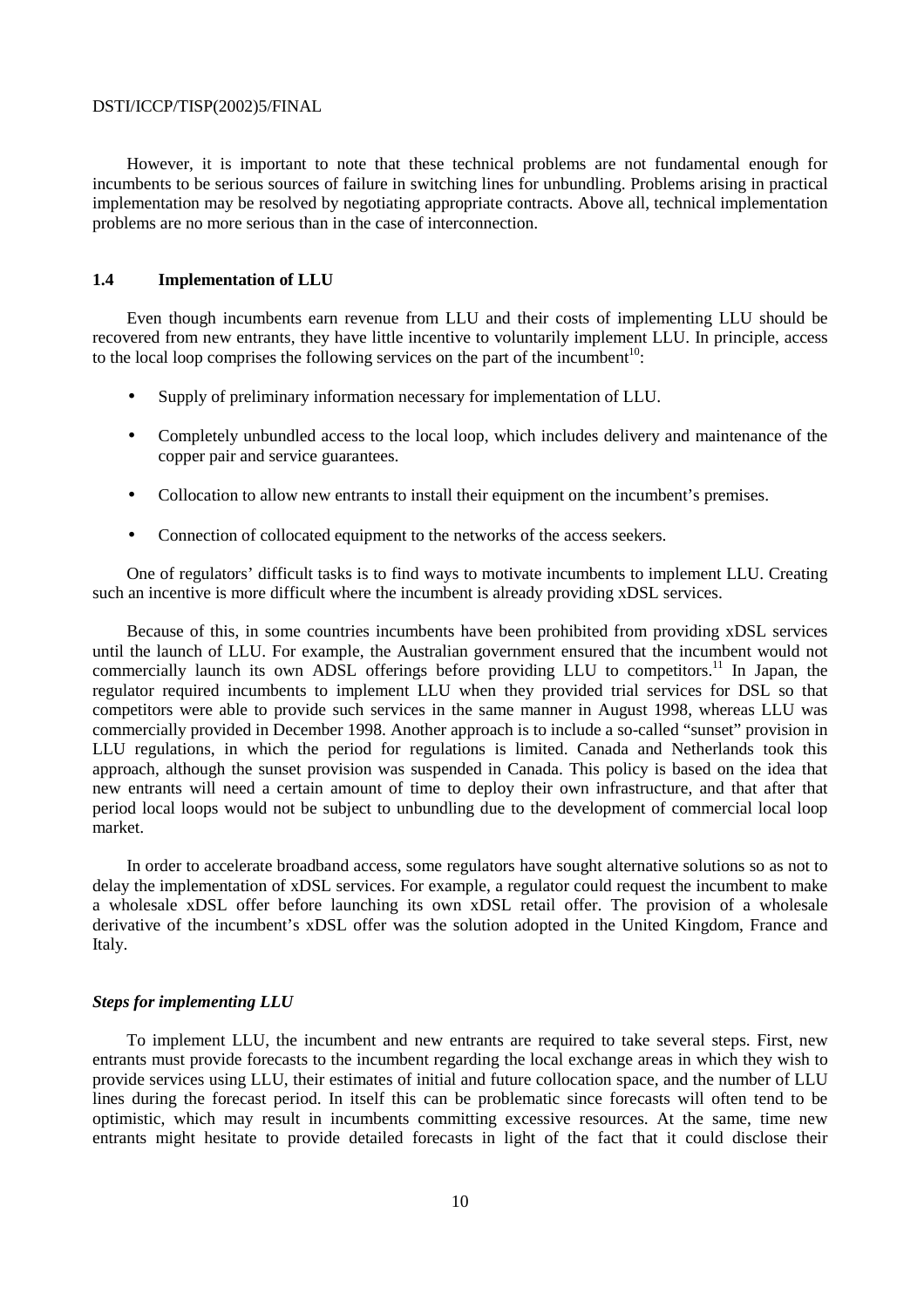However, it is important to note that these technical problems are not fundamental enough for incumbents to be serious sources of failure in switching lines for unbundling. Problems arising in practical implementation may be resolved by negotiating appropriate contracts. Above all, technical implementation problems are no more serious than in the case of interconnection.

## 1.4 Implementation of LLU

Even though incumbents earn revenue from LLU and their costs of implementing LLU should be recovered from new entrants, they have little incentive to voluntarily implement LLU. In principle, access to the local loop comprises the following services on the part of the incumbent[10]:

- Supply of preliminary information necessary for implementation of LLU.
- Completely unbundled access to the local loop, which includes delivery and maintenance of the copper pair and service guarantees.
- Collocation to allow new entrants to install their equipment on the incumbent's premises.
- Connection of collocated equipment to the networks of the access seekers.

One of regulators' difficult tasks is to find ways to motivate incumbents to implement LLU. Creating such an incentive is more difficult where the incumbent is already providing xDSL services.

Because of this, in some countries incumbents have been prohibited from providing xDSL services until the launch of LLU. For example, the Australian government ensured that the incumbent would not commercially launch its own ADSL offerings before providing LLU to competitors.[11] In Japan, the regulator required incumbents to implement LLU when they provided trial services for DSL so that competitors were able to provide such services in the same manner in August 1998, whereas LLU was commercially provided in December 1998. Another approach is to include a so-called "sunset" provision in LLU regulations, in which the period for regulations is limited. Canada and Netherlands took this approach, although the sunset provision was suspended in Canada. This policy is based on the idea that new entrants will need a certain amount of time to deploy their own infrastructure, and that after that period local loops would not be subject to unbundling due to the development of commercial local loop market.

In order to accelerate broadband access, some regulators have sought alternative solutions so as not to delay the implementation of xDSL services. For example, a regulator could request the incumbent to make a wholesale xDSL offer before launching its own xDSL retail offer. The provision of a wholesale derivative of the incumbent's xDSL offer was the solution adopted in the United Kingdom, France and Italy.

### *Steps for implementing LLU*

To implement LLU, the incumbent and new entrants are required to take several steps. First, new entrants must provide forecasts to the incumbent regarding the local exchange areas in which they wish to provide services using LLU, their estimates of initial and future collocation space, and the number of LLU lines during the forecast period. In itself this can be problematic since forecasts will often tend to be optimistic, which may result in incumbents committing excessive resources. At the same, time new entrants might hesitate to provide detailed forecasts in light of the fact that it could disclose their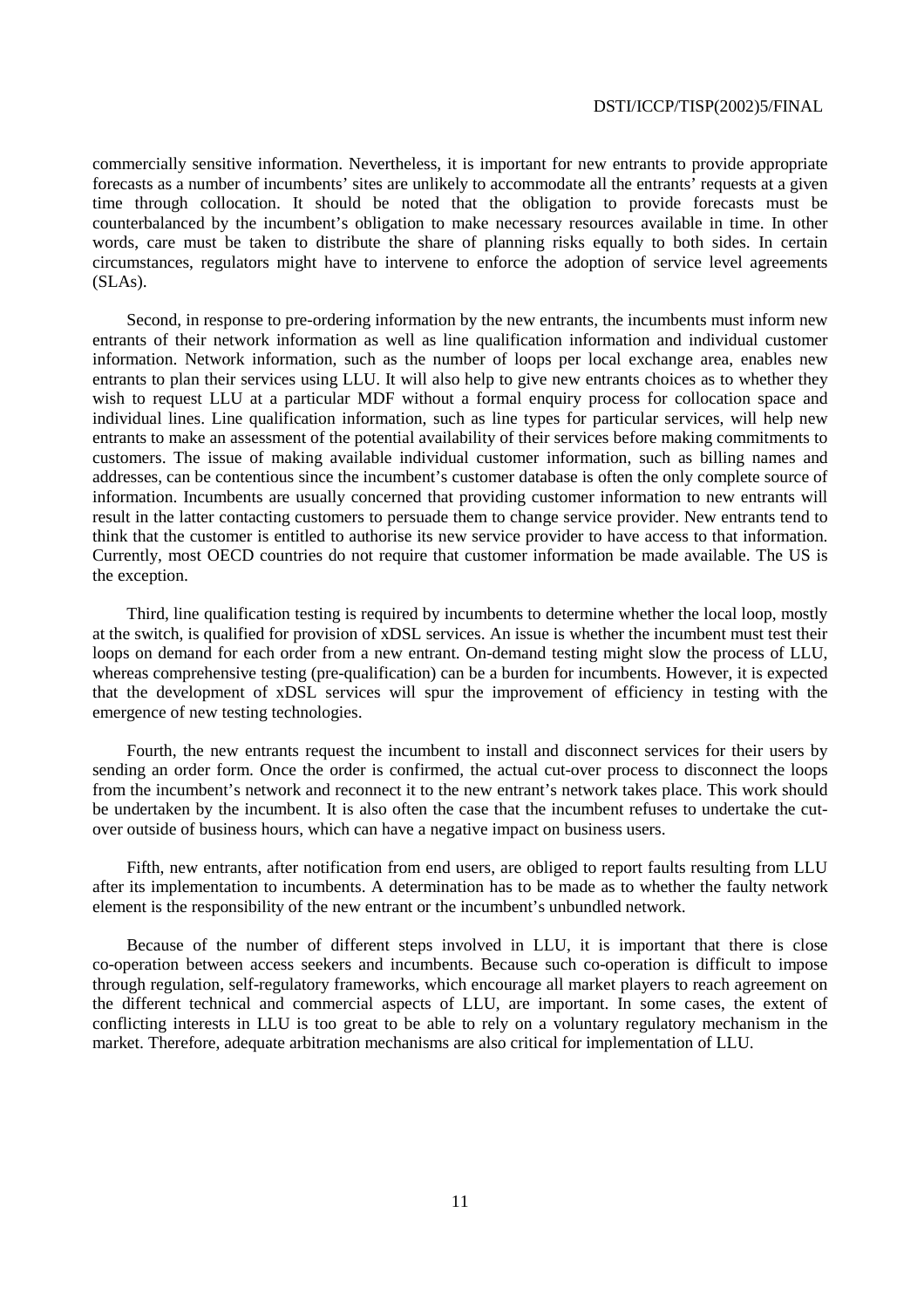commercially sensitive information. Nevertheless, it is important for new entrants to provide appropriate forecasts as a number of incumbents' sites are unlikely to accommodate all the entrants' requests at a given time through collocation. It should be noted that the obligation to provide forecasts must be counterbalanced by the incumbent's obligation to make necessary resources available in time. In other words, care must be taken to distribute the share of planning risks equally to both sides. In certain circumstances, regulators might have to intervene to enforce the adoption of service level agreements (SLAs).

Second, in response to pre-ordering information by the new entrants, the incumbents must inform new entrants of their network information as well as line qualification information and individual customer information. Network information, such as the number of loops per local exchange area, enables new entrants to plan their services using LLU. It will also help to give new entrants choices as to whether they wish to request LLU at a particular MDF without a formal enquiry process for collocation space and individual lines. Line qualification information, such as line types for particular services, will help new entrants to make an assessment of the potential availability of their services before making commitments to customers. The issue of making available individual customer information, such as billing names and addresses, can be contentious since the incumbent's customer database is often the only complete source of information. Incumbents are usually concerned that providing customer information to new entrants will result in the latter contacting customers to persuade them to change service provider. New entrants tend to think that the customer is entitled to authorise its new service provider to have access to that information. Currently, most OECD countries do not require that customer information be made available. The US is the exception.

Third, line qualification testing is required by incumbents to determine whether the local loop, mostly at the switch, is qualified for provision of xDSL services. An issue is whether the incumbent must test their loops on demand for each order from a new entrant. On-demand testing might slow the process of LLU, whereas comprehensive testing (pre-qualification) can be a burden for incumbents. However, it is expected that the development of xDSL services will spur the improvement of efficiency in testing with the emergence of new testing technologies.

Fourth, the new entrants request the incumbent to install and disconnect services for their users by sending an order form. Once the order is confirmed, the actual cut-over process to disconnect the loops from the incumbent's network and reconnect it to the new entrant's network takes place. This work should be undertaken by the incumbent. It is also often the case that the incumbent refuses to undertake the cut-over outside of business hours, which can have a negative impact on business users.

Fifth, new entrants, after notification from end users, are obliged to report faults resulting from LLU after its implementation to incumbents. A determination has to be made as to whether the faulty network element is the responsibility of the new entrant or the incumbent's unbundled network.

Because of the number of different steps involved in LLU, it is important that there is close co-operation between access seekers and incumbents. Because such co-operation is difficult to impose through regulation, self-regulatory frameworks, which encourage all market players to reach agreement on the different technical and commercial aspects of LLU, are important. In some cases, the extent of conflicting interests in LLU is too great to be able to rely on a voluntary regulatory mechanism in the market. Therefore, adequate arbitration mechanisms are also critical for implementation of LLU.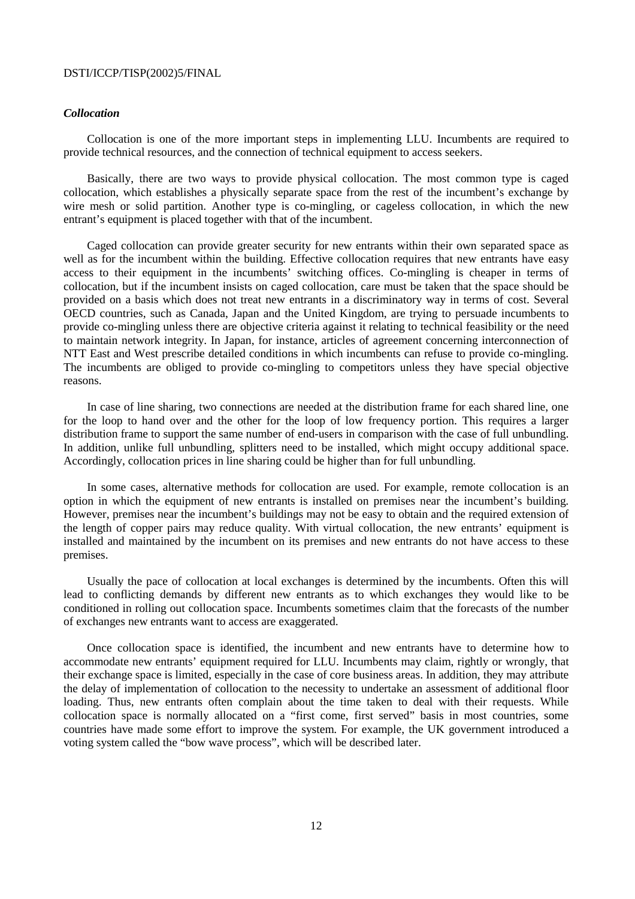### *Collocation*

Collocation is one of the more important steps in implementing LLU. Incumbents are required to provide technical resources, and the connection of technical equipment to access seekers.

Basically, there are two ways to provide physical collocation. The most common type is caged collocation, which establishes a physically separate space from the rest of the incumbent's exchange by wire mesh or solid partition. Another type is co-mingling, or cageless collocation, in which the new entrant's equipment is placed together with that of the incumbent.

Caged collocation can provide greater security for new entrants within their own separated space as well as for the incumbent within the building. Effective collocation requires that new entrants have easy access to their equipment in the incumbents' switching offices. Co-mingling is cheaper in terms of collocation, but if the incumbent insists on caged collocation, care must be taken that the space should be provided on a basis which does not treat new entrants in a discriminatory way in terms of cost. Several OECD countries, such as Canada, Japan and the United Kingdom, are trying to persuade incumbents to provide co-mingling unless there are objective criteria against it relating to technical feasibility or the need to maintain network integrity. In Japan, for instance, articles of agreement concerning interconnection of NTT East and West prescribe detailed conditions in which incumbents can refuse to provide co-mingling. The incumbents are obliged to provide co-mingling to competitors unless they have special objective reasons.

In case of line sharing, two connections are needed at the distribution frame for each shared line, one for the loop to hand over and the other for the loop of low frequency portion. This requires a larger distribution frame to support the same number of end-users in comparison with the case of full unbundling. In addition, unlike full unbundling, splitters need to be installed, which might occupy additional space. Accordingly, collocation prices in line sharing could be higher than for full unbundling.

In some cases, alternative methods for collocation are used. For example, remote collocation is an option in which the equipment of new entrants is installed on premises near the incumbent's building. However, premises near the incumbent's buildings may not be easy to obtain and the required extension of the length of copper pairs may reduce quality. With virtual collocation, the new entrants' equipment is installed and maintained by the incumbent on its premises and new entrants do not have access to these premises.

Usually the pace of collocation at local exchanges is determined by the incumbents. Often this will lead to conflicting demands by different new entrants as to which exchanges they would like to be conditioned in rolling out collocation space. Incumbents sometimes claim that the forecasts of the number of exchanges new entrants want to access are exaggerated.

Once collocation space is identified, the incumbent and new entrants have to determine how to accommodate new entrants' equipment required for LLU. Incumbents may claim, rightly or wrongly, that their exchange space is limited, especially in the case of core business areas. In addition, they may attribute the delay of implementation of collocation to the necessity to undertake an assessment of additional floor loading. Thus, new entrants often complain about the time taken to deal with their requests. While collocation space is normally allocated on a "first come, first served" basis in most countries, some countries have made some effort to improve the system. For example, the UK government introduced a voting system called the "bow wave process", which will be described later.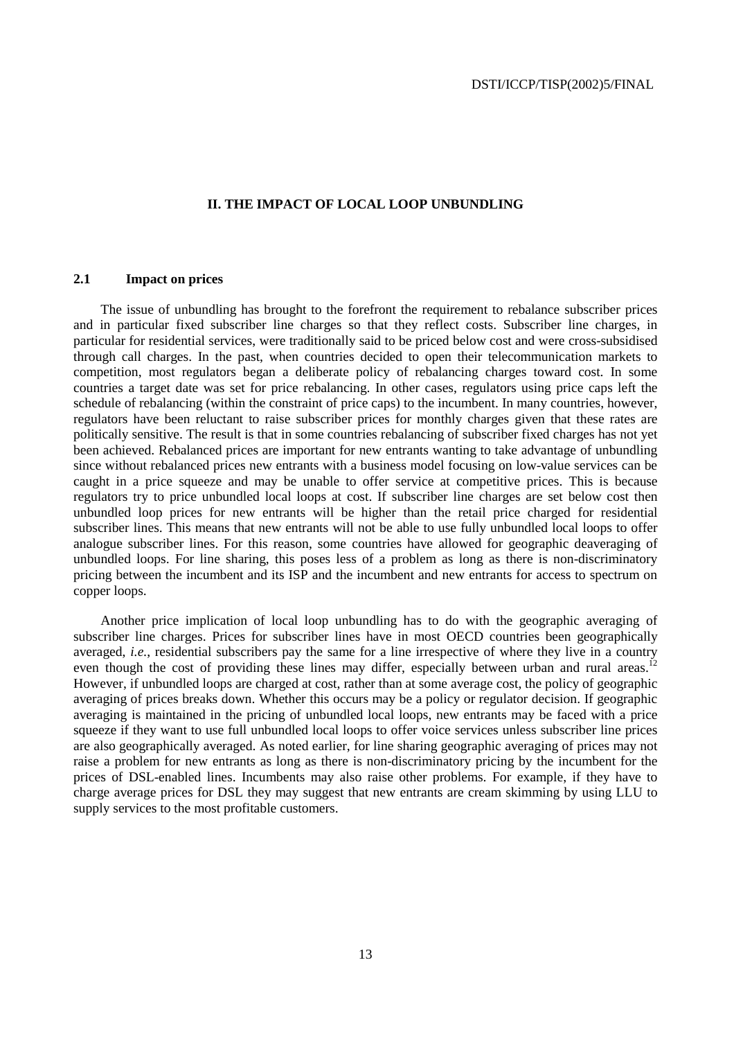# II. THE IMPACT OF LOCAL LOOP UNBUNDLING

## 2.1 Impact on prices

The issue of unbundling has brought to the forefront the requirement to rebalance subscriber prices and in particular fixed subscriber line charges so that they reflect costs. Subscriber line charges, in particular for residential services, were traditionally said to be priced below cost and were cross-subsidised through call charges. In the past, when countries decided to open their telecommunication markets to competition, most regulators began a deliberate policy of rebalancing charges toward cost. In some countries a target date was set for price rebalancing. In other cases, regulators using price caps left the schedule of rebalancing (within the constraint of price caps) to the incumbent. In many countries, however, regulators have been reluctant to raise subscriber prices for monthly charges given that these rates are politically sensitive. The result is that in some countries rebalancing of subscriber fixed charges has not yet been achieved. Rebalanced prices are important for new entrants wanting to take advantage of unbundling since without rebalanced prices new entrants with a business model focusing on low-value services can be caught in a price squeeze and may be unable to offer service at competitive prices. This is because regulators try to price unbundled local loops at cost. If subscriber line charges are set below cost then unbundled loop prices for new entrants will be higher than the retail price charged for residential subscriber lines. This means that new entrants will not be able to use fully unbundled local loops to offer analogue subscriber lines. For this reason, some countries have allowed for geographic deaveraging of unbundled loops. For line sharing, this poses less of a problem as long as there is non-discriminatory pricing between the incumbent and its ISP and the incumbent and new entrants for access to spectrum on copper loops.

Another price implication of local loop unbundling has to do with the geographic averaging of subscriber line charges. Prices for subscriber lines have in most OECD countries been geographically averaged, *i.e.*, residential subscribers pay the same for a line irrespective of where they live in a country even though the cost of providing these lines may differ, especially between urban and rural areas.[12] However, if unbundled loops are charged at cost, rather than at some average cost, the policy of geographic averaging of prices breaks down. Whether this occurs may be a policy or regulator decision. If geographic averaging is maintained in the pricing of unbundled local loops, new entrants may be faced with a price squeeze if they want to use full unbundled local loops to offer voice services unless subscriber line prices are also geographically averaged. As noted earlier, for line sharing geographic averaging of prices may not raise a problem for new entrants as long as there is non-discriminatory pricing by the incumbent for the prices of DSL-enabled lines. Incumbents may also raise other problems. For example, if they have to charge average prices for DSL they may suggest that new entrants are cream skimming by using LLU to supply services to the most profitable customers.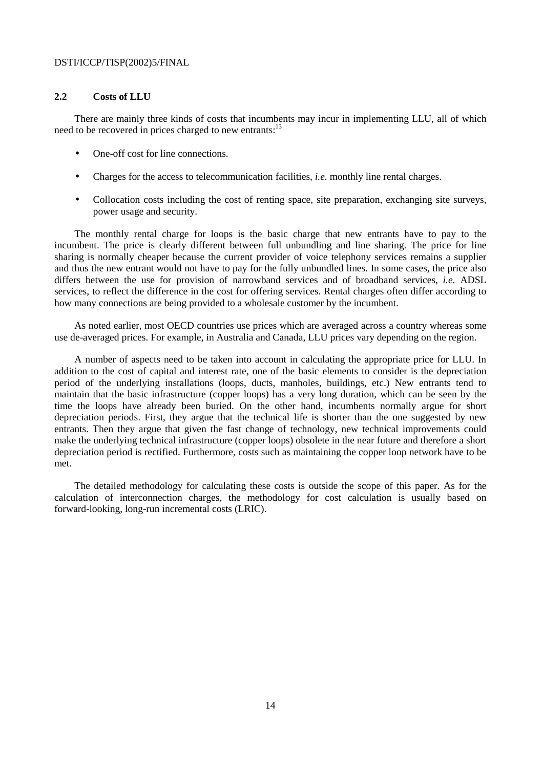### 2.2 Costs of LLU

There are mainly three kinds of costs that incumbents may incur in implementing LLU, all of which need to be recovered in prices charged to new entrants:[13]

- One-off cost for line connections.
- Charges for the access to telecommunication facilities, *i.e.* monthly line rental charges.
- Collocation costs including the cost of renting space, site preparation, exchanging site surveys, power usage and security.

The monthly rental charge for loops is the basic charge that new entrants have to pay to the incumbent. The price is clearly different between full unbundling and line sharing. The price for line sharing is normally cheaper because the current provider of voice telephony services remains a supplier and thus the new entrant would not have to pay for the fully unbundled lines. In some cases, the price also differs between the use for provision of narrowband services and of broadband services, *i.e.* ADSL services, to reflect the difference in the cost for offering services. Rental charges often differ according to how many connections are being provided to a wholesale customer by the incumbent.

As noted earlier, most OECD countries use prices which are averaged across a country whereas some use de-averaged prices. For example, in Australia and Canada, LLU prices vary depending on the region.

A number of aspects need to be taken into account in calculating the appropriate price for LLU. In addition to the cost of capital and interest rate, one of the basic elements to consider is the depreciation period of the underlying installations (loops, ducts, manholes, buildings, etc.) New entrants tend to maintain that the basic infrastructure (copper loops) has a very long duration, which can be seen by the time the loops have already been buried. On the other hand, incumbents normally argue for short depreciation periods. First, they argue that the technical life is shorter than the one suggested by new entrants. Then they argue that given the fast change of technology, new technical improvements could make the underlying technical infrastructure (copper loops) obsolete in the near future and therefore a short depreciation period is rectified. Furthermore, costs such as maintaining the copper loop network have to be met.

The detailed methodology for calculating these costs is outside the scope of this paper. As for the calculation of interconnection charges, the methodology for cost calculation is usually based on forward-looking, long-run incremental costs (LRIC).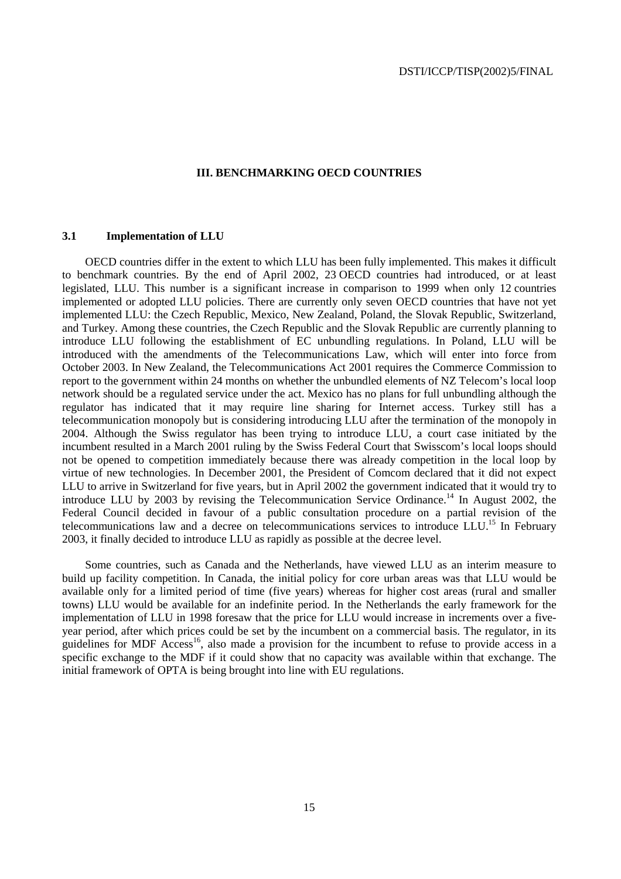## III. BENCHMARKING OECD COUNTRIES

### 3.1 Implementation of LLU

OECD countries differ in the extent to which LLU has been fully implemented. This makes it difficult to benchmark countries. By the end of April 2002, 23 OECD countries had introduced, or at least legislated, LLU. This number is a significant increase in comparison to 1999 when only 12 countries implemented or adopted LLU policies. There are currently only seven OECD countries that have not yet implemented LLU: the Czech Republic, Mexico, New Zealand, Poland, the Slovak Republic, Switzerland, and Turkey. Among these countries, the Czech Republic and the Slovak Republic are currently planning to introduce LLU following the establishment of EC unbundling regulations. In Poland, LLU will be introduced with the amendments of the Telecommunications Law, which will enter into force from October 2003. In New Zealand, the Telecommunications Act 2001 requires the Commerce Commission to report to the government within 24 months on whether the unbundled elements of NZ Telecom's local loop network should be a regulated service under the act. Mexico has no plans for full unbundling although the regulator has indicated that it may require line sharing for Internet access. Turkey still has a telecommunication monopoly but is considering introducing LLU after the termination of the monopoly in 2004. Although the Swiss regulator has been trying to introduce LLU, a court case initiated by the incumbent resulted in a March 2001 ruling by the Swiss Federal Court that Swisscom's local loops should not be opened to competition immediately because there was already competition in the local loop by virtue of new technologies. In December 2001, the President of Comcom declared that it did not expect LLU to arrive in Switzerland for five years, but in April 2002 the government indicated that it would try to introduce LLU by 2003 by revising the Telecommunication Service Ordinance.[14] In August 2002, the Federal Council decided in favour of a public consultation procedure on a partial revision of the telecommunications law and a decree on telecommunications services to introduce LLU.[15] In February 2003, it finally decided to introduce LLU as rapidly as possible at the decree level.

Some countries, such as Canada and the Netherlands, have viewed LLU as an interim measure to build up facility competition. In Canada, the initial policy for core urban areas was that LLU would be available only for a limited period of time (five years) whereas for higher cost areas (rural and smaller towns) LLU would be available for an indefinite period. In the Netherlands the early framework for the implementation of LLU in 1998 foresaw that the price for LLU would increase in increments over a five-year period, after which prices could be set by the incumbent on a commercial basis. The regulator, in its guidelines for MDF Access[16], also made a provision for the incumbent to refuse to provide access in a specific exchange to the MDF if it could show that no capacity was available within that exchange. The initial framework of OPTA is being brought into line with EU regulations.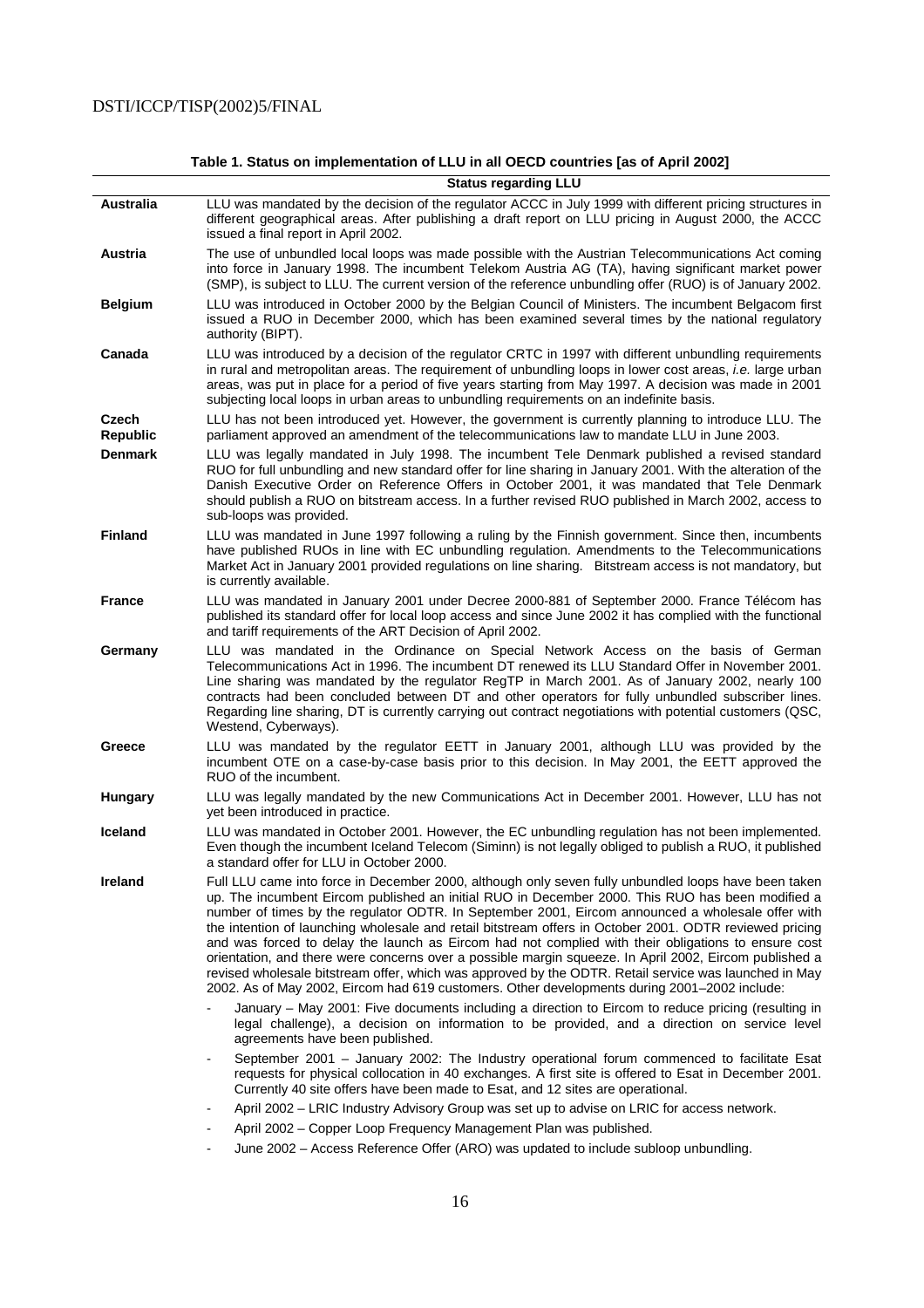**Table 1. Status on implementation of LLU in all OECD countries [as of April 2002]**

| | Status regarding LLU |
|---|---|
| **Australia** | LLU was mandated by the decision of the regulator ACCC in July 1999 with different pricing structures in different geographical areas. After publishing a draft report on LLU pricing in August 2000, the ACCC issued a final report in April 2002. |
| **Austria** | The use of unbundled local loops was made possible with the Austrian Telecommunications Act coming into force in January 1998. The incumbent Telekom Austria AG (TA), having significant market power (SMP), is subject to LLU. The current version of the reference unbundling offer (RUO) is of January 2002. |
| **Belgium** | LLU was introduced in October 2000 by the Belgian Council of Ministers. The incumbent Belgacom first issued a RUO in December 2000, which has been examined several times by the national regulatory authority (BIPT). |
| **Canada** | LLU was introduced by a decision of the regulator CRTC in 1997 with different unbundling requirements in rural and metropolitan areas. The requirement of unbundling loops in lower cost areas, *i.e.* large urban areas, was put in place for a period of five years starting from May 1997. A decision was made in 2001 subjecting local loops in urban areas to unbundling requirements on an indefinite basis. |
| **Czech Republic** | LLU has not been introduced yet. However, the government is currently planning to introduce LLU. The parliament approved an amendment of the telecommunications law to mandate LLU in June 2003. |
| **Denmark** | LLU was legally mandated in July 1998. The incumbent Tele Denmark published a revised standard RUO for full unbundling and new standard offer for line sharing in January 2001. With the alteration of the Danish Executive Order on Reference Offers in October 2001, it was mandated that Tele Denmark should publish a RUO on bitstream access. In a further revised RUO published in March 2002, access to sub-loops was provided. |
| **Finland** | LLU was mandated in June 1997 following a ruling by the Finnish government. Since then, incumbents have published RUOs in line with EC unbundling regulation. Amendments to the Telecommunications Market Act in January 2001 provided regulations on line sharing. Bitstream access is not mandatory, but is currently available. |
| **France** | LLU was mandated in January 2001 under Decree 2000-881 of September 2000. France Télécom has published its standard offer for local loop access and since June 2002 it has complied with the functional and tariff requirements of the ART Decision of April 2002. |
| **Germany** | LLU was mandated in the Ordinance on Special Network Access on the basis of German Telecommunications Act in 1996. The incumbent DT renewed its LLU Standard Offer in November 2001. Line sharing was mandated by the regulator RegTP in March 2001. As of January 2002, nearly 100 contracts had been concluded between DT and other operators for fully unbundled subscriber lines. Regarding line sharing, DT is currently carrying out contract negotiations with potential customers (QSC, Westend, Cyberways). |
| **Greece** | LLU was mandated by the regulator EETT in January 2001, although LLU was provided by the incumbent OTE on a case-by-case basis prior to this decision. In May 2001, the EETT approved the RUO of the incumbent. |
| **Hungary** | LLU was legally mandated by the new Communications Act in December 2001. However, LLU has not yet been introduced in practice. |
| **Iceland** | LLU was mandated in October 2001. However, the EC unbundling regulation has not been implemented. Even though the incumbent Iceland Telecom (Siminn) is not legally obliged to publish a RUO, it published a standard offer for LLU in October 2000. |
| **Ireland** | Full LLU came into force in December 2000, although only seven fully unbundled loops have been taken up. The incumbent Eircom published an initial RUO in December 2000. This RUO has been modified a number of times by the regulator ODTR. In September 2001, Eircom announced a wholesale offer with the intention of launching wholesale and retail bitstream offers in October 2001. ODTR reviewed pricing and was forced to delay the launch as Eircom had not complied with their obligations to ensure cost orientation, and there were concerns over a possible margin squeeze. In April 2002, Eircom published a revised wholesale bitstream offer, which was approved by the ODTR. Retail service was launched in May 2002. As of May 2002, Eircom had 619 customers. Other developments during 2001–2002 include:<br>- January – May 2001: Five documents including a direction to Eircom to reduce pricing (resulting in legal challenge), a decision on information to be provided, and a direction on service level agreements have been published.<br>- September 2001 – January 2002: The Industry operational forum commenced to facilitate Esat requests for physical collocation in 40 exchanges. A first site is offered to Esat in December 2001. Currently 40 site offers have been made to Esat, and 12 sites are operational.<br>- April 2002 – LRIC Industry Advisory Group was set up to advise on LRIC for access network.<br>- April 2002 – Copper Loop Frequency Management Plan was published.<br>- June 2002 – Access Reference Offer (ARO) was updated to include subloop unbundling. |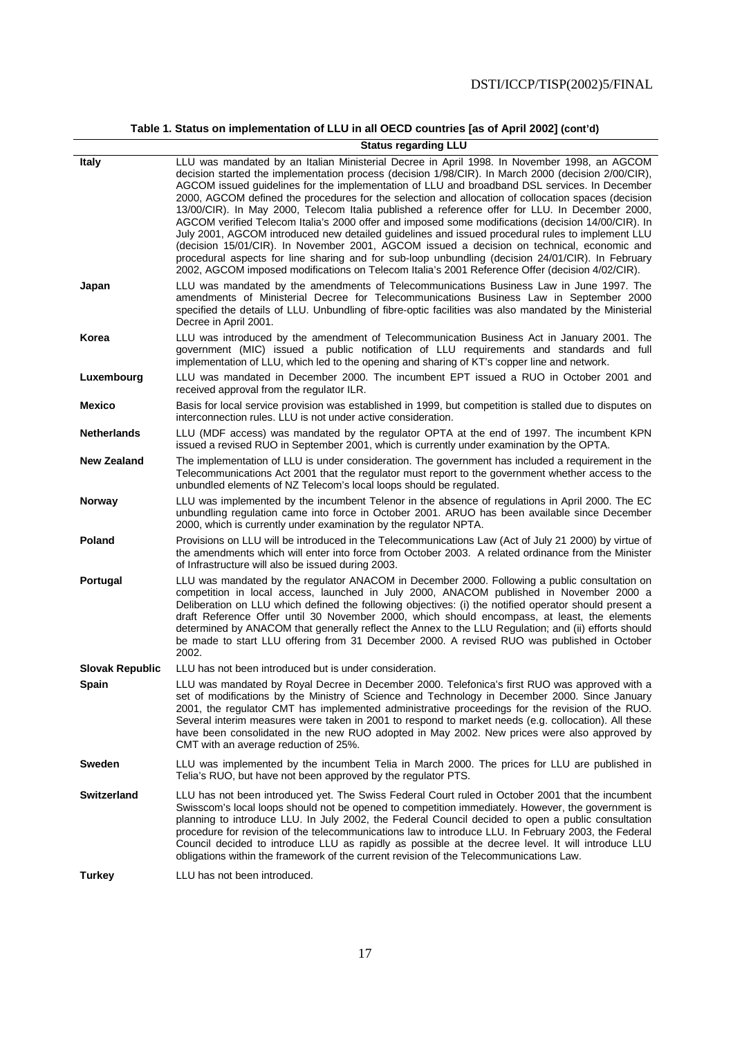**Table 1. Status on implementation of LLU in all OECD countries [as of April 2002] (cont'd)**

| | Status regarding LLU |
|---|---|
| **Italy** | LLU was mandated by an Italian Ministerial Decree in April 1998. In November 1998, an AGCOM decision started the implementation process (decision 1/98/CIR). In March 2000 (decision 2/00/CIR), AGCOM issued guidelines for the implementation of LLU and broadband DSL services. In December 2000, AGCOM defined the procedures for the selection and allocation of collocation spaces (decision 13/00/CIR). In May 2000, Telecom Italia published a reference offer for LLU. In December 2000, AGCOM verified Telecom Italia's 2000 offer and imposed some modifications (decision 14/00/CIR). In July 2001, AGCOM introduced new detailed guidelines and issued procedural rules to implement LLU (decision 15/01/CIR). In November 2001, AGCOM issued a decision on technical, economic and procedural aspects for line sharing and for sub-loop unbundling (decision 24/01/CIR). In February 2002, AGCOM imposed modifications on Telecom Italia's 2001 Reference Offer (decision 4/02/CIR). |
| **Japan** | LLU was mandated by the amendments of Telecommunications Business Law in June 1997. The amendments of Ministerial Decree for Telecommunications Business Law in September 2000 specified the details of LLU. Unbundling of fibre-optic facilities was also mandated by the Ministerial Decree in April 2001. |
| **Korea** | LLU was introduced by the amendment of Telecommunication Business Act in January 2001. The government (MIC) issued a public notification of LLU requirements and standards and full implementation of LLU, which led to the opening and sharing of KT's copper line and network. |
| **Luxembourg** | LLU was mandated in December 2000. The incumbent EPT issued a RUO in October 2001 and received approval from the regulator ILR. |
| **Mexico** | Basis for local service provision was established in 1999, but competition is stalled due to disputes on interconnection rules. LLU is not under active consideration. |
| **Netherlands** | LLU (MDF access) was mandated by the regulator OPTA at the end of 1997. The incumbent KPN issued a revised RUO in September 2001, which is currently under examination by the OPTA. |
| **New Zealand** | The implementation of LLU is under consideration. The government has included a requirement in the Telecommunications Act 2001 that the regulator must report to the government whether access to the unbundled elements of NZ Telecom's local loops should be regulated. |
| **Norway** | LLU was implemented by the incumbent Telenor in the absence of regulations in April 2000. The EC unbundling regulation came into force in October 2001. ARUO has been available since December 2000, which is currently under examination by the regulator NPTA. |
| **Poland** | Provisions on LLU will be introduced in the Telecommunications Law (Act of July 21 2000) by virtue of the amendments which will enter into force from October 2003. A related ordinance from the Minister of Infrastructure will also be issued during 2003. |
| **Portugal** | LLU was mandated by the regulator ANACOM in December 2000. Following a public consultation on competition in local access, launched in July 2000, ANACOM published in November 2000 a Deliberation on LLU which defined the following objectives: (i) the notified operator should present a draft Reference Offer until 30 November 2000, which should encompass, at least, the elements determined by ANACOM that generally reflect the Annex to the LLU Regulation; and (ii) efforts should be made to start LLU offering from 31 December 2000. A revised RUO was published in October 2002. |
| **Slovak Republic** | LLU has not been introduced but is under consideration. |
| **Spain** | LLU was mandated by Royal Decree in December 2000. Telefonica's first RUO was approved with a set of modifications by the Ministry of Science and Technology in December 2000. Since January 2001, the regulator CMT has implemented administrative proceedings for the revision of the RUO. Several interim measures were taken in 2001 to respond to market needs (e.g. collocation). All these have been consolidated in the new RUO adopted in May 2002. New prices were also approved by CMT with an average reduction of 25%. |
| **Sweden** | LLU was implemented by the incumbent Telia in March 2000. The prices for LLU are published in Telia's RUO, but have not been approved by the regulator PTS. |
| **Switzerland** | LLU has not been introduced yet. The Swiss Federal Court ruled in October 2001 that the incumbent Swisscom's local loops should not be opened to competition immediately. However, the government is planning to introduce LLU. In July 2002, the Federal Council decided to open a public consultation procedure for revision of the telecommunications law to introduce LLU. In February 2003, the Federal Council decided to introduce LLU as rapidly as possible at the decree level. It will introduce LLU obligations within the framework of the current revision of the Telecommunications Law. |
| **Turkey** | LLU has not been introduced. |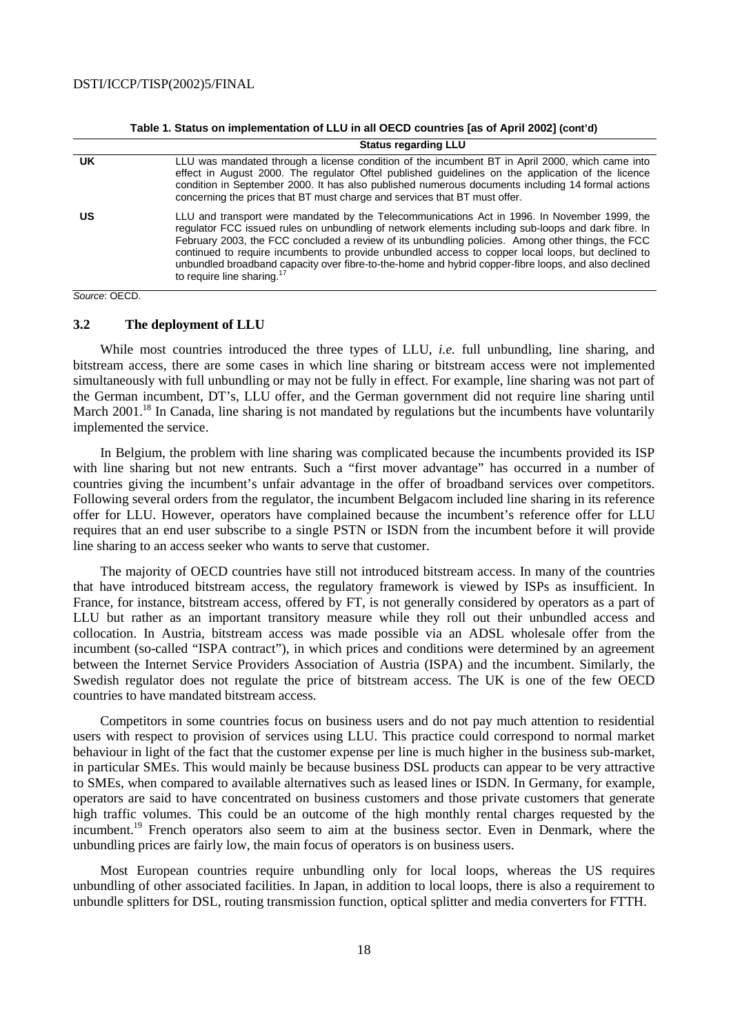**Table 1. Status on implementation of LLU in all OECD countries [as of April 2002] (cont'd)**

| | Status regarding LLU |
|---|---|
| UK | LLU was mandated through a license condition of the incumbent BT in April 2000, which came into effect in August 2000. The regulator Oftel published guidelines on the application of the licence condition in September 2000. It has also published numerous documents including 14 formal actions concerning the prices that BT must charge and services that BT must offer. |
| US | LLU and transport were mandated by the Telecommunications Act in 1996. In November 1999, the regulator FCC issued rules on unbundling of network elements including sub-loops and dark fibre. In February 2003, the FCC concluded a review of its unbundling policies. Among other things, the FCC continued to require incumbents to provide unbundled access to copper local loops, but declined to unbundled broadband capacity over fibre-to-the-home and hybrid copper-fibre loops, and also declined to require line sharing.[17] |

*Source*: OECD.

## 3.2 The deployment of LLU

While most countries introduced the three types of LLU, *i.e.* full unbundling, line sharing, and bitstream access, there are some cases in which line sharing or bitstream access were not implemented simultaneously with full unbundling or may not be fully in effect. For example, line sharing was not part of the German incumbent, DT's, LLU offer, and the German government did not require line sharing until March 2001.[18] In Canada, line sharing is not mandated by regulations but the incumbents have voluntarily implemented the service.

In Belgium, the problem with line sharing was complicated because the incumbents provided its ISP with line sharing but not new entrants. Such a "first mover advantage" has occurred in a number of countries giving the incumbent's unfair advantage in the offer of broadband services over competitors. Following several orders from the regulator, the incumbent Belgacom included line sharing in its reference offer for LLU. However, operators have complained because the incumbent's reference offer for LLU requires that an end user subscribe to a single PSTN or ISDN from the incumbent before it will provide line sharing to an access seeker who wants to serve that customer.

The majority of OECD countries have still not introduced bitstream access. In many of the countries that have introduced bitstream access, the regulatory framework is viewed by ISPs as insufficient. In France, for instance, bitstream access, offered by FT, is not generally considered by operators as a part of LLU but rather as an important transitory measure while they roll out their unbundled access and collocation. In Austria, bitstream access was made possible via an ADSL wholesale offer from the incumbent (so-called "ISPA contract"), in which prices and conditions were determined by an agreement between the Internet Service Providers Association of Austria (ISPA) and the incumbent. Similarly, the Swedish regulator does not regulate the price of bitstream access. The UK is one of the few OECD countries to have mandated bitstream access.

Competitors in some countries focus on business users and do not pay much attention to residential users with respect to provision of services using LLU. This practice could correspond to normal market behaviour in light of the fact that the customer expense per line is much higher in the business sub-market, in particular SMEs. This would mainly be because business DSL products can appear to be very attractive to SMEs, when compared to available alternatives such as leased lines or ISDN. In Germany, for example, operators are said to have concentrated on business customers and those private customers that generate high traffic volumes. This could be an outcome of the high monthly rental charges requested by the incumbent.[19] French operators also seem to aim at the business sector. Even in Denmark, where the unbundling prices are fairly low, the main focus of operators is on business users.

Most European countries require unbundling only for local loops, whereas the US requires unbundling of other associated facilities. In Japan, in addition to local loops, there is also a requirement to unbundle splitters for DSL, routing transmission function, optical splitter and media converters for FTTH.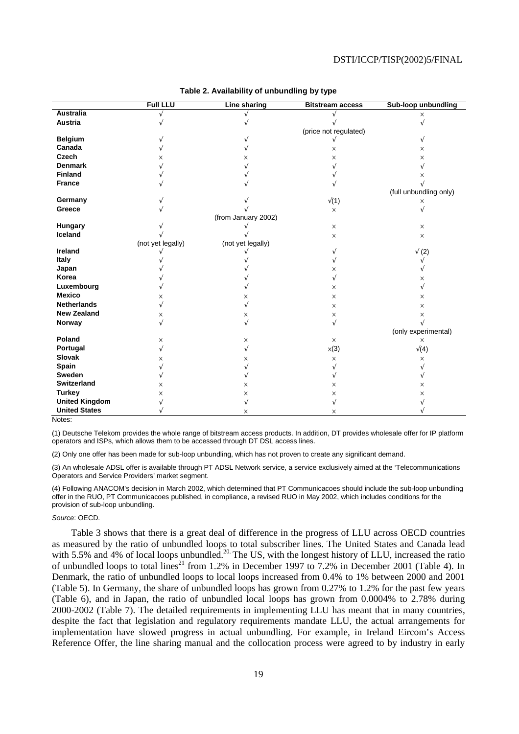**Table 2. Availability of unbundling by type**

| | Full LLU | Line sharing | Bitstream access | Sub-loop unbundling |
|---|---|---|---|---|
| **Australia** | √ | √ | √ | × |
| **Austria** | √ | √ | √ (price not regulated) | √ |
| **Belgium** | √ | √ | √ | √ |
| **Canada** | √ | √ | × | × |
| **Czech** | × | × | × | × |
| **Denmark** | √ | √ | √ | √ |
| **Finland** | √ | √ | √ | × |
| **France** | √ | √ | √ | √ (full unbundling only) |
| **Germany** | √ | √ | √(1) | × |
| **Greece** | √ | √ (from January 2002) | × | √ |
| **Hungary** | √ | √ | × | × |
| **Iceland** | √ (not yet legally) | √ (not yet legally) | × | × |
| **Ireland** | √ | √ | √ | √ (2) |
| **Italy** | √ | √ | √ | √ |
| **Japan** | √ | √ | × | √ |
| **Korea** | √ | √ | √ | × |
| **Luxembourg** | √ | √ | × | √ |
| **Mexico** | × | × | × | × |
| **Netherlands** | √ | √ | × | × |
| **New Zealand** | × | × | × | × |
| **Norway** | √ | √ | √ | √ (only experimental) |
| **Poland** | × | × | × | × |
| **Portugal** | √ | √ | ×(3) | √(4) |
| **Slovak** | × | × | × | × |
| **Spain** | √ | √ | √ | √ |
| **Sweden** | √ | √ | √ | √ |
| **Switzerland** | × | × | × | × |
| **Turkey** | × | × | × | × |
| **United Kingdom** | √ | √ | √ | √ |
| **United States** | √ | × | × | √ |

Notes:

(1) Deutsche Telekom provides the whole range of bitstream access products. In addition, DT provides wholesale offer for IP platform operators and ISPs, which allows them to be accessed through DT DSL access lines.

(2) Only one offer has been made for sub-loop unbundling, which has not proven to create any significant demand.

(3) An wholesale ADSL offer is available through PT ADSL Network service, a service exclusively aimed at the 'Telecommunications Operators and Service Providers' market segment.

(4) Following ANACOM's decision in March 2002, which determined that PT Communicacoes should include the sub-loop unbundling offer in the RUO, PT Communicacoes published, in compliance, a revised RUO in May 2002, which includes conditions for the provision of sub-loop unbundling.

*Source*: OECD.

Table 3 shows that there is a great deal of difference in the progress of LLU across OECD countries as measured by the ratio of unbundled loops to total subscriber lines. The United States and Canada lead with 5.5% and 4% of local loops unbundled.[20] The US, with the longest history of LLU, increased the ratio of unbundled loops to total lines[21] from 1.2% in December 1997 to 7.2% in December 2001 (Table 4). In Denmark, the ratio of unbundled loops to local loops increased from 0.4% to 1% between 2000 and 2001 (Table 5). In Germany, the share of unbundled loops has grown from 0.27% to 1.2% for the past few years (Table 6), and in Japan, the ratio of unbundled local loops has grown from 0.0004% to 2.78% during 2000-2002 (Table 7). The detailed requirements in implementing LLU has meant that in many countries, despite the fact that legislation and regulatory requirements mandate LLU, the actual arrangements for implementation have slowed progress in actual unbundling. For example, in Ireland Eircom's Access Reference Offer, the line sharing manual and the collocation process were agreed to by industry in early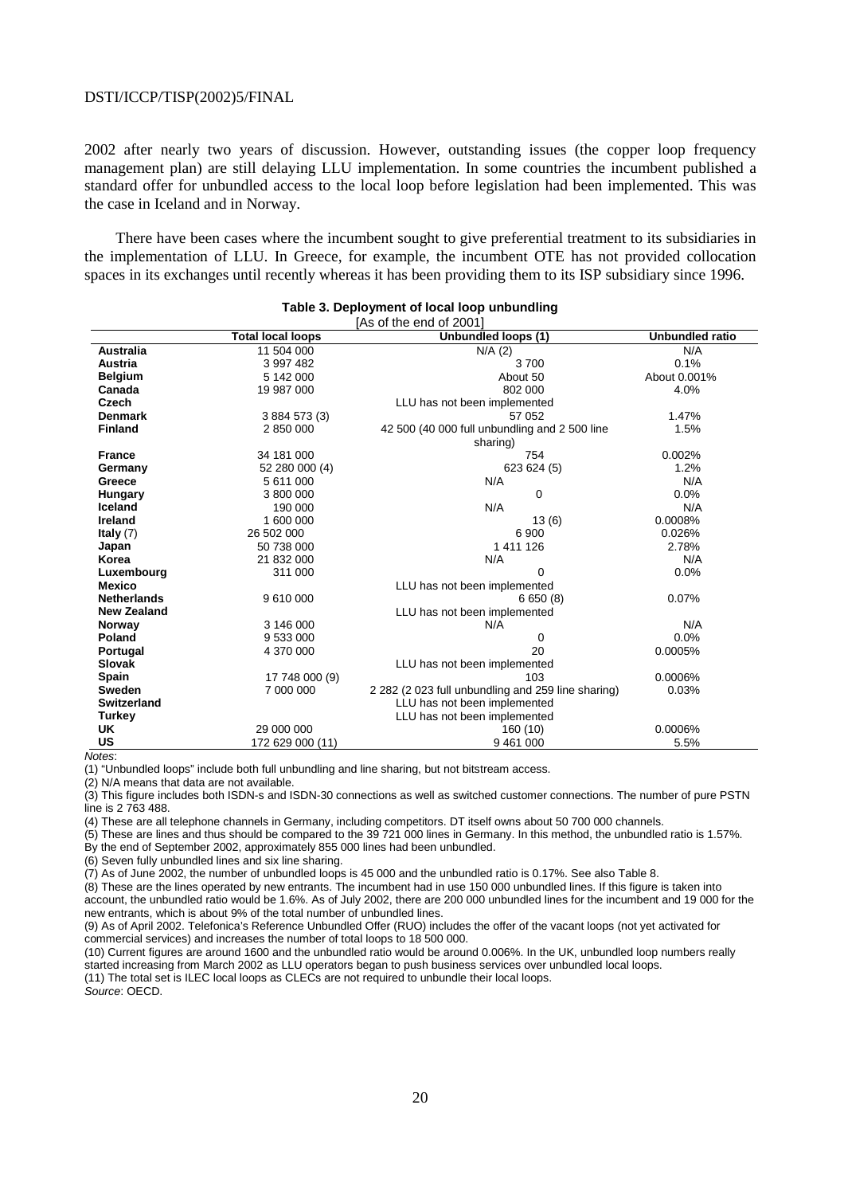2002 after nearly two years of discussion. However, outstanding issues (the copper loop frequency management plan) are still delaying LLU implementation. In some countries the incumbent published a standard offer for unbundled access to the local loop before legislation had been implemented. This was the case in Iceland and in Norway.

There have been cases where the incumbent sought to give preferential treatment to its subsidiaries in the implementation of LLU. In Greece, for example, the incumbent OTE has not provided collocation spaces in its exchanges until recently whereas it has been providing them to its ISP subsidiary since 1996.

**Table 3. Deployment of local loop unbundling**

[As of the end of 2001]

| | Total local loops | Unbundled loops (1) | Unbundled ratio |
|---|---|---|---|
| **Australia** | 11 504 000 | N/A (2) | N/A |
| **Austria** | 3 997 482 | 3 700 | 0.1% |
| **Belgium** | 5 142 000 | About 50 | About 0.001% |
| **Canada** | 19 987 000 | 802 000 | 4.0% |
| **Czech** | | LLU has not been implemented | |
| **Denmark** | 3 884 573 (3) | 57 052 | 1.47% |
| **Finland** | 2 850 000 | 42 500 (40 000 full unbundling and 2 500 line sharing) | 1.5% |
| **France** | 34 181 000 | 754 | 0.002% |
| **Germany** | 52 280 000 (4) | 623 624 (5) | 1.2% |
| **Greece** | 5 611 000 | N/A | N/A |
| **Hungary** | 3 800 000 | 0 | 0.0% |
| **Iceland** | 190 000 | N/A | N/A |
| **Ireland** | 1 600 000 | 13 (6) | 0.0008% |
| **Italy** (7) | 26 502 000 | 6 900 | 0.026% |
| **Japan** | 50 738 000 | 1 411 126 | 2.78% |
| **Korea** | 21 832 000 | N/A | N/A |
| **Luxembourg** | 311 000 | 0 | 0.0% |
| **Mexico** | | LLU has not been implemented | |
| **Netherlands** | 9 610 000 | 6 650 (8) | 0.07% |
| **New Zealand** | | LLU has not been implemented | |
| **Norway** | 3 146 000 | N/A | N/A |
| **Poland** | 9 533 000 | 0 | 0.0% |
| **Portugal** | 4 370 000 | 20 | 0.0005% |
| **Slovak** | | LLU has not been implemented | |
| **Spain** | 17 748 000 (9) | 103 | 0.0006% |
| **Sweden** | 7 000 000 | 2 282 (2 023 full unbundling and 259 line sharing) | 0.03% |
| **Switzerland** | | LLU has not been implemented | |
| **Turkey** | | LLU has not been implemented | |
| **UK** | 29 000 000 | 160 (10) | 0.0006% |
| **US** | 172 629 000 (11) | 9 461 000 | 5.5% |

*Notes*:

(1) "Unbundled loops" include both full unbundling and line sharing, but not bitstream access.

(2) N/A means that data are not available.

(3) This figure includes both ISDN-s and ISDN-30 connections as well as switched customer connections. The number of pure PSTN line is 2 763 488.

(4) These are all telephone channels in Germany, including competitors. DT itself owns about 50 700 000 channels.

(5) These are lines and thus should be compared to the 39 721 000 lines in Germany. In this method, the unbundled ratio is 1.57%. By the end of September 2002, approximately 855 000 lines had been unbundled.

(6) Seven fully unbundled lines and six line sharing.

(7) As of June 2002, the number of unbundled loops is 45 000 and the unbundled ratio is 0.17%. See also Table 8.

(8) These are the lines operated by new entrants. The incumbent had in use 150 000 unbundled lines. If this figure is taken into account, the unbundled ratio would be 1.6%. As of July 2002, there are 200 000 unbundled lines for the incumbent and 19 000 for the new entrants, which is about 9% of the total number of unbundled lines.

(9) As of April 2002. Telefonica's Reference Unbundled Offer (RUO) includes the offer of the vacant loops (not yet activated for commercial services) and increases the number of total loops to 18 500 000.

(10) Current figures are around 1600 and the unbundled ratio would be around 0.006%. In the UK, unbundled loop numbers really started increasing from March 2002 as LLU operators began to push business services over unbundled local loops.

(11) The total set is ILEC local loops as CLECs are not required to unbundle their local loops.

*Source*: OECD.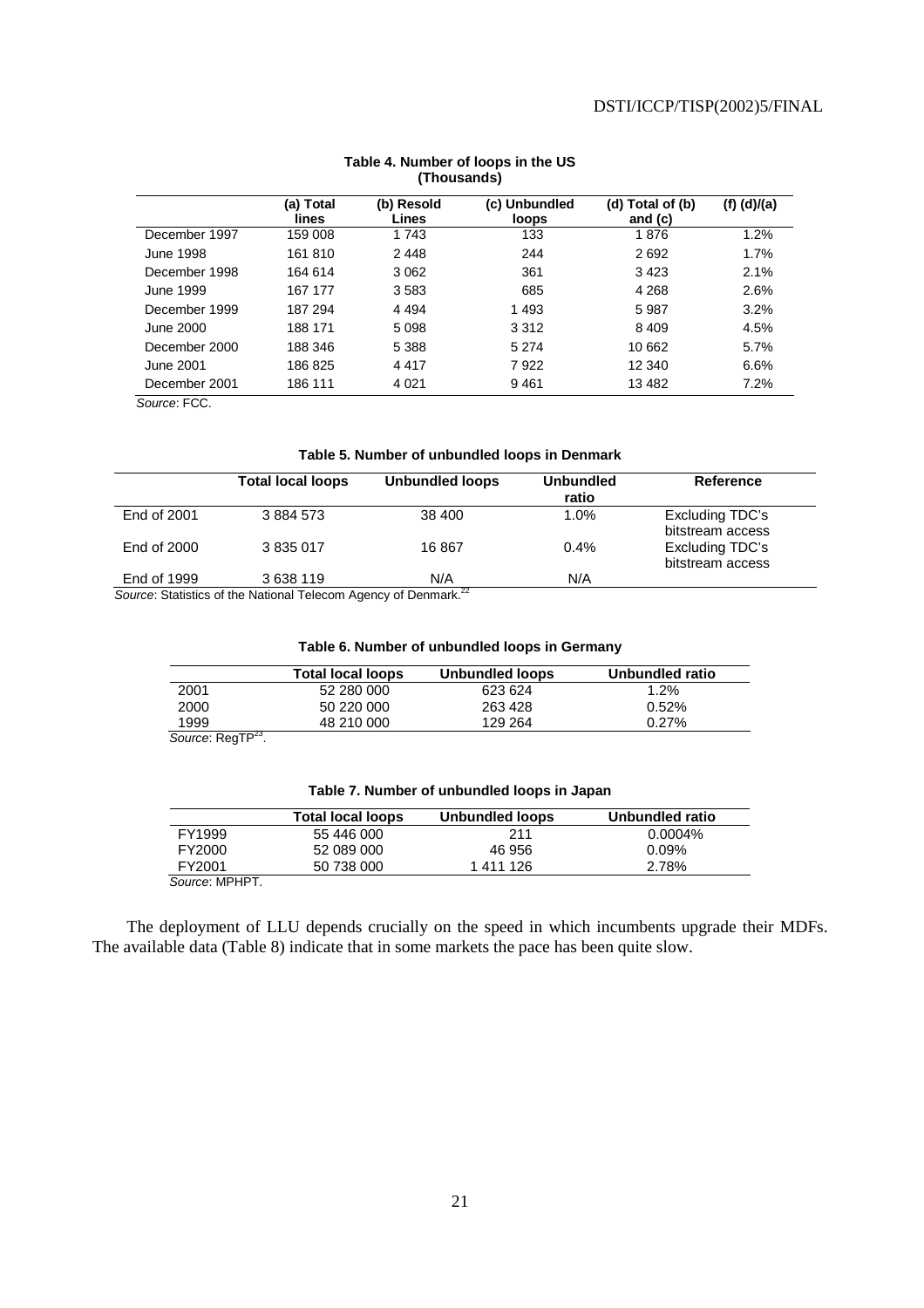**Table 4. Number of loops in the US (Thousands)**

| | (a) Total lines | (b) Resold Lines | (c) Unbundled loops | (d) Total of (b) and (c) | (f) (d)/(a) |
|---|---|---|---|---|---|
| December 1997 | 159 008 | 1 743 | 133 | 1 876 | 1.2% |
| June 1998 | 161 810 | 2 448 | 244 | 2 692 | 1.7% |
| December 1998 | 164 614 | 3 062 | 361 | 3 423 | 2.1% |
| June 1999 | 167 177 | 3 583 | 685 | 4 268 | 2.6% |
| December 1999 | 187 294 | 4 494 | 1 493 | 5 987 | 3.2% |
| June 2000 | 188 171 | 5 098 | 3 312 | 8 409 | 4.5% |
| December 2000 | 188 346 | 5 388 | 5 274 | 10 662 | 5.7% |
| June 2001 | 186 825 | 4 417 | 7 922 | 12 340 | 6.6% |
| December 2001 | 186 111 | 4 021 | 9 461 | 13 482 | 7.2% |

*Source*: FCC.

**Table 5. Number of unbundled loops in Denmark**

| | Total local loops | Unbundled loops | Unbundled ratio | Reference |
|---|---|---|---|---|
| End of 2001 | 3 884 573 | 38 400 | 1.0% | Excluding TDC's bitstream access |
| End of 2000 | 3 835 017 | 16 867 | 0.4% | Excluding TDC's bitstream access |
| End of 1999 | 3 638 119 | N/A | N/A | |

*Source*: Statistics of the National Telecom Agency of Denmark.[22]

**Table 6. Number of unbundled loops in Germany**

| | Total local loops | Unbundled loops | Unbundled ratio |
|---|---|---|---|
| 2001 | 52 280 000 | 623 624 | 1.2% |
| 2000 | 50 220 000 | 263 428 | 0.52% |
| 1999 | 48 210 000 | 129 264 | 0.27% |

*Source*: RegTP[23].

**Table 7. Number of unbundled loops in Japan**

| | Total local loops | Unbundled loops | Unbundled ratio |
|---|---|---|---|
| FY1999 | 55 446 000 | 211 | 0.0004% |
| FY2000 | 52 089 000 | 46 956 | 0.09% |
| FY2001 | 50 738 000 | 1 411 126 | 2.78% |

*Source*: MPHPT.

The deployment of LLU depends crucially on the speed in which incumbents upgrade their MDFs. The available data (Table 8) indicate that in some markets the pace has been quite slow.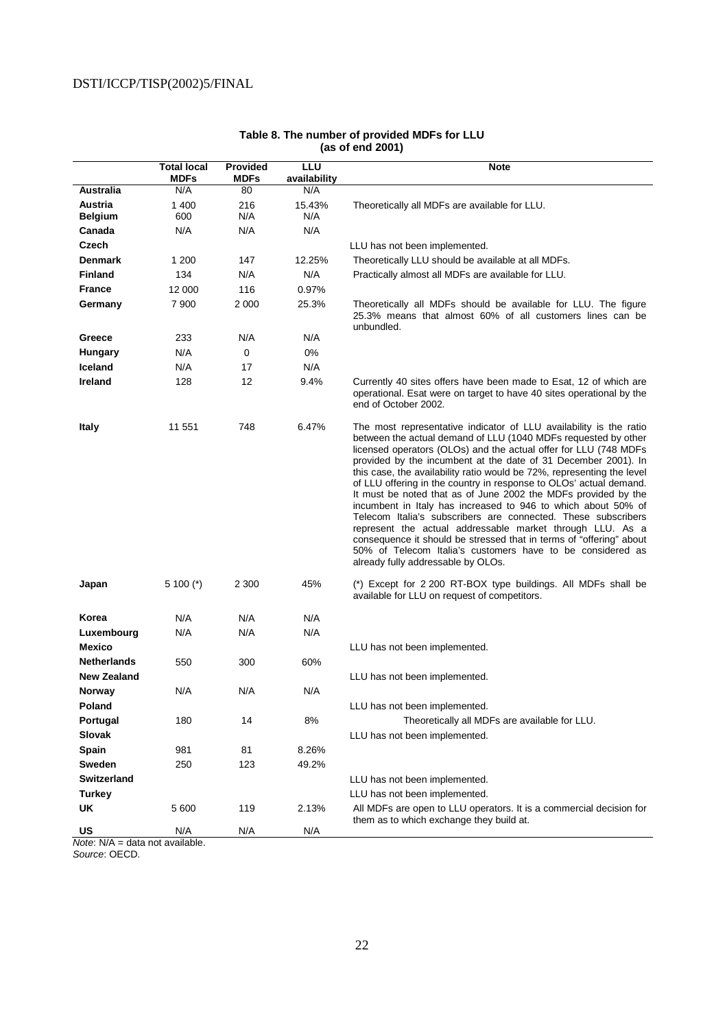**Table 8. The number of provided MDFs for LLU (as of end 2001)**

| | Total local MDFs | Provided MDFs | LLU availability | Note |
|---|---|---|---|---|
| **Australia** | N/A | 80 | N/A | |
| **Austria** | 1 400 | 216 | 15.43% | Theoretically all MDFs are available for LLU. |
| **Belgium** | 600 | N/A | N/A | |
| **Canada** | N/A | N/A | N/A | |
| **Czech** | | | | LLU has not been implemented. |
| **Denmark** | 1 200 | 147 | 12.25% | Theoretically LLU should be available at all MDFs. |
| **Finland** | 134 | N/A | N/A | Practically almost all MDFs are available for LLU. |
| **France** | 12 000 | 116 | 0.97% | |
| **Germany** | 7 900 | 2 000 | 25.3% | Theoretically all MDFs should be available for LLU. The figure 25.3% means that almost 60% of all customers lines can be unbundled. |
| **Greece** | 233 | N/A | N/A | |
| **Hungary** | N/A | 0 | 0% | |
| **Iceland** | N/A | 17 | N/A | |
| **Ireland** | 128 | 12 | 9.4% | Currently 40 sites offers have been made to Esat, 12 of which are operational. Esat were on target to have 40 sites operational by the end of October 2002. |
| **Italy** | 11 551 | 748 | 6.47% | The most representative indicator of LLU availability is the ratio between the actual demand of LLU (1040 MDFs requested by other licensed operators (OLOs) and the actual offer for LLU (748 MDFs provided by the incumbent at the date of 31 December 2001). In this case, the availability ratio would be 72%, representing the level of LLU offering in the country in response to OLOs' actual demand. It must be noted that as of June 2002 the MDFs provided by the incumbent in Italy has increased to 946 to which about 50% of Telecom Italia's subscribers are connected. These subscribers represent the actual addressable market through LLU. As a consequence it should be stressed that in terms of "offering" about 50% of Telecom Italia's customers have to be considered as already fully addressable by OLOs. |
| **Japan** | 5 100 (*) | 2 300 | 45% | (*) Except for 2 200 RT-BOX type buildings. All MDFs shall be available for LLU on request of competitors. |
| **Korea** | N/A | N/A | N/A | |
| **Luxembourg** | N/A | N/A | N/A | |
| **Mexico** | | | | LLU has not been implemented. |
| **Netherlands** | 550 | 300 | 60% | |
| **New Zealand** | | | | LLU has not been implemented. |
| **Norway** | N/A | N/A | N/A | |
| **Poland** | | | | LLU has not been implemented. |
| **Portugal** | 180 | 14 | 8% | Theoretically all MDFs are available for LLU. |
| **Slovak** | | | | LLU has not been implemented. |
| **Spain** | 981 | 81 | 8.26% | |
| **Sweden** | 250 | 123 | 49.2% | |
| **Switzerland** | | | | LLU has not been implemented. |
| **Turkey** | | | | LLU has not been implemented. |
| **UK** | 5 600 | 119 | 2.13% | All MDFs are open to LLU operators. It is a commercial decision for them as to which exchange they build at. |
| **US** | N/A | N/A | N/A | |

*Note*: N/A = data not available.
*Source*: OECD.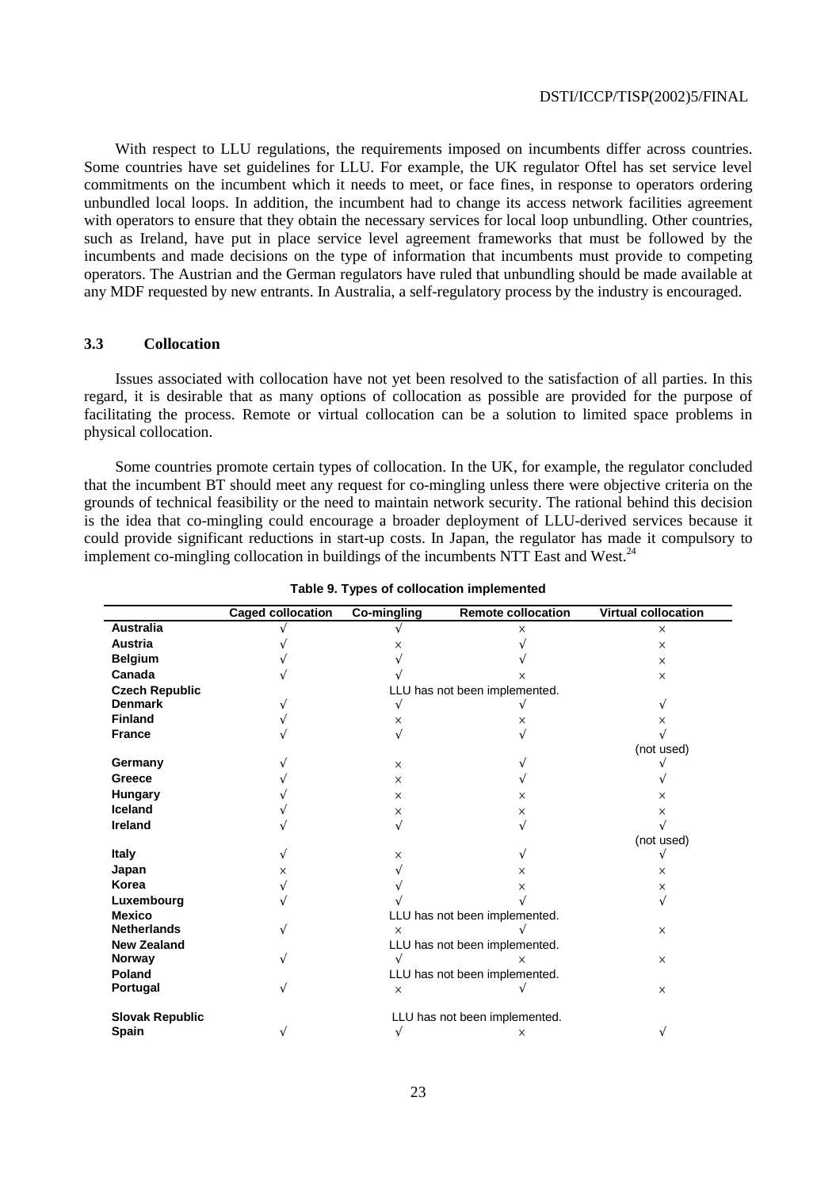With respect to LLU regulations, the requirements imposed on incumbents differ across countries. Some countries have set guidelines for LLU. For example, the UK regulator Oftel has set service level commitments on the incumbent which it needs to meet, or face fines, in response to operators ordering unbundled local loops. In addition, the incumbent had to change its access network facilities agreement with operators to ensure that they obtain the necessary services for local loop unbundling. Other countries, such as Ireland, have put in place service level agreement frameworks that must be followed by the incumbents and made decisions on the type of information that incumbents must provide to competing operators. The Austrian and the German regulators have ruled that unbundling should be made available at any MDF requested by new entrants. In Australia, a self-regulatory process by the industry is encouraged.

### 3.3 Collocation

Issues associated with collocation have not yet been resolved to the satisfaction of all parties. In this regard, it is desirable that as many options of collocation as possible are provided for the purpose of facilitating the process. Remote or virtual collocation can be a solution to limited space problems in physical collocation.

Some countries promote certain types of collocation. In the UK, for example, the regulator concluded that the incumbent BT should meet any request for co-mingling unless there were objective criteria on the grounds of technical feasibility or the need to maintain network security. The rational behind this decision is the idea that co-mingling could encourage a broader deployment of LLU-derived services because it could provide significant reductions in start-up costs. In Japan, the regulator has made it compulsory to implement co-mingling collocation in buildings of the incumbents NTT East and West.[24]

**Table 9. Types of collocation implemented**

| | Caged collocation | Co-mingling | Remote collocation | Virtual collocation |
|---|---|---|---|---|
| **Australia** | √ | √ | × | × |
| **Austria** | √ | × | √ | × |
| **Belgium** | √ | √ | √ | × |
| **Canada** | √ | √ | × | × |
| **Czech Republic** | LLU has not been implemented. | | | |
| **Denmark** | √ | √ | √ | √ |
| **Finland** | √ | × | × | × |
| **France** | √ | √ | √ | √ (not used) |
| **Germany** | √ | × | √ | √ |
| **Greece** | √ | × | √ | √ |
| **Hungary** | √ | × | × | × |
| **Iceland** | √ | × | × | × |
| **Ireland** | √ | √ | √ | √ (not used) |
| **Italy** | √ | × | √ | √ |
| **Japan** | × | √ | × | × |
| **Korea** | √ | √ | × | × |
| **Luxembourg** | √ | √ | √ | √ |
| **Mexico** | LLU has not been implemented. | | | |
| **Netherlands** | √ | × | √ | × |
| **New Zealand** | LLU has not been implemented. | | | |
| **Norway** | √ | √ | × | × |
| **Poland** | LLU has not been implemented. | | | |
| **Portugal** | √ | × | √ | × |
| **Slovak Republic** | LLU has not been implemented. | | | |
| **Spain** | √ | √ | × | √ |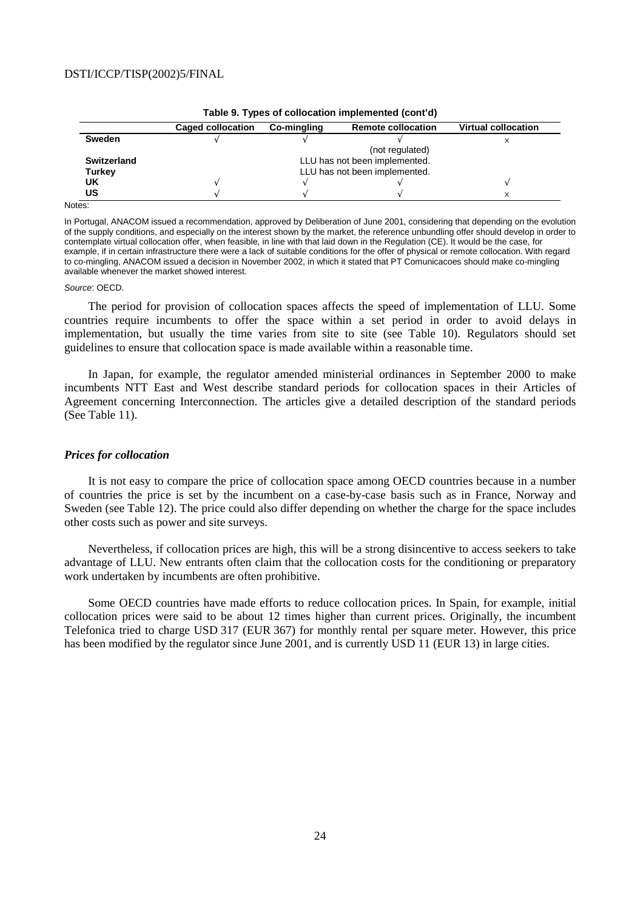**Table 9. Types of collocation implemented (cont'd)**

| | Caged collocation | Co-mingling | Remote collocation | Virtual collocation |
|---|---|---|---|---|
| **Sweden** | √ | √ | √ (not regulated) | × |
| **Switzerland** | LLU has not been implemented. | | | |
| **Turkey** | LLU has not been implemented. | | | |
| **UK** | √ | √ | √ | √ |
| **US** | √ | √ | √ | × |

Notes:

In Portugal, ANACOM issued a recommendation, approved by Deliberation of June 2001, considering that depending on the evolution of the supply conditions, and especially on the interest shown by the market, the reference unbundling offer should develop in order to contemplate virtual collocation offer, when feasible, in line with that laid down in the Regulation (CE). It would be the case, for example, if in certain infrastructure there were a lack of suitable conditions for the offer of physical or remote collocation. With regard to co-mingling, ANACOM issued a decision in November 2002, in which it stated that PT Comunicacoes should make co-mingling available whenever the market showed interest.

*Source*: OECD.

The period for provision of collocation spaces affects the speed of implementation of LLU. Some countries require incumbents to offer the space within a set period in order to avoid delays in implementation, but usually the time varies from site to site (see Table 10). Regulators should set guidelines to ensure that collocation space is made available within a reasonable time.

In Japan, for example, the regulator amended ministerial ordinances in September 2000 to make incumbents NTT East and West describe standard periods for collocation spaces in their Articles of Agreement concerning Interconnection. The articles give a detailed description of the standard periods (See Table 11).

### *Prices for collocation*

It is not easy to compare the price of collocation space among OECD countries because in a number of countries the price is set by the incumbent on a case-by-case basis such as in France, Norway and Sweden (see Table 12). The price could also differ depending on whether the charge for the space includes other costs such as power and site surveys.

Nevertheless, if collocation prices are high, this will be a strong disincentive to access seekers to take advantage of LLU. New entrants often claim that the collocation costs for the conditioning or preparatory work undertaken by incumbents are often prohibitive.

Some OECD countries have made efforts to reduce collocation prices. In Spain, for example, initial collocation prices were said to be about 12 times higher than current prices. Originally, the incumbent Telefonica tried to charge USD 317 (EUR 367) for monthly rental per square meter. However, this price has been modified by the regulator since June 2001, and is currently USD 11 (EUR 13) in large cities.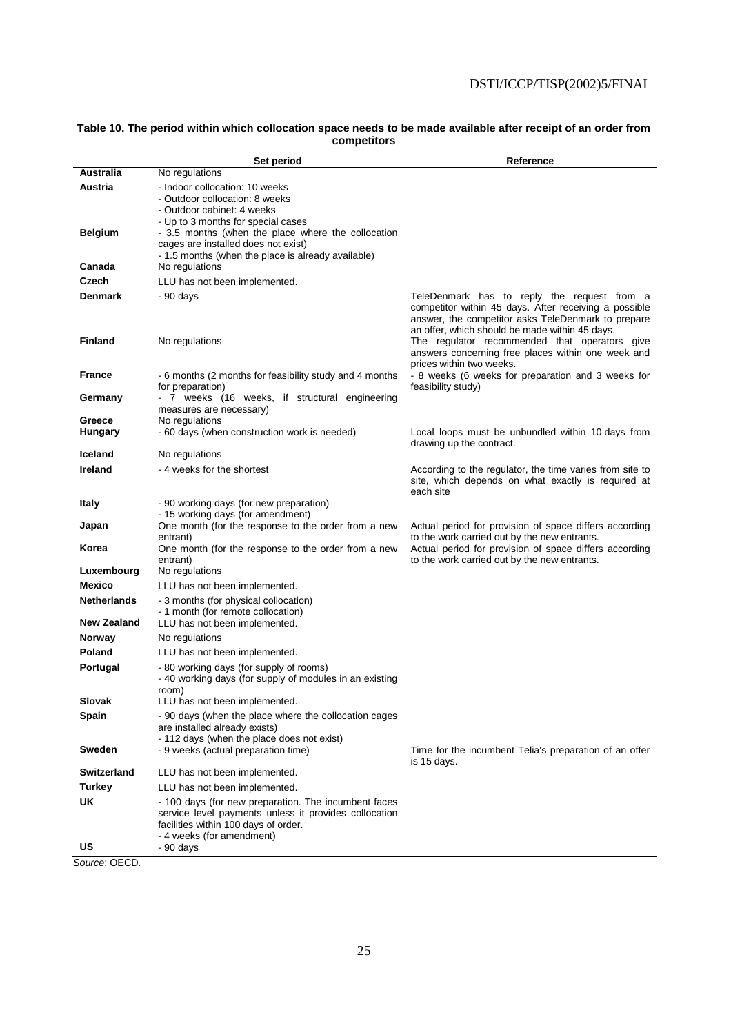**Table 10. The period within which collocation space needs to be made available after receipt of an order from competitors**

| | Set period | Reference |
|---|---|---|
| **Australia** | No regulations | |
| **Austria** | - Indoor collocation: 10 weeks<br>- Outdoor collocation: 8 weeks<br>- Outdoor cabinet: 4 weeks<br>- Up to 3 months for special cases | |
| **Belgium** | - 3.5 months (when the place where the collocation cages are installed does not exist)<br>- 1.5 months (when the place is already available) | |
| **Canada** | No regulations | |
| **Czech** | LLU has not been implemented. | |
| **Denmark** | - 90 days | TeleDenmark has to reply the request from a competitor within 45 days. After receiving a possible answer, the competitor asks TeleDenmark to prepare an offer, which should be made within 45 days. |
| **Finland** | No regulations | The regulator recommended that operators give answers concerning free places within one week and prices within two weeks. |
| **France** | - 6 months (2 months for feasibility study and 4 months for preparation) | - 8 weeks (6 weeks for preparation and 3 weeks for feasibility study) |
| **Germany** | - 7 weeks (16 weeks, if structural engineering measures are necessary) | |
| **Greece** | No regulations | |
| **Hungary** | - 60 days (when construction work is needed) | Local loops must be unbundled within 10 days from drawing up the contract. |
| **Iceland** | No regulations | |
| **Ireland** | - 4 weeks for the shortest | According to the regulator, the time varies from site to site, which depends on what exactly is required at each site |
| **Italy** | - 90 working days (for new preparation)<br>- 15 working days (for amendment) | |
| **Japan** | One month (for the response to the order from a new entrant) | Actual period for provision of space differs according to the work carried out by the new entrants. |
| **Korea** | One month (for the response to the order from a new entrant) | Actual period for provision of space differs according to the work carried out by the new entrants. |
| **Luxembourg** | No regulations | |
| **Mexico** | LLU has not been implemented. | |
| **Netherlands** | - 3 months (for physical collocation)<br>- 1 month (for remote collocation) | |
| **New Zealand** | LLU has not been implemented. | |
| **Norway** | No regulations | |
| **Poland** | LLU has not been implemented. | |
| **Portugal** | - 80 working days (for supply of rooms)<br>- 40 working days (for supply of modules in an existing room) | |
| **Slovak** | LLU has not been implemented. | |
| **Spain** | - 90 days (when the place where the collocation cages are installed already exists)<br>- 112 days (when the place does not exist) | |
| **Sweden** | - 9 weeks (actual preparation time) | Time for the incumbent Telia's preparation of an offer is 15 days. |
| **Switzerland** | LLU has not been implemented. | |
| **Turkey** | LLU has not been implemented. | |
| **UK** | - 100 days (for new preparation. The incumbent faces service level payments unless it provides collocation facilities within 100 days of order.<br>- 4 weeks (for amendment) | |
| **US** | - 90 days | |

*Source*: OECD.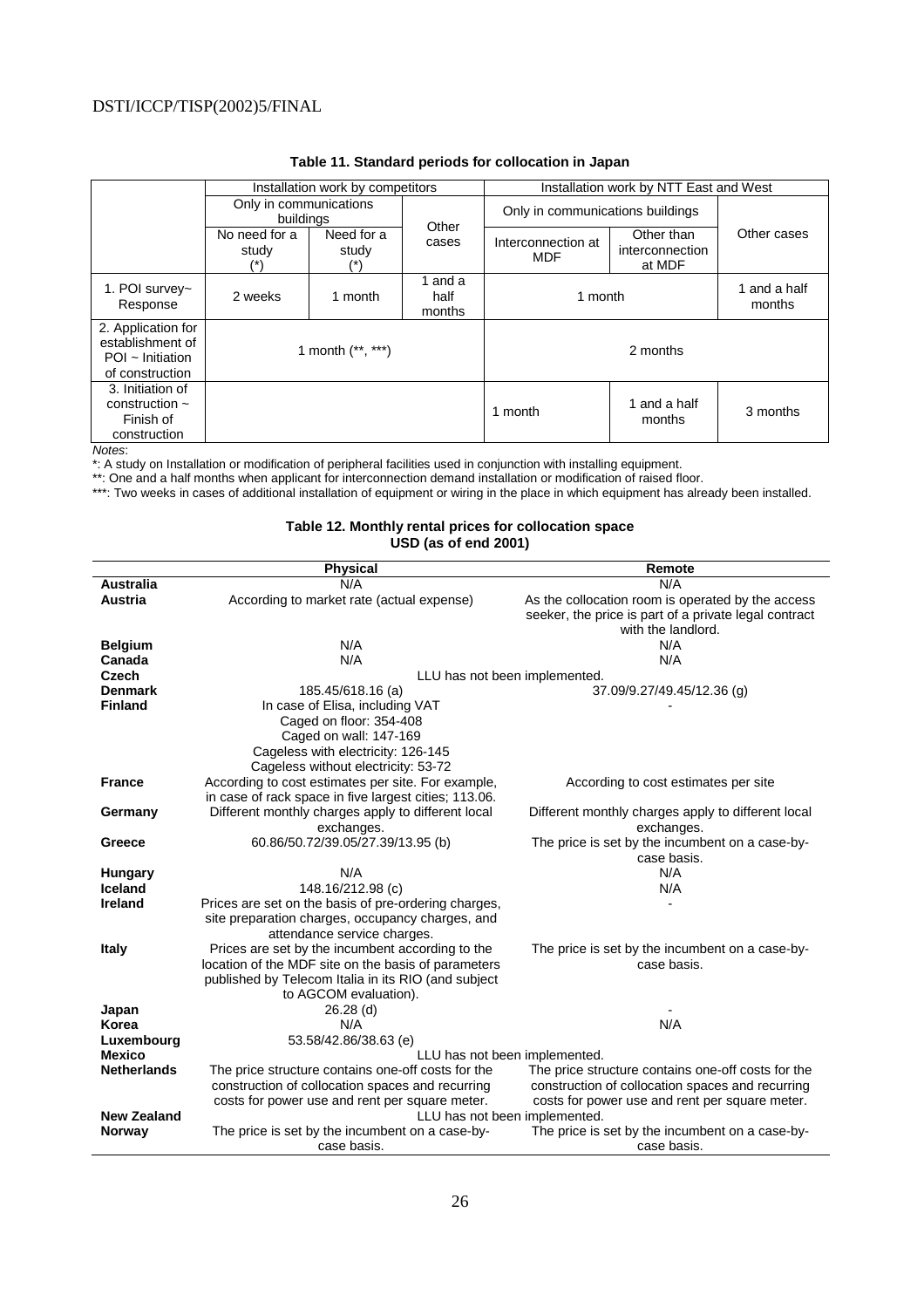**Table 11. Standard periods for collocation in Japan**

| | Installation work by competitors | | | Installation work by NTT East and West | | |
|---|---|---|---|---|---|---|
| | Only in communications buildings | | Other cases | Only in communications buildings | | Other cases |
| | No need for a study (*) | Need for a study (*) | | Interconnection at MDF | Other than interconnection at MDF | |
| 1. POI survey~ Response | 2 weeks | 1 month | 1 and a half months | 1 month | | 1 and a half months |
| 2. Application for establishment of POI ~ Initiation of construction | 1 month (**, ***) | | | 2 months | | |
| 3. Initiation of construction ~ Finish of construction | | | | 1 month | 1 and a half months | 3 months |

*Notes*:

*: A study on Installation or modification of peripheral facilities used in conjunction with installing equipment.

**: One and a half months when applicant for interconnection demand installation or modification of raised floor.

***: Two weeks in cases of additional installation of equipment or wiring in the place in which equipment has already been installed.

**Table 12. Monthly rental prices for collocation space**
**USD (as of end 2001)**

| | Physical | Remote |
|---|---|---|
| **Australia** | N/A | N/A |
| **Austria** | According to market rate (actual expense) | As the collocation room is operated by the access seeker, the price is part of a private legal contract with the landlord. |
| **Belgium** | N/A | N/A |
| **Canada** | N/A | N/A |
| **Czech** | LLU has not been implemented. | |
| **Denmark** | 185.45/618.16 (a) | 37.09/9.27/49.45/12.36 (g) |
| **Finland** | In case of Elisa, including VAT<br>Caged on floor: 354-408<br>Caged on wall: 147-169<br>Cageless with electricity: 126-145<br>Cageless without electricity: 53-72 | - |
| **France** | According to cost estimates per site. For example, in case of rack space in five largest cities; 113.06. | According to cost estimates per site |
| **Germany** | Different monthly charges apply to different local exchanges. | Different monthly charges apply to different local exchanges. |
| **Greece** | 60.86/50.72/39.05/27.39/13.95 (b) | The price is set by the incumbent on a case-by-case basis. |
| **Hungary** | N/A | N/A |
| **Iceland** | 148.16/212.98 (c) | N/A |
| **Ireland** | Prices are set on the basis of pre-ordering charges, site preparation charges, occupancy charges, and attendance service charges. | - |
| **Italy** | Prices are set by the incumbent according to the location of the MDF site on the basis of parameters published by Telecom Italia in its RIO (and subject to AGCOM evaluation). | The price is set by the incumbent on a case-by-case basis. |
| **Japan** | 26.28 (d) | - |
| **Korea** | N/A | N/A |
| **Luxembourg** | 53.58/42.86/38.63 (e) | |
| **Mexico** | LLU has not been implemented. | |
| **Netherlands** | The price structure contains one-off costs for the construction of collocation spaces and recurring costs for power use and rent per square meter. | The price structure contains one-off costs for the construction of collocation spaces and recurring costs for power use and rent per square meter. |
| **New Zealand** | LLU has not been implemented. | |
| **Norway** | The price is set by the incumbent on a case-by-case basis. | The price is set by the incumbent on a case-by-case basis. |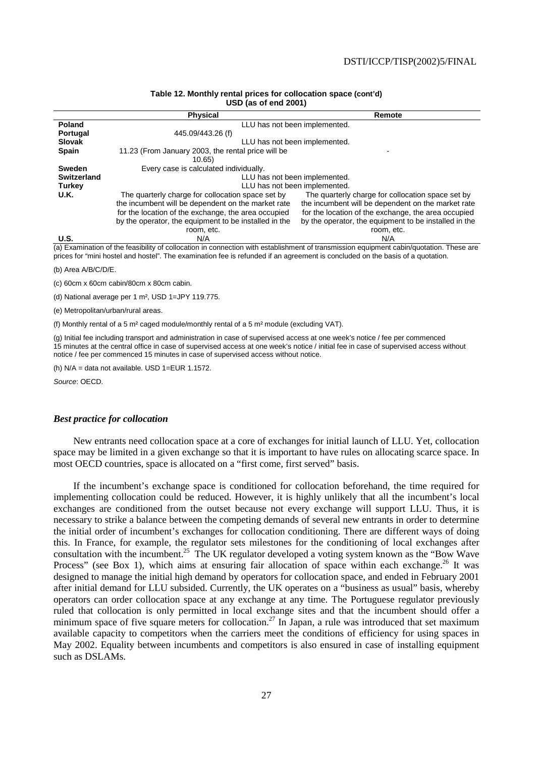**Table 12. Monthly rental prices for collocation space (cont'd)**
**USD (as of end 2001)**

| | Physical | Remote |
|---|---|---|
| **Poland** | LLU has not been implemented. | |
| **Portugal** | 445.09/443.26 (f) | |
| **Slovak** | LLU has not been implemented. | |
| **Spain** | 11.23 (From January 2003, the rental price will be 10.65) | - |
| **Sweden** | Every case is calculated individually. | |
| **Switzerland** | LLU has not been implemented. | |
| **Turkey** | LLU has not been implemented. | |
| **U.K.** | The quarterly charge for collocation space set by the incumbent will be dependent on the market rate for the location of the exchange, the area occupied by the operator, the equipment to be installed in the room, etc. | The quarterly charge for collocation space set by the incumbent will be dependent on the market rate for the location of the exchange, the area occupied by the operator, the equipment to be installed in the room, etc. |
| **U.S.** | N/A | N/A |

(a) Examination of the feasibility of collocation in connection with establishment of transmission equipment cabin/quotation. These are prices for "mini hostel and hostel". The examination fee is refunded if an agreement is concluded on the basis of a quotation.

(b) Area A/B/C/D/E.

(c) 60cm x 60cm cabin/80cm x 80cm cabin.

(d) National average per 1 m², USD 1=JPY 119.775.

(e) Metropolitan/urban/rural areas.

(f) Monthly rental of a 5 m² caged module/monthly rental of a 5 m² module (excluding VAT).

(g) Initial fee including transport and administration in case of supervised access at one week's notice / fee per commenced 15 minutes at the central office in case of supervised access at one week's notice / initial fee in case of supervised access without notice / fee per commenced 15 minutes in case of supervised access without notice.

(h) N/A = data not available. USD 1=EUR 1.1572.

*Source*: OECD.

### *Best practice for collocation*

New entrants need collocation space at a core of exchanges for initial launch of LLU. Yet, collocation space may be limited in a given exchange so that it is important to have rules on allocating scarce space. In most OECD countries, space is allocated on a "first come, first served" basis.

If the incumbent's exchange space is conditioned for collocation beforehand, the time required for implementing collocation could be reduced. However, it is highly unlikely that all the incumbent's local exchanges are conditioned from the outset because not every exchange will support LLU. Thus, it is necessary to strike a balance between the competing demands of several new entrants in order to determine the initial order of incumbent's exchanges for collocation conditioning. There are different ways of doing this. In France, for example, the regulator sets milestones for the conditioning of local exchanges after consultation with the incumbent.[25] The UK regulator developed a voting system known as the "Bow Wave Process" (see Box 1), which aims at ensuring fair allocation of space within each exchange.[26] It was designed to manage the initial high demand by operators for collocation space, and ended in February 2001 after initial demand for LLU subsided. Currently, the UK operates on a "business as usual" basis, whereby operators can order collocation space at any exchange at any time. The Portuguese regulator previously ruled that collocation is only permitted in local exchange sites and that the incumbent should offer a minimum space of five square meters for collocation.[27] In Japan, a rule was introduced that set maximum available capacity to competitors when the carriers meet the conditions of efficiency for using spaces in May 2002. Equality between incumbents and competitors is also ensured in case of installing equipment such as DSLAMs.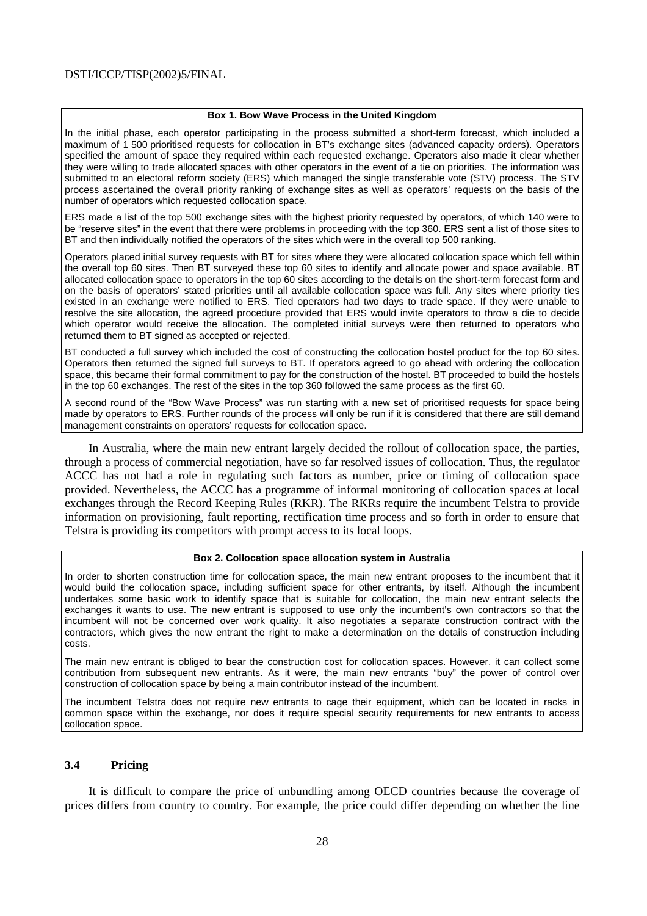**Box 1. Bow Wave Process in the United Kingdom**

In the initial phase, each operator participating in the process submitted a short-term forecast, which included a maximum of 1 500 prioritised requests for collocation in BT's exchange sites (advanced capacity orders). Operators specified the amount of space they required within each requested exchange. Operators also made it clear whether they were willing to trade allocated spaces with other operators in the event of a tie on priorities. The information was submitted to an electoral reform society (ERS) which managed the single transferable vote (STV) process. The STV process ascertained the overall priority ranking of exchange sites as well as operators' requests on the basis of the number of operators which requested collocation space.

ERS made a list of the top 500 exchange sites with the highest priority requested by operators, of which 140 were to be "reserve sites" in the event that there were problems in proceeding with the top 360. ERS sent a list of those sites to BT and then individually notified the operators of the sites which were in the overall top 500 ranking.

Operators placed initial survey requests with BT for sites where they were allocated collocation space which fell within the overall top 60 sites. Then BT surveyed these top 60 sites to identify and allocate power and space available. BT allocated collocation space to operators in the top 60 sites according to the details on the short-term forecast form and on the basis of operators' stated priorities until all available collocation space was full. Any sites where priority ties existed in an exchange were notified to ERS. Tied operators had two days to trade space. If they were unable to resolve the site allocation, the agreed procedure provided that ERS would invite operators to throw a die to decide which operator would receive the allocation. The completed initial surveys were then returned to operators who returned them to BT signed as accepted or rejected.

BT conducted a full survey which included the cost of constructing the collocation hostel product for the top 60 sites. Operators then returned the signed full surveys to BT. If operators agreed to go ahead with ordering the collocation space, this became their formal commitment to pay for the construction of the hostel. BT proceeded to build the hostels in the top 60 exchanges. The rest of the sites in the top 360 followed the same process as the first 60.

A second round of the "Bow Wave Process" was run starting with a new set of prioritised requests for space being made by operators to ERS. Further rounds of the process will only be run if it is considered that there are still demand management constraints on operators' requests for collocation space.

In Australia, where the main new entrant largely decided the rollout of collocation space, the parties, through a process of commercial negotiation, have so far resolved issues of collocation. Thus, the regulator ACCC has not had a role in regulating such factors as number, price or timing of collocation space provided. Nevertheless, the ACCC has a programme of informal monitoring of collocation spaces at local exchanges through the Record Keeping Rules (RKR). The RKRs require the incumbent Telstra to provide information on provisioning, fault reporting, rectification time process and so forth in order to ensure that Telstra is providing its competitors with prompt access to its local loops.

**Box 2. Collocation space allocation system in Australia**

In order to shorten construction time for collocation space, the main new entrant proposes to the incumbent that it would build the collocation space, including sufficient space for other entrants, by itself. Although the incumbent undertakes some basic work to identify space that is suitable for collocation, the main new entrant selects the exchanges it wants to use. The new entrant is supposed to use only the incumbent's own contractors so that the incumbent will not be concerned over work quality. It also negotiates a separate construction contract with the contractors, which gives the new entrant the right to make a determination on the details of construction including costs.

The main new entrant is obliged to bear the construction cost for collocation spaces. However, it can collect some contribution from subsequent new entrants. As it were, the main new entrants "buy" the power of control over construction of collocation space by being a main contributor instead of the incumbent.

The incumbent Telstra does not require new entrants to cage their equipment, which can be located in racks in common space within the exchange, nor does it require special security requirements for new entrants to access collocation space.

### 3.4 Pricing

It is difficult to compare the price of unbundling among OECD countries because the coverage of prices differs from country to country. For example, the price could differ depending on whether the line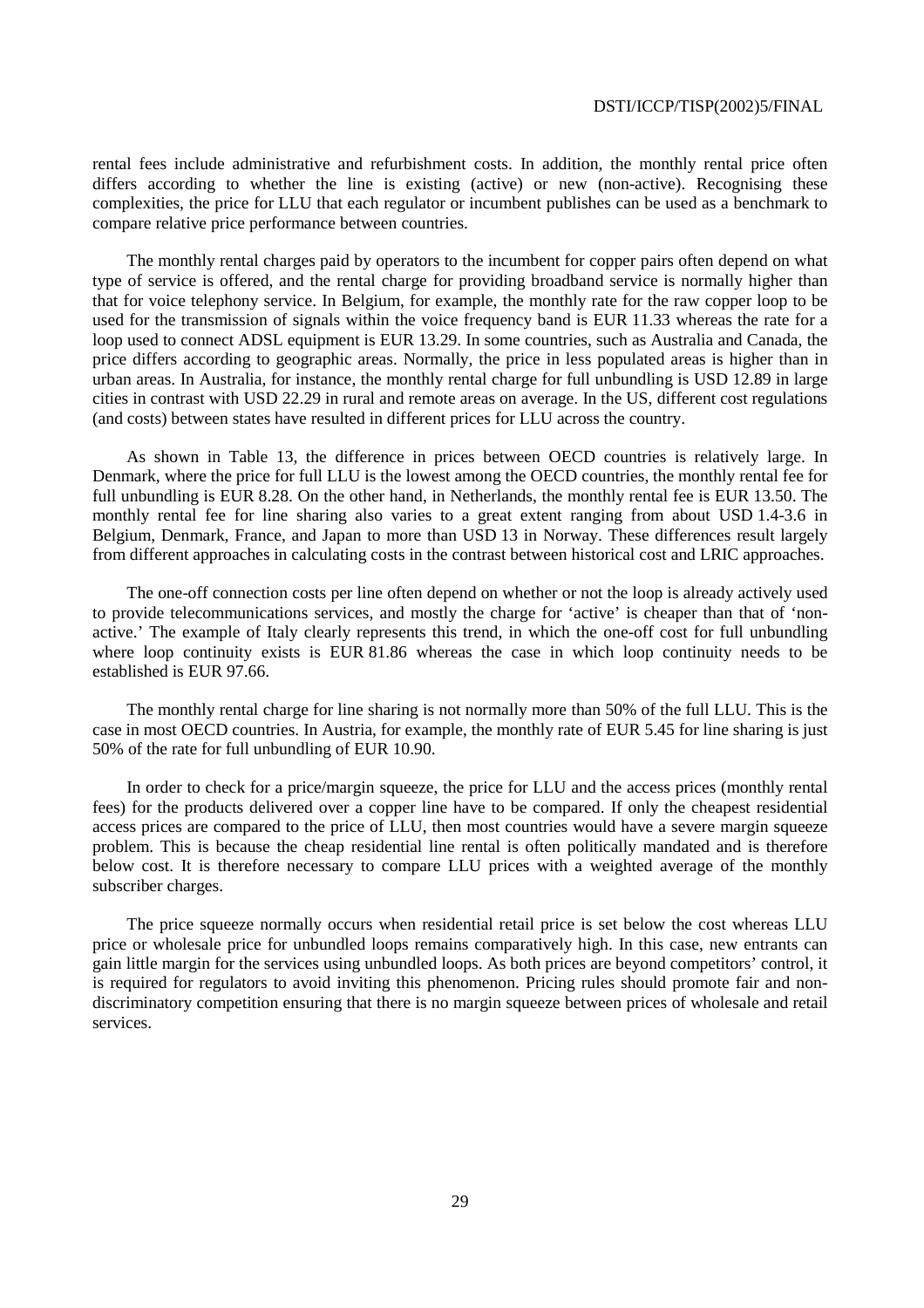rental fees include administrative and refurbishment costs. In addition, the monthly rental price often differs according to whether the line is existing (active) or new (non-active). Recognising these complexities, the price for LLU that each regulator or incumbent publishes can be used as a benchmark to compare relative price performance between countries.

The monthly rental charges paid by operators to the incumbent for copper pairs often depend on what type of service is offered, and the rental charge for providing broadband service is normally higher than that for voice telephony service. In Belgium, for example, the monthly rate for the raw copper loop to be used for the transmission of signals within the voice frequency band is EUR 11.33 whereas the rate for a loop used to connect ADSL equipment is EUR 13.29. In some countries, such as Australia and Canada, the price differs according to geographic areas. Normally, the price in less populated areas is higher than in urban areas. In Australia, for instance, the monthly rental charge for full unbundling is USD 12.89 in large cities in contrast with USD 22.29 in rural and remote areas on average. In the US, different cost regulations (and costs) between states have resulted in different prices for LLU across the country.

As shown in Table 13, the difference in prices between OECD countries is relatively large. In Denmark, where the price for full LLU is the lowest among the OECD countries, the monthly rental fee for full unbundling is EUR 8.28. On the other hand, in Netherlands, the monthly rental fee is EUR 13.50. The monthly rental fee for line sharing also varies to a great extent ranging from about USD 1.4-3.6 in Belgium, Denmark, France, and Japan to more than USD 13 in Norway. These differences result largely from different approaches in calculating costs in the contrast between historical cost and LRIC approaches.

The one-off connection costs per line often depend on whether or not the loop is already actively used to provide telecommunications services, and mostly the charge for 'active' is cheaper than that of 'non-active.' The example of Italy clearly represents this trend, in which the one-off cost for full unbundling where loop continuity exists is EUR 81.86 whereas the case in which loop continuity needs to be established is EUR 97.66.

The monthly rental charge for line sharing is not normally more than 50% of the full LLU. This is the case in most OECD countries. In Austria, for example, the monthly rate of EUR 5.45 for line sharing is just 50% of the rate for full unbundling of EUR 10.90.

In order to check for a price/margin squeeze, the price for LLU and the access prices (monthly rental fees) for the products delivered over a copper line have to be compared. If only the cheapest residential access prices are compared to the price of LLU, then most countries would have a severe margin squeeze problem. This is because the cheap residential line rental is often politically mandated and is therefore below cost. It is therefore necessary to compare LLU prices with a weighted average of the monthly subscriber charges.

The price squeeze normally occurs when residential retail price is set below the cost whereas LLU price or wholesale price for unbundled loops remains comparatively high. In this case, new entrants can gain little margin for the services using unbundled loops. As both prices are beyond competitors' control, it is required for regulators to avoid inviting this phenomenon. Pricing rules should promote fair and non-discriminatory competition ensuring that there is no margin squeeze between prices of wholesale and retail services.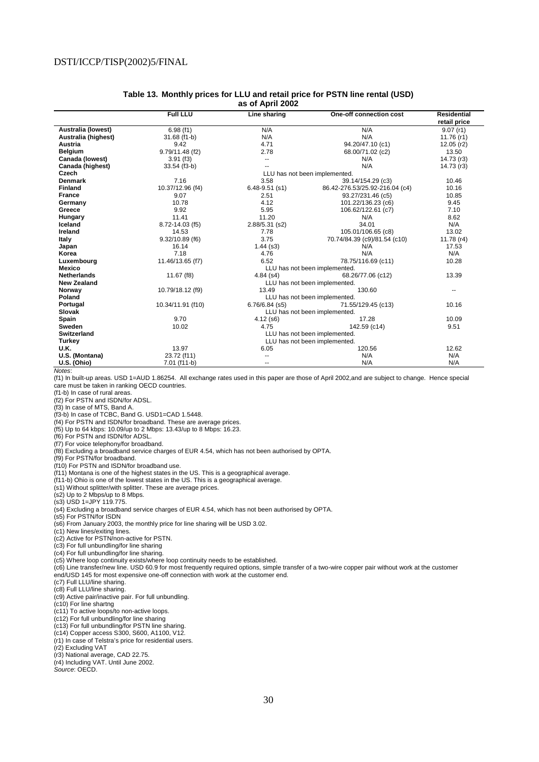**Table 13. Monthly prices for LLU and retail price for PSTN line rental (USD) as of April 2002**

| | Full LLU | Line sharing | One-off connection cost | Residential retail price |
|---|---|---|---|---|
| **Australia (lowest)** | 6.98 (f1) | N/A | N/A | 9.07 (r1) |
| **Australia (highest)** | 31.68 (f1-b) | N/A | N/A | 11.76 (r1) |
| **Austria** | 9.42 | 4.71 | 94.20/47.10 (c1) | 12.05 (r2) |
| **Belgium** | 9.79/11.48 (f2) | 2.78 | 68.00/71.02 (c2) | 13.50 |
| **Canada (lowest)** | 3.91 (f3) | -- | N/A | 14.73 (r3) |
| **Canada (highest)** | 33.54 (f3-b) | -- | N/A | 14.73 (r3) |
| **Czech** | LLU has not been implemented. | | | |
| **Denmark** | 7.16 | 3.58 | 39.14/154.29 (c3) | 10.46 |
| **Finland** | 10.37/12.96 (f4) | 6.48-9.51 (s1) | 86.42-276.53/25.92-216.04 (c4) | 10.16 |
| **France** | 9.07 | 2.51 | 93.27/231.46 (c5) | 10.85 |
| **Germany** | 10.78 | 4.12 | 101.22/136.23 (c6) | 9.45 |
| **Greece** | 9.92 | 5.95 | 106.62/122.61 (c7) | 7.10 |
| **Hungary** | 11.41 | 11.20 | N/A | 8.62 |
| **Iceland** | 8.72-14.03 (f5) | 2.88/5.31 (s2) | 34.01 | N/A |
| **Ireland** | 14.53 | 7.78 | 105.01/106.65 (c8) | 13.02 |
| **Italy** | 9.32/10.89 (f6) | 3.75 | 70.74/84.39 (c9)/81.54 (c10) | 11.78 (r4) |
| **Japan** | 16.14 | 1.44 (s3) | N/A | 17.53 |
| **Korea** | 7.18 | 4.76 | N/A | N/A |
| **Luxembourg** | 11.46/13.65 (f7) | 6.52 | 78.75/116.69 (c11) | 10.28 |
| **Mexico** | LLU has not been implemented. | | | |
| **Netherlands** | 11.67 (f8) | 4.84 (s4) | 68.26/77.06 (c12) | 13.39 |
| **New Zealand** | LLU has not been implemented. | | | |
| **Norway** | 10.79/18.12 (f9) | 13.49 | 130.60 | -- |
| **Poland** | LLU has not been implemented. | | | |
| **Portugal** | 10.34/11.91 (f10) | 6.76/6.84 (s5) | 71.55/129.45 (c13) | 10.16 |
| **Slovak** | LLU has not been implemented. | | | |
| **Spain** | 9.70 | 4.12 (s6) | 17.28 | 10.09 |
| **Sweden** | 10.02 | 4.75 | 142.59 (c14) | 9.51 |
| **Switzerland** | LLU has not been implemented. | | | |
| **Turkey** | LLU has not been implemented. | | | |
| **U.K.** | 13.97 | 6.05 | 120.56 | 12.62 |
| **U.S. (Montana)** | 23.72 (f11) | -- | N/A | N/A |
| **U.S. (Ohio)** | 7.01 (f11-b) | -- | N/A | N/A |

*Notes*:

(f1) In built-up areas. USD 1=AUD 1.86254. All exchange rates used in this paper are those of April 2002,and are subject to change. Hence special care must be taken in ranking OECD countries.
(f1-b) In case of rural areas.
(f2) For PSTN and ISDN/for ADSL.
(f3) In case of MTS, Band A.
(f3-b) In case of TCBC, Band G. USD1=CAD 1.5448.
(f4) For PSTN and ISDN/for broadband. These are average prices.
(f5) Up to 64 kbps: 10.09/up to 2 Mbps: 13.43/up to 8 Mbps: 16.23.
(f6) For PSTN and ISDN/for ADSL.
(f7) For voice telephony/for broadband.
(f8) Excluding a broadband service charges of EUR 4.54, which has not been authorised by OPTA.
(f9) For PSTN/for broadband.
(f10) For PSTN and ISDN/for broadband use.
(f11) Montana is one of the highest states in the US. This is a geographical average.
(f11-b) Ohio is one of the lowest states in the US. This is a geographical average.
(s1) Without splitter/with splitter. These are average prices.
(s2) Up to 2 Mbps/up to 8 Mbps.
(s3) USD 1=JPY 119.775.
(s4) Excluding a broadband service charges of EUR 4.54, which has not been authorised by OPTA.
(s5) For PSTN/for ISDN
(s6) From January 2003, the monthly price for line sharing will be USD 3.02.
(c1) New lines/exiting lines.
(c2) Active for PSTN/non-active for PSTN.
(c3) For full unbundling/for line sharing
(c4) For full unbundling/for line sharing.
(c5) Where loop continuity exists/where loop continuity needs to be established.
(c6) Line transfer/new line. USD 60.9 for most frequently required options, simple transfer of a two-wire copper pair without work at the customer end/USD 145 for most expensive one-off connection with work at the customer end.
(c7) Full LLU/line sharing.
(c8) Full LLU/line sharing.
(c9) Active pair/inactive pair. For full unbundling.
(c10) For line shartng
(c11) To active loops/to non-active loops.
(c12) For full unbundling/for line sharing
(c13) For full unbundling/for PSTN line sharing.
(c14) Copper access S300, S600, A1100, V12.
(r1) In case of Telstra's price for residential users.
(r2) Excluding VAT
(r3) National average, CAD 22.75.
(r4) Including VAT. Until June 2002.
*Source*: OECD.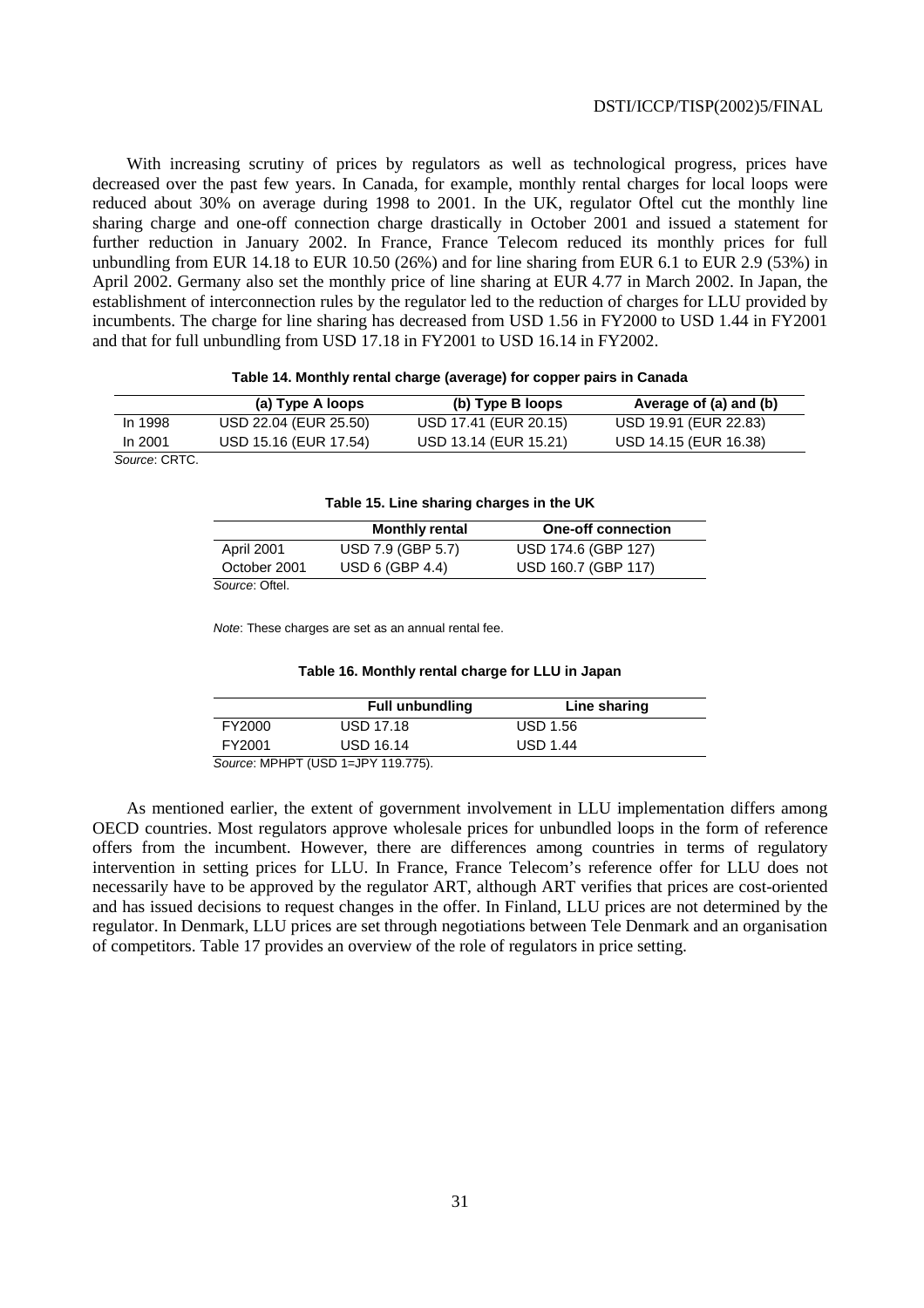With increasing scrutiny of prices by regulators as well as technological progress, prices have decreased over the past few years. In Canada, for example, monthly rental charges for local loops were reduced about 30% on average during 1998 to 2001. In the UK, regulator Oftel cut the monthly line sharing charge and one-off connection charge drastically in October 2001 and issued a statement for further reduction in January 2002. In France, France Telecom reduced its monthly prices for full unbundling from EUR 14.18 to EUR 10.50 (26%) and for line sharing from EUR 6.1 to EUR 2.9 (53%) in April 2002. Germany also set the monthly price of line sharing at EUR 4.77 in March 2002. In Japan, the establishment of interconnection rules by the regulator led to the reduction of charges for LLU provided by incumbents. The charge for line sharing has decreased from USD 1.56 in FY2000 to USD 1.44 in FY2001 and that for full unbundling from USD 17.18 in FY2001 to USD 16.14 in FY2002.

**Table 14. Monthly rental charge (average) for copper pairs in Canada**

| | (a) Type A loops | (b) Type B loops | Average of (a) and (b) |
|---|---|---|---|
| In 1998 | USD 22.04 (EUR 25.50) | USD 17.41 (EUR 20.15) | USD 19.91 (EUR 22.83) |
| In 2001 | USD 15.16 (EUR 17.54) | USD 13.14 (EUR 15.21) | USD 14.15 (EUR 16.38) |

*Source*: CRTC.

**Table 15. Line sharing charges in the UK**

| | Monthly rental | One-off connection |
|---|---|---|
| April 2001 | USD 7.9 (GBP 5.7) | USD 174.6 (GBP 127) |
| October 2001 | USD 6 (GBP 4.4) | USD 160.7 (GBP 117) |

*Source*: Oftel.

*Note*: These charges are set as an annual rental fee.

**Table 16. Monthly rental charge for LLU in Japan**

| | Full unbundling | Line sharing |
|---|---|---|
| FY2000 | USD 17.18 | USD 1.56 |
| FY2001 | USD 16.14 | USD 1.44 |

*Source*: MPHPT (USD 1=JPY 119.775).

As mentioned earlier, the extent of government involvement in LLU implementation differs among OECD countries. Most regulators approve wholesale prices for unbundled loops in the form of reference offers from the incumbent. However, there are differences among countries in terms of regulatory intervention in setting prices for LLU. In France, France Telecom's reference offer for LLU does not necessarily have to be approved by the regulator ART, although ART verifies that prices are cost-oriented and has issued decisions to request changes in the offer. In Finland, LLU prices are not determined by the regulator. In Denmark, LLU prices are set through negotiations between Tele Denmark and an organisation of competitors. Table 17 provides an overview of the role of regulators in price setting.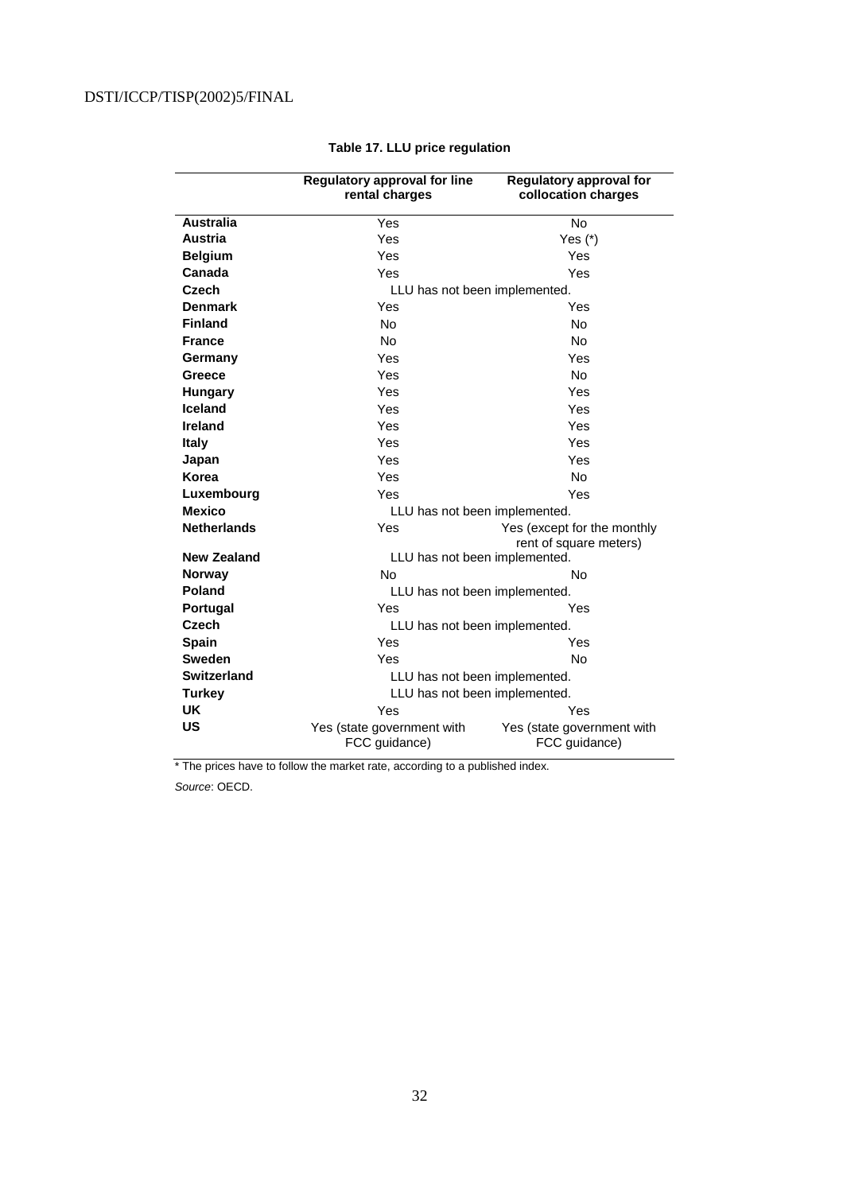**Table 17. LLU price regulation**

| | Regulatory approval for line rental charges | Regulatory approval for collocation charges |
|---|---|---|
| **Australia** | Yes | No |
| **Austria** | Yes | Yes (*) |
| **Belgium** | Yes | Yes |
| **Canada** | Yes | Yes |
| **Czech** | LLU has not been implemented. | |
| **Denmark** | Yes | Yes |
| **Finland** | No | No |
| **France** | No | No |
| **Germany** | Yes | Yes |
| **Greece** | Yes | No |
| **Hungary** | Yes | Yes |
| **Iceland** | Yes | Yes |
| **Ireland** | Yes | Yes |
| **Italy** | Yes | Yes |
| **Japan** | Yes | Yes |
| **Korea** | Yes | No |
| **Luxembourg** | Yes | Yes |
| **Mexico** | LLU has not been implemented. | |
| **Netherlands** | Yes | Yes (except for the monthly rent of square meters) |
| **New Zealand** | LLU has not been implemented. | |
| **Norway** | No | No |
| **Poland** | LLU has not been implemented. | |
| **Portugal** | Yes | Yes |
| **Czech** | LLU has not been implemented. | |
| **Spain** | Yes | Yes |
| **Sweden** | Yes | No |
| **Switzerland** | LLU has not been implemented. | |
| **Turkey** | LLU has not been implemented. | |
| **UK** | Yes | Yes |
| **US** | Yes (state government with FCC guidance) | Yes (state government with FCC guidance) |

* The prices have to follow the market rate, according to a published index.

*Source*: OECD.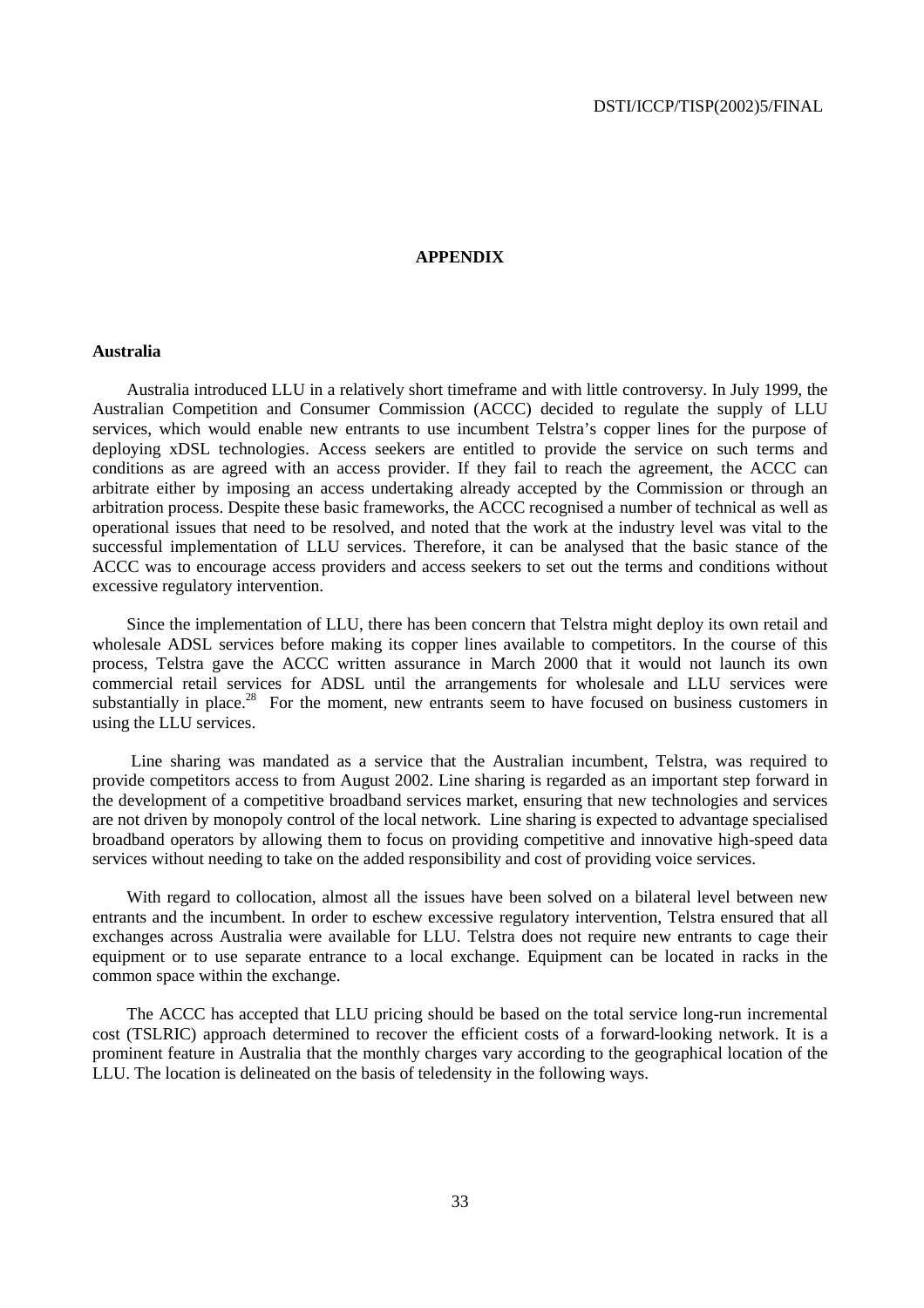## APPENDIX

### Australia

Australia introduced LLU in a relatively short timeframe and with little controversy. In July 1999, the Australian Competition and Consumer Commission (ACCC) decided to regulate the supply of LLU services, which would enable new entrants to use incumbent Telstra's copper lines for the purpose of deploying xDSL technologies. Access seekers are entitled to provide the service on such terms and conditions as are agreed with an access provider. If they fail to reach the agreement, the ACCC can arbitrate either by imposing an access undertaking already accepted by the Commission or through an arbitration process. Despite these basic frameworks, the ACCC recognised a number of technical as well as operational issues that need to be resolved, and noted that the work at the industry level was vital to the successful implementation of LLU services. Therefore, it can be analysed that the basic stance of the ACCC was to encourage access providers and access seekers to set out the terms and conditions without excessive regulatory intervention.

Since the implementation of LLU, there has been concern that Telstra might deploy its own retail and wholesale ADSL services before making its copper lines available to competitors. In the course of this process, Telstra gave the ACCC written assurance in March 2000 that it would not launch its own commercial retail services for ADSL until the arrangements for wholesale and LLU services were substantially in place.[28] For the moment, new entrants seem to have focused on business customers in using the LLU services.

Line sharing was mandated as a service that the Australian incumbent, Telstra, was required to provide competitors access to from August 2002. Line sharing is regarded as an important step forward in the development of a competitive broadband services market, ensuring that new technologies and services are not driven by monopoly control of the local network. Line sharing is expected to advantage specialised broadband operators by allowing them to focus on providing competitive and innovative high-speed data services without needing to take on the added responsibility and cost of providing voice services.

With regard to collocation, almost all the issues have been solved on a bilateral level between new entrants and the incumbent. In order to eschew excessive regulatory intervention, Telstra ensured that all exchanges across Australia were available for LLU. Telstra does not require new entrants to cage their equipment or to use separate entrance to a local exchange. Equipment can be located in racks in the common space within the exchange.

The ACCC has accepted that LLU pricing should be based on the total service long-run incremental cost (TSLRIC) approach determined to recover the efficient costs of a forward-looking network. It is a prominent feature in Australia that the monthly charges vary according to the geographical location of the LLU. The location is delineated on the basis of teledensity in the following ways.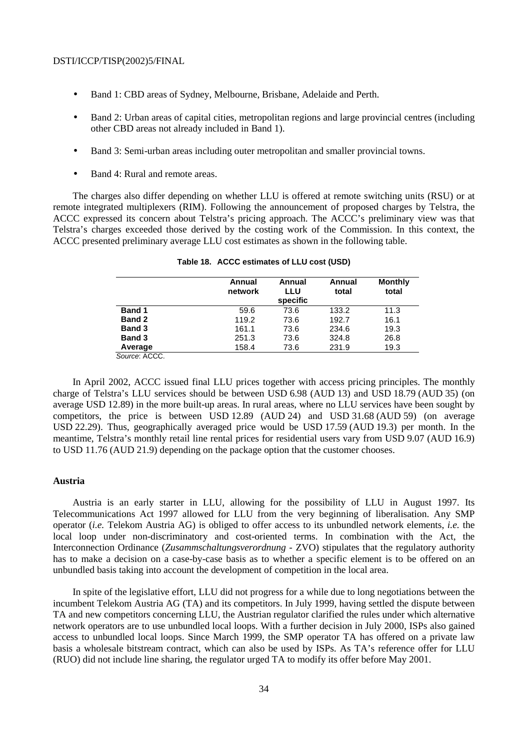- Band 1: CBD areas of Sydney, Melbourne, Brisbane, Adelaide and Perth.
- Band 2: Urban areas of capital cities, metropolitan regions and large provincial centres (including other CBD areas not already included in Band 1).
- Band 3: Semi-urban areas including outer metropolitan and smaller provincial towns.
- Band 4: Rural and remote areas.

The charges also differ depending on whether LLU is offered at remote switching units (RSU) or at remote integrated multiplexers (RIM). Following the announcement of proposed charges by Telstra, the ACCC expressed its concern about Telstra's pricing approach. The ACCC's preliminary view was that Telstra's charges exceeded those derived by the costing work of the Commission. In this context, the ACCC presented preliminary average LLU cost estimates as shown in the following table.

**Table 18. ACCC estimates of LLU cost (USD)**

| | Annual network | Annual LLU specific | Annual total | Monthly total |
|---|---|---|---|---|
| **Band 1** | 59.6 | 73.6 | 133.2 | 11.3 |
| **Band 2** | 119.2 | 73.6 | 192.7 | 16.1 |
| **Band 3** | 161.1 | 73.6 | 234.6 | 19.3 |
| **Band 3** | 251.3 | 73.6 | 324.8 | 26.8 |
| **Average** | 158.4 | 73.6 | 231.9 | 19.3 |

*Source*: ACCC.

In April 2002, ACCC issued final LLU prices together with access pricing principles. The monthly charge of Telstra's LLU services should be between USD 6.98 (AUD 13) and USD 18.79 (AUD 35) (on average USD 12.89) in the more built-up areas. In rural areas, where no LLU services have been sought by competitors, the price is between USD 12.89 (AUD 24) and USD 31.68 (AUD 59) (on average USD 22.29). Thus, geographically averaged price would be USD 17.59 (AUD 19.3) per month. In the meantime, Telstra's monthly retail line rental prices for residential users vary from USD 9.07 (AUD 16.9) to USD 11.76 (AUD 21.9) depending on the package option that the customer chooses.

### Austria

Austria is an early starter in LLU, allowing for the possibility of LLU in August 1997. Its Telecommunications Act 1997 allowed for LLU from the very beginning of liberalisation. Any SMP operator (*i.e.* Telekom Austria AG) is obliged to offer access to its unbundled network elements, *i.e.* the local loop under non-discriminatory and cost-oriented terms. In combination with the Act, the Interconnection Ordinance (*Zusammschaltungsverordnung* - ZVO) stipulates that the regulatory authority has to make a decision on a case-by-case basis as to whether a specific element is to be offered on an unbundled basis taking into account the development of competition in the local area.

In spite of the legislative effort, LLU did not progress for a while due to long negotiations between the incumbent Telekom Austria AG (TA) and its competitors. In July 1999, having settled the dispute between TA and new competitors concerning LLU, the Austrian regulator clarified the rules under which alternative network operators are to use unbundled local loops. With a further decision in July 2000, ISPs also gained access to unbundled local loops. Since March 1999, the SMP operator TA has offered on a private law basis a wholesale bitstream contract, which can also be used by ISPs. As TA's reference offer for LLU (RUO) did not include line sharing, the regulator urged TA to modify its offer before May 2001.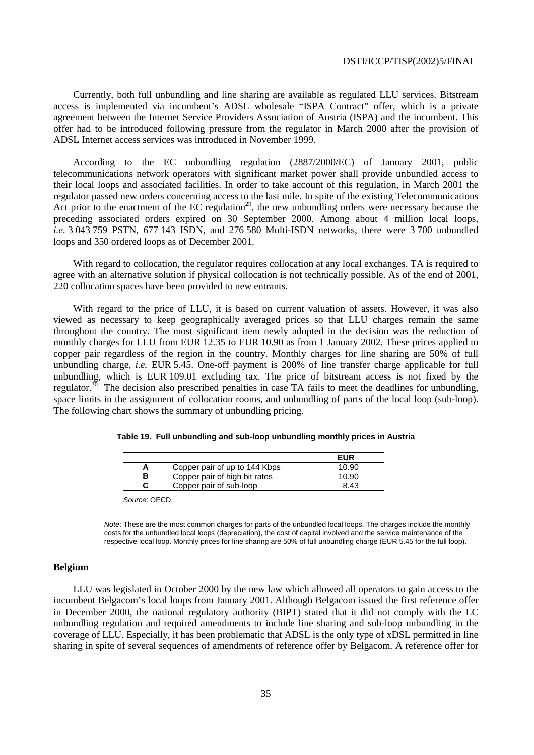Currently, both full unbundling and line sharing are available as regulated LLU services. Bitstream access is implemented via incumbent's ADSL wholesale "ISPA Contract" offer, which is a private agreement between the Internet Service Providers Association of Austria (ISPA) and the incumbent. This offer had to be introduced following pressure from the regulator in March 2000 after the provision of ADSL Internet access services was introduced in November 1999.

According to the EC unbundling regulation (2887/2000/EC) of January 2001, public telecommunications network operators with significant market power shall provide unbundled access to their local loops and associated facilities. In order to take account of this regulation, in March 2001 the regulator passed new orders concerning access to the last mile. In spite of the existing Telecommunications Act prior to the enactment of the EC regulation[29], the new unbundling orders were necessary because the preceding associated orders expired on 30 September 2000. Among about 4 million local loops, *i.e.* 3 043 759 PSTN, 677 143 ISDN, and 276 580 Multi-ISDN networks, there were 3 700 unbundled loops and 350 ordered loops as of December 2001.

With regard to collocation, the regulator requires collocation at any local exchanges. TA is required to agree with an alternative solution if physical collocation is not technically possible. As of the end of 2001, 220 collocation spaces have been provided to new entrants.

With regard to the price of LLU, it is based on current valuation of assets. However, it was also viewed as necessary to keep geographically averaged prices so that LLU charges remain the same throughout the country. The most significant item newly adopted in the decision was the reduction of monthly charges for LLU from EUR 12.35 to EUR 10.90 as from 1 January 2002. These prices applied to copper pair regardless of the region in the country. Monthly charges for line sharing are 50% of full unbundling charge, *i.e.* EUR 5.45. One-off payment is 200% of line transfer charge applicable for full unbundling, which is EUR 109.01 excluding tax. The price of bitstream access is not fixed by the regulator.[30] The decision also prescribed penalties in case TA fails to meet the deadlines for unbundling, space limits in the assignment of collocation rooms, and unbundling of parts of the local loop (sub-loop). The following chart shows the summary of unbundling pricing.

**Table 19. Full unbundling and sub-loop unbundling monthly prices in Austria**

| | | EUR |
|---|---|---|
| **A** | Copper pair of up to 144 Kbps | 10.90 |
| **B** | Copper pair of high bit rates | 10.90 |
| **C** | Copper pair of sub-loop | 8.43 |

*Source*: OECD.

*Note*: These are the most common charges for parts of the unbundled local loops. The charges include the monthly costs for the unbundled local loops (depreciation), the cost of capital involved and the service maintenance of the respective local loop. Monthly prices for line sharing are 50% of full unbundling charge (EUR 5.45 for the full loop).

### Belgium

LLU was legislated in October 2000 by the new law which allowed all operators to gain access to the incumbent Belgacom's local loops from January 2001. Although Belgacom issued the first reference offer in December 2000, the national regulatory authority (BIPT) stated that it did not comply with the EC unbundling regulation and required amendments to include line sharing and sub-loop unbundling in the coverage of LLU. Especially, it has been problematic that ADSL is the only type of xDSL permitted in line sharing in spite of several sequences of amendments of reference offer by Belgacom. A reference offer for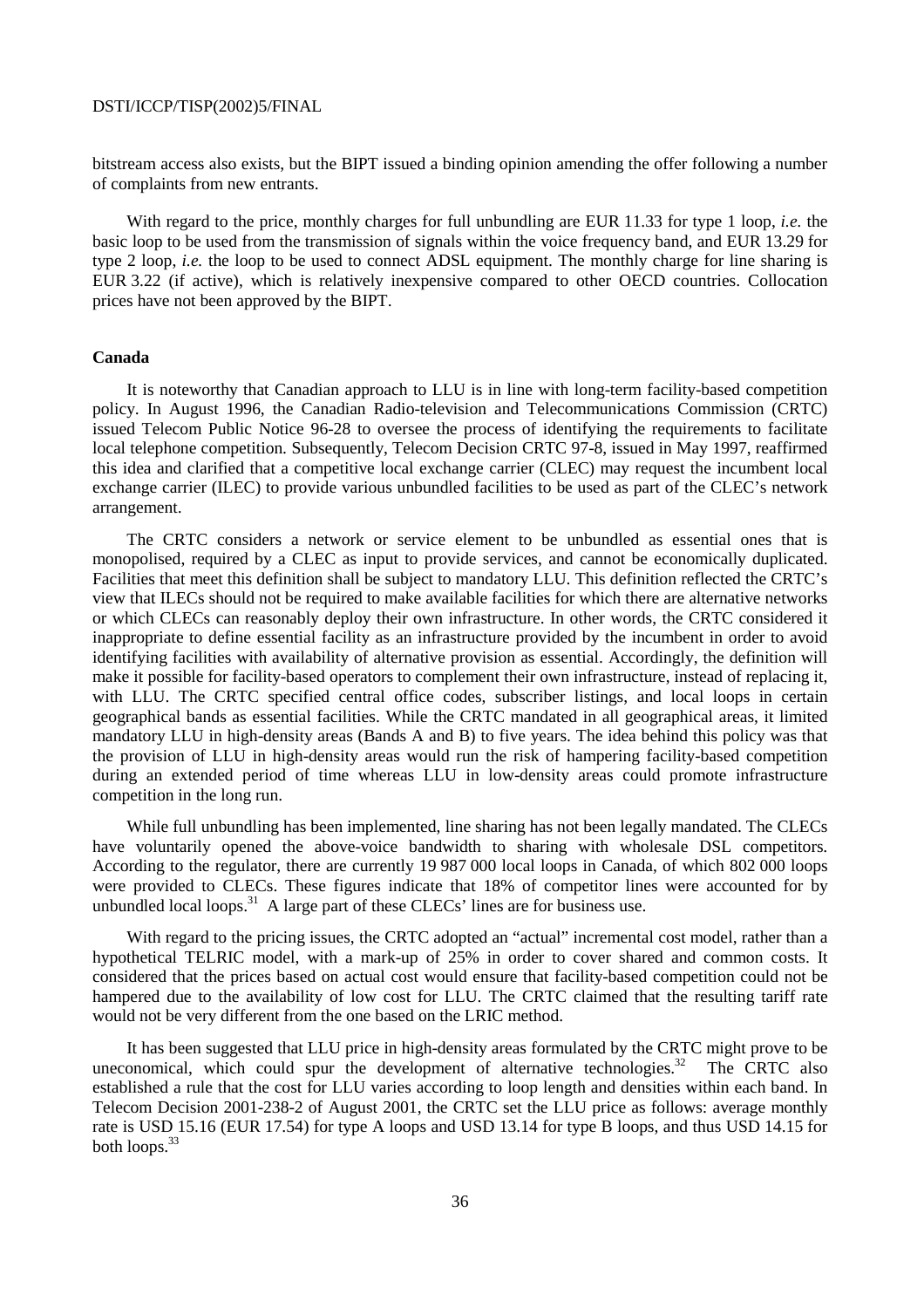bitstream access also exists, but the BIPT issued a binding opinion amending the offer following a number of complaints from new entrants.

With regard to the price, monthly charges for full unbundling are EUR 11.33 for type 1 loop, *i.e.* the basic loop to be used from the transmission of signals within the voice frequency band, and EUR 13.29 for type 2 loop, *i.e.* the loop to be used to connect ADSL equipment. The monthly charge for line sharing is EUR 3.22 (if active), which is relatively inexpensive compared to other OECD countries. Collocation prices have not been approved by the BIPT.

**Canada**

It is noteworthy that Canadian approach to LLU is in line with long-term facility-based competition policy. In August 1996, the Canadian Radio-television and Telecommunications Commission (CRTC) issued Telecom Public Notice 96-28 to oversee the process of identifying the requirements to facilitate local telephone competition. Subsequently, Telecom Decision CRTC 97-8, issued in May 1997, reaffirmed this idea and clarified that a competitive local exchange carrier (CLEC) may request the incumbent local exchange carrier (ILEC) to provide various unbundled facilities to be used as part of the CLEC's network arrangement.

The CRTC considers a network or service element to be unbundled as essential ones that is monopolised, required by a CLEC as input to provide services, and cannot be economically duplicated. Facilities that meet this definition shall be subject to mandatory LLU. This definition reflected the CRTC's view that ILECs should not be required to make available facilities for which there are alternative networks or which CLECs can reasonably deploy their own infrastructure. In other words, the CRTC considered it inappropriate to define essential facility as an infrastructure provided by the incumbent in order to avoid identifying facilities with availability of alternative provision as essential. Accordingly, the definition will make it possible for facility-based operators to complement their own infrastructure, instead of replacing it, with LLU. The CRTC specified central office codes, subscriber listings, and local loops in certain geographical bands as essential facilities. While the CRTC mandated in all geographical areas, it limited mandatory LLU in high-density areas (Bands A and B) to five years. The idea behind this policy was that the provision of LLU in high-density areas would run the risk of hampering facility-based competition during an extended period of time whereas LLU in low-density areas could promote infrastructure competition in the long run.

While full unbundling has been implemented, line sharing has not been legally mandated. The CLECs have voluntarily opened the above-voice bandwidth to sharing with wholesale DSL competitors. According to the regulator, there are currently 19 987 000 local loops in Canada, of which 802 000 loops were provided to CLECs. These figures indicate that 18% of competitor lines were accounted for by unbundled local loops.[31] A large part of these CLECs' lines are for business use.

With regard to the pricing issues, the CRTC adopted an "actual" incremental cost model, rather than a hypothetical TELRIC model, with a mark-up of 25% in order to cover shared and common costs. It considered that the prices based on actual cost would ensure that facility-based competition could not be hampered due to the availability of low cost for LLU. The CRTC claimed that the resulting tariff rate would not be very different from the one based on the LRIC method.

It has been suggested that LLU price in high-density areas formulated by the CRTC might prove to be uneconomical, which could spur the development of alternative technologies.[32] The CRTC also established a rule that the cost for LLU varies according to loop length and densities within each band. In Telecom Decision 2001-238-2 of August 2001, the CRTC set the LLU price as follows: average monthly rate is USD 15.16 (EUR 17.54) for type A loops and USD 13.14 for type B loops, and thus USD 14.15 for both loops.[33]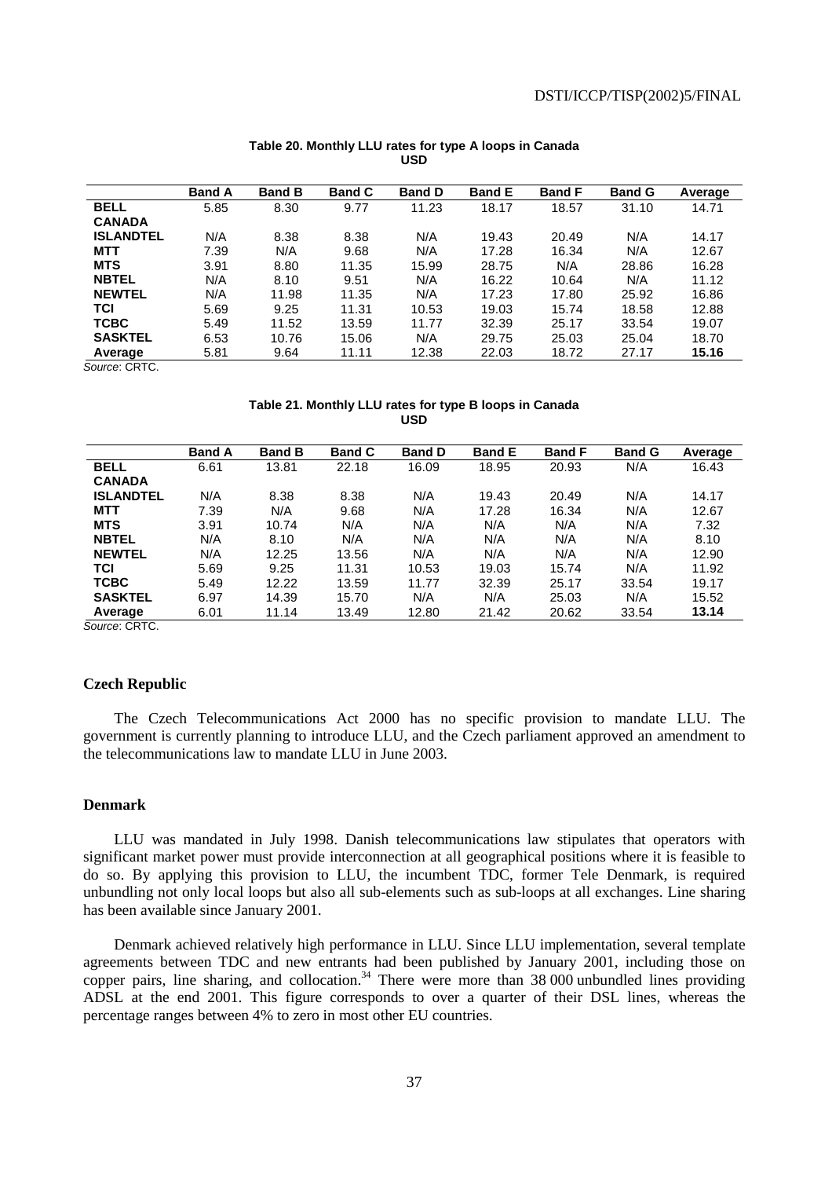**Table 20. Monthly LLU rates for type A loops in Canada**
**USD**

| | Band A | Band B | Band C | Band D | Band E | Band F | Band G | Average |
|---|---|---|---|---|---|---|---|---|
| **BELL CANADA** | 5.85 | 8.30 | 9.77 | 11.23 | 18.17 | 18.57 | 31.10 | 14.71 |
| **ISLANDTEL** | N/A | 8.38 | 8.38 | N/A | 19.43 | 20.49 | N/A | 14.17 |
| **MTT** | 7.39 | N/A | 9.68 | N/A | 17.28 | 16.34 | N/A | 12.67 |
| **MTS** | 3.91 | 8.80 | 11.35 | 15.99 | 28.75 | N/A | 28.86 | 16.28 |
| **NBTEL** | N/A | 8.10 | 9.51 | N/A | 16.22 | 10.64 | N/A | 11.12 |
| **NEWTEL** | N/A | 11.98 | 11.35 | N/A | 17.23 | 17.80 | 25.92 | 16.86 |
| **TCI** | 5.69 | 9.25 | 11.31 | 10.53 | 19.03 | 15.74 | 18.58 | 12.88 |
| **TCBC** | 5.49 | 11.52 | 13.59 | 11.77 | 32.39 | 25.17 | 33.54 | 19.07 |
| **SASKTEL** | 6.53 | 10.76 | 15.06 | N/A | 29.75 | 25.03 | 25.04 | 18.70 |
| **Average** | 5.81 | 9.64 | 11.11 | 12.38 | 22.03 | 18.72 | 27.17 | **15.16** |

*Source*: CRTC.

**Table 21. Monthly LLU rates for type B loops in Canada**
**USD**

| | Band A | Band B | Band C | Band D | Band E | Band F | Band G | Average |
|---|---|---|---|---|---|---|---|---|
| **BELL CANADA** | 6.61 | 13.81 | 22.18 | 16.09 | 18.95 | 20.93 | N/A | 16.43 |
| **ISLANDTEL** | N/A | 8.38 | 8.38 | N/A | 19.43 | 20.49 | N/A | 14.17 |
| **MTT** | 7.39 | N/A | 9.68 | N/A | 17.28 | 16.34 | N/A | 12.67 |
| **MTS** | 3.91 | 10.74 | N/A | N/A | N/A | N/A | N/A | 7.32 |
| **NBTEL** | N/A | 8.10 | N/A | N/A | N/A | N/A | N/A | 8.10 |
| **NEWTEL** | N/A | 12.25 | 13.56 | N/A | N/A | N/A | N/A | 12.90 |
| **TCI** | 5.69 | 9.25 | 11.31 | 10.53 | 19.03 | 15.74 | N/A | 11.92 |
| **TCBC** | 5.49 | 12.22 | 13.59 | 11.77 | 32.39 | 25.17 | 33.54 | 19.17 |
| **SASKTEL** | 6.97 | 14.39 | 15.70 | N/A | N/A | 25.03 | N/A | 15.52 |
| **Average** | 6.01 | 11.14 | 13.49 | 12.80 | 21.42 | 20.62 | 33.54 | **13.14** |

*Source*: CRTC.

### Czech Republic

The Czech Telecommunications Act 2000 has no specific provision to mandate LLU. The government is currently planning to introduce LLU, and the Czech parliament approved an amendment to the telecommunications law to mandate LLU in June 2003.

### Denmark

LLU was mandated in July 1998. Danish telecommunications law stipulates that operators with significant market power must provide interconnection at all geographical positions where it is feasible to do so. By applying this provision to LLU, the incumbent TDC, former Tele Denmark, is required unbundling not only local loops but also all sub-elements such as sub-loops at all exchanges. Line sharing has been available since January 2001.

Denmark achieved relatively high performance in LLU. Since LLU implementation, several template agreements between TDC and new entrants had been published by January 2001, including those on copper pairs, line sharing, and collocation.[34] There were more than 38 000 unbundled lines providing ADSL at the end 2001. This figure corresponds to over a quarter of their DSL lines, whereas the percentage ranges between 4% to zero in most other EU countries.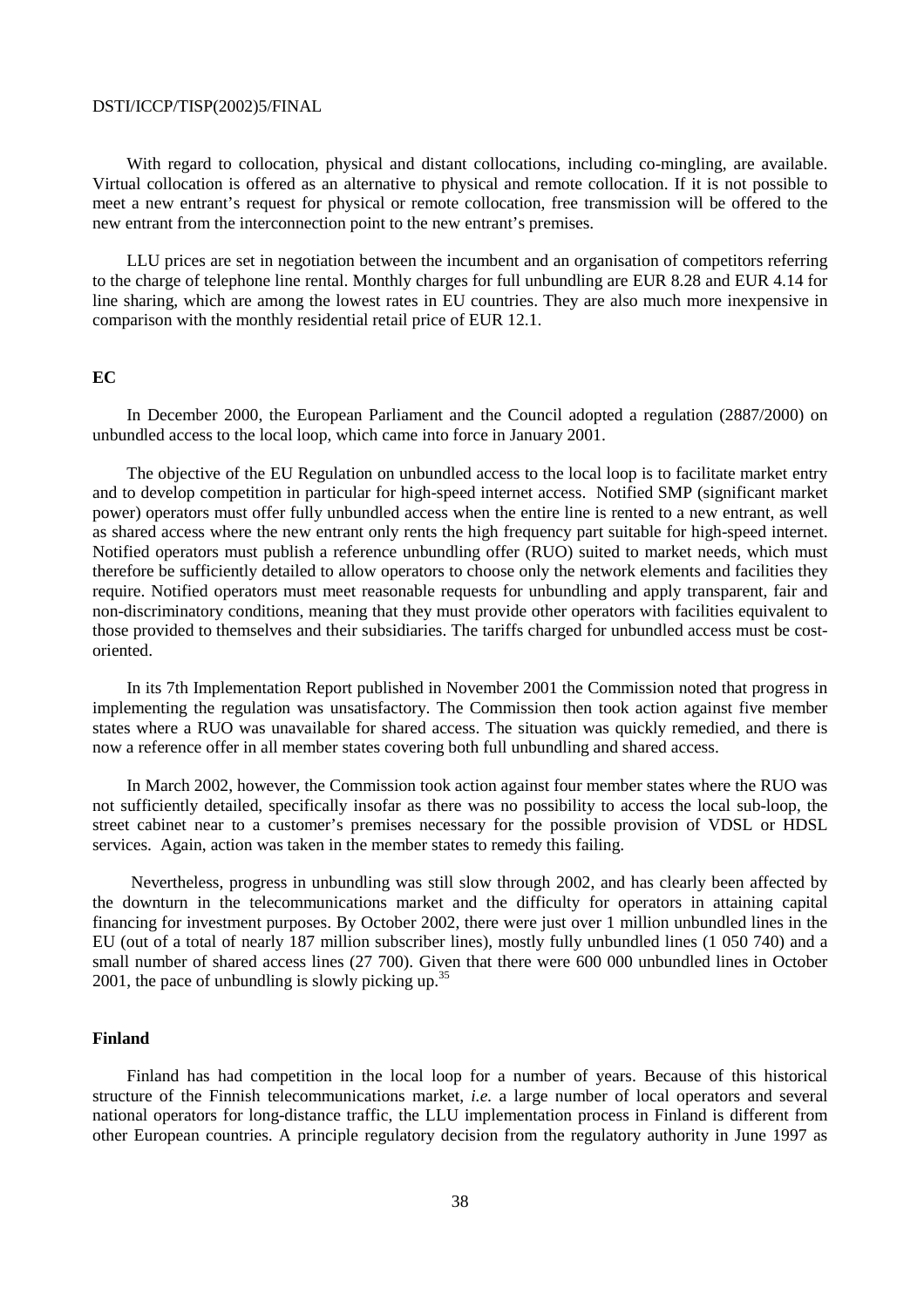With regard to collocation, physical and distant collocations, including co-mingling, are available. Virtual collocation is offered as an alternative to physical and remote collocation. If it is not possible to meet a new entrant's request for physical or remote collocation, free transmission will be offered to the new entrant from the interconnection point to the new entrant's premises.

LLU prices are set in negotiation between the incumbent and an organisation of competitors referring to the charge of telephone line rental. Monthly charges for full unbundling are EUR 8.28 and EUR 4.14 for line sharing, which are among the lowest rates in EU countries. They are also much more inexpensive in comparison with the monthly residential retail price of EUR 12.1.

**EC**

In December 2000, the European Parliament and the Council adopted a regulation (2887/2000) on unbundled access to the local loop, which came into force in January 2001.

The objective of the EU Regulation on unbundled access to the local loop is to facilitate market entry and to develop competition in particular for high-speed internet access. Notified SMP (significant market power) operators must offer fully unbundled access when the entire line is rented to a new entrant, as well as shared access where the new entrant only rents the high frequency part suitable for high-speed internet. Notified operators must publish a reference unbundling offer (RUO) suited to market needs, which must therefore be sufficiently detailed to allow operators to choose only the network elements and facilities they require. Notified operators must meet reasonable requests for unbundling and apply transparent, fair and non-discriminatory conditions, meaning that they must provide other operators with facilities equivalent to those provided to themselves and their subsidiaries. The tariffs charged for unbundled access must be cost-oriented.

In its 7th Implementation Report published in November 2001 the Commission noted that progress in implementing the regulation was unsatisfactory. The Commission then took action against five member states where a RUO was unavailable for shared access. The situation was quickly remedied, and there is now a reference offer in all member states covering both full unbundling and shared access.

In March 2002, however, the Commission took action against four member states where the RUO was not sufficiently detailed, specifically insofar as there was no possibility to access the local sub-loop, the street cabinet near to a customer's premises necessary for the possible provision of VDSL or HDSL services. Again, action was taken in the member states to remedy this failing.

Nevertheless, progress in unbundling was still slow through 2002, and has clearly been affected by the downturn in the telecommunications market and the difficulty for operators in attaining capital financing for investment purposes. By October 2002, there were just over 1 million unbundled lines in the EU (out of a total of nearly 187 million subscriber lines), mostly fully unbundled lines (1 050 740) and a small number of shared access lines (27 700). Given that there were 600 000 unbundled lines in October 2001, the pace of unbundling is slowly picking up.[35]

**Finland**

Finland has had competition in the local loop for a number of years. Because of this historical structure of the Finnish telecommunications market, *i.e.* a large number of local operators and several national operators for long-distance traffic, the LLU implementation process in Finland is different from other European countries. A principle regulatory decision from the regulatory authority in June 1997 as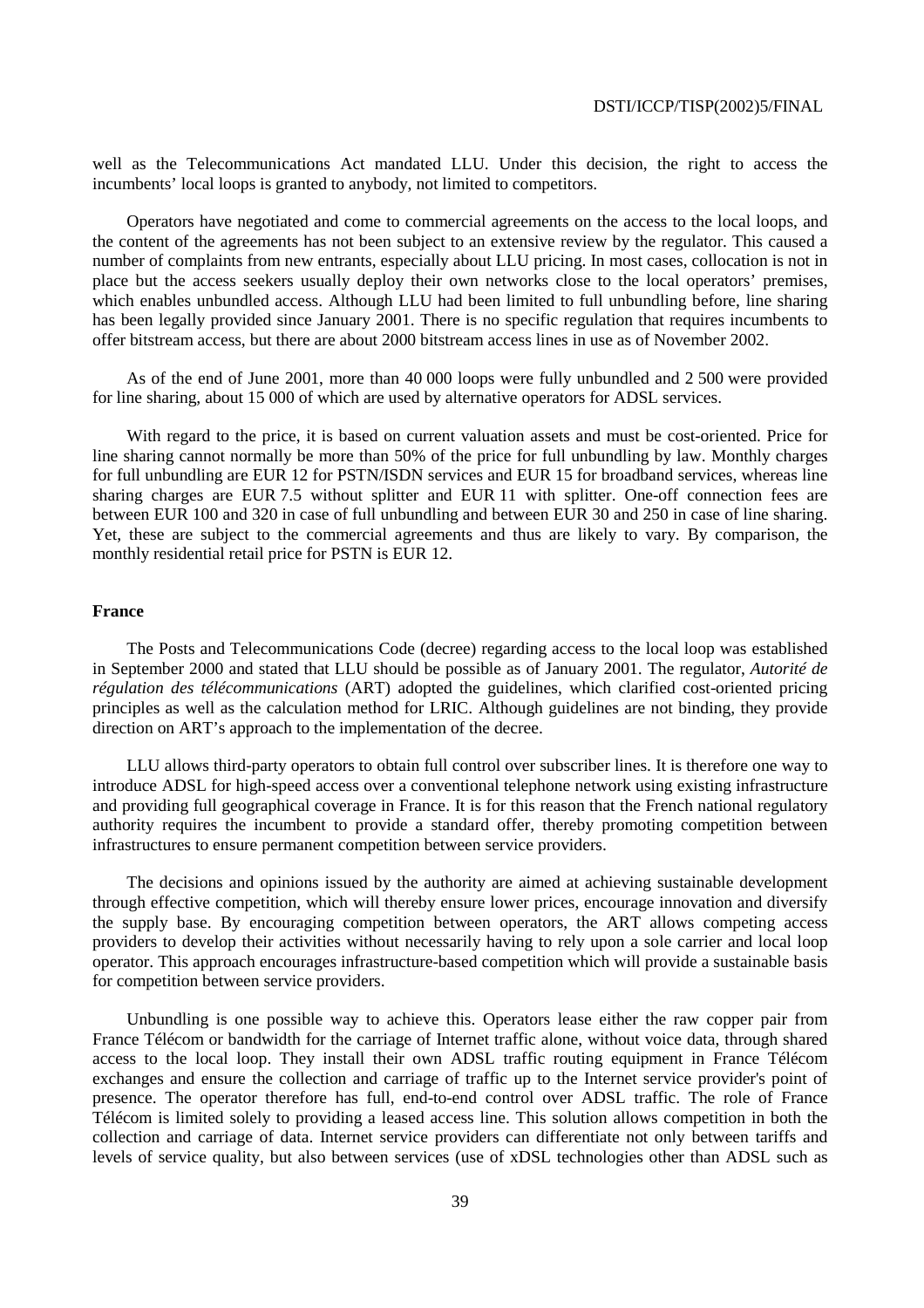well as the Telecommunications Act mandated LLU. Under this decision, the right to access the incumbents' local loops is granted to anybody, not limited to competitors.

Operators have negotiated and come to commercial agreements on the access to the local loops, and the content of the agreements has not been subject to an extensive review by the regulator. This caused a number of complaints from new entrants, especially about LLU pricing. In most cases, collocation is not in place but the access seekers usually deploy their own networks close to the local operators' premises, which enables unbundled access. Although LLU had been limited to full unbundling before, line sharing has been legally provided since January 2001. There is no specific regulation that requires incumbents to offer bitstream access, but there are about 2000 bitstream access lines in use as of November 2002.

As of the end of June 2001, more than 40 000 loops were fully unbundled and 2 500 were provided for line sharing, about 15 000 of which are used by alternative operators for ADSL services.

With regard to the price, it is based on current valuation assets and must be cost-oriented. Price for line sharing cannot normally be more than 50% of the price for full unbundling by law. Monthly charges for full unbundling are EUR 12 for PSTN/ISDN services and EUR 15 for broadband services, whereas line sharing charges are EUR 7.5 without splitter and EUR 11 with splitter. One-off connection fees are between EUR 100 and 320 in case of full unbundling and between EUR 30 and 250 in case of line sharing. Yet, these are subject to the commercial agreements and thus are likely to vary. By comparison, the monthly residential retail price for PSTN is EUR 12.

**France**

The Posts and Telecommunications Code (decree) regarding access to the local loop was established in September 2000 and stated that LLU should be possible as of January 2001. The regulator, *Autorité de régulation des télécommunications* (ART) adopted the guidelines, which clarified cost-oriented pricing principles as well as the calculation method for LRIC. Although guidelines are not binding, they provide direction on ART's approach to the implementation of the decree.

LLU allows third-party operators to obtain full control over subscriber lines. It is therefore one way to introduce ADSL for high-speed access over a conventional telephone network using existing infrastructure and providing full geographical coverage in France. It is for this reason that the French national regulatory authority requires the incumbent to provide a standard offer, thereby promoting competition between infrastructures to ensure permanent competition between service providers.

The decisions and opinions issued by the authority are aimed at achieving sustainable development through effective competition, which will thereby ensure lower prices, encourage innovation and diversify the supply base. By encouraging competition between operators, the ART allows competing access providers to develop their activities without necessarily having to rely upon a sole carrier and local loop operator. This approach encourages infrastructure-based competition which will provide a sustainable basis for competition between service providers.

Unbundling is one possible way to achieve this. Operators lease either the raw copper pair from France Télécom or bandwidth for the carriage of Internet traffic alone, without voice data, through shared access to the local loop. They install their own ADSL traffic routing equipment in France Télécom exchanges and ensure the collection and carriage of traffic up to the Internet service provider's point of presence. The operator therefore has full, end-to-end control over ADSL traffic. The role of France Télécom is limited solely to providing a leased access line. This solution allows competition in both the collection and carriage of data. Internet service providers can differentiate not only between tariffs and levels of service quality, but also between services (use of xDSL technologies other than ADSL such as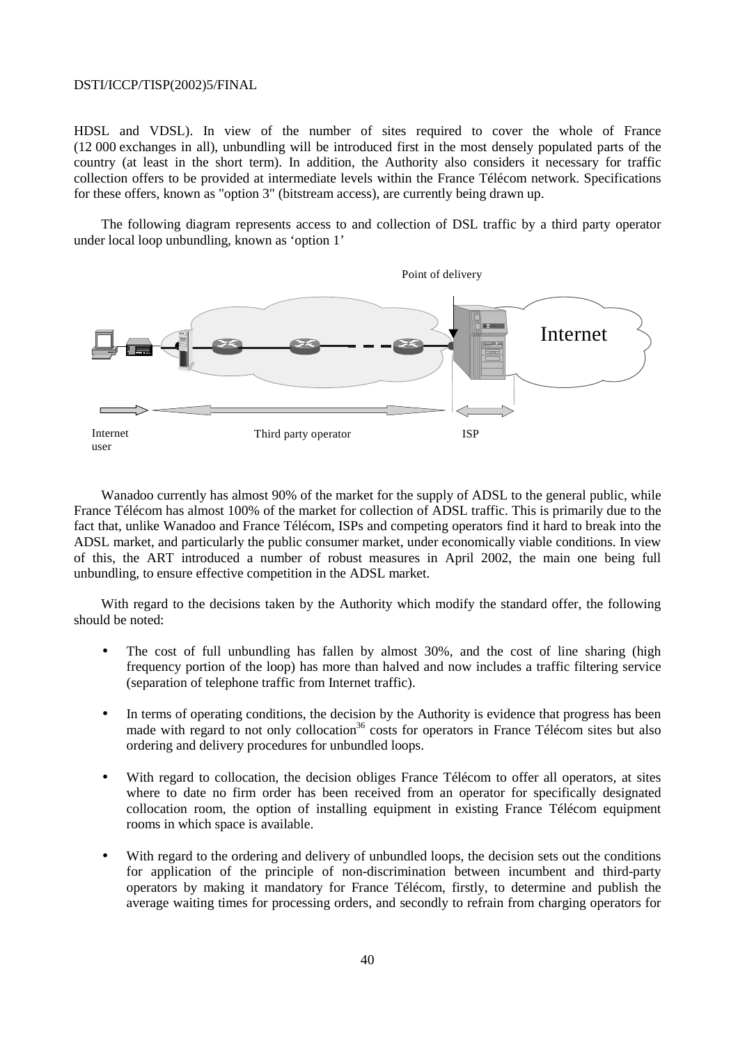HDSL and VDSL). In view of the number of sites required to cover the whole of France (12 000 exchanges in all), unbundling will be introduced first in the most densely populated parts of the country (at least in the short term). In addition, the Authority also considers it necessary for traffic collection offers to be provided at intermediate levels within the France Télécom network. Specifications for these offers, known as "option 3" (bitstream access), are currently being drawn up.

The following diagram represents access to and collection of DSL traffic by a third party operator under local loop unbundling, known as 'option 1'

Point of delivery

Internet

Internet user | Third party operator | ISP

Wanadoo currently has almost 90% of the market for the supply of ADSL to the general public, while France Télécom has almost 100% of the market for collection of ADSL traffic. This is primarily due to the fact that, unlike Wanadoo and France Télécom, ISPs and competing operators find it hard to break into the ADSL market, and particularly the public consumer market, under economically viable conditions. In view of this, the ART introduced a number of robust measures in April 2002, the main one being full unbundling, to ensure effective competition in the ADSL market.

With regard to the decisions taken by the Authority which modify the standard offer, the following should be noted:

- The cost of full unbundling has fallen by almost 30%, and the cost of line sharing (high frequency portion of the loop) has more than halved and now includes a traffic filtering service (separation of telephone traffic from Internet traffic).
- In terms of operating conditions, the decision by the Authority is evidence that progress has been made with regard to not only collocation[36] costs for operators in France Télécom sites but also ordering and delivery procedures for unbundled loops.
- With regard to collocation, the decision obliges France Télécom to offer all operators, at sites where to date no firm order has been received from an operator for specifically designated collocation room, the option of installing equipment in existing France Télécom equipment rooms in which space is available.
- With regard to the ordering and delivery of unbundled loops, the decision sets out the conditions for application of the principle of non-discrimination between incumbent and third-party operators by making it mandatory for France Télécom, firstly, to determine and publish the average waiting times for processing orders, and secondly to refrain from charging operators for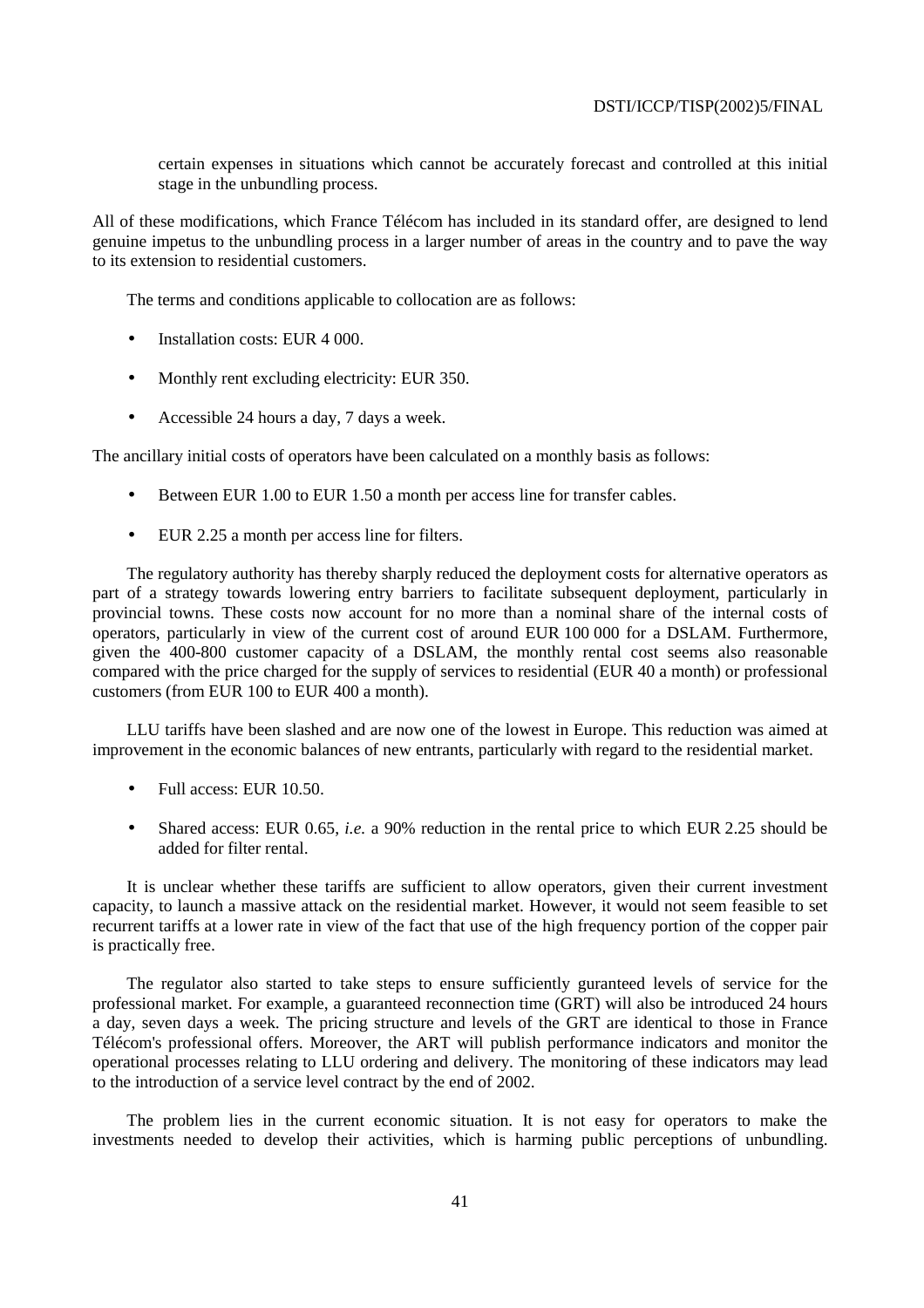certain expenses in situations which cannot be accurately forecast and controlled at this initial stage in the unbundling process.

All of these modifications, which France Télécom has included in its standard offer, are designed to lend genuine impetus to the unbundling process in a larger number of areas in the country and to pave the way to its extension to residential customers.

The terms and conditions applicable to collocation are as follows:

- Installation costs: EUR 4 000.
- Monthly rent excluding electricity: EUR 350.
- Accessible 24 hours a day, 7 days a week.

The ancillary initial costs of operators have been calculated on a monthly basis as follows:

- Between EUR 1.00 to EUR 1.50 a month per access line for transfer cables.
- EUR 2.25 a month per access line for filters.

The regulatory authority has thereby sharply reduced the deployment costs for alternative operators as part of a strategy towards lowering entry barriers to facilitate subsequent deployment, particularly in provincial towns. These costs now account for no more than a nominal share of the internal costs of operators, particularly in view of the current cost of around EUR 100 000 for a DSLAM. Furthermore, given the 400-800 customer capacity of a DSLAM, the monthly rental cost seems also reasonable compared with the price charged for the supply of services to residential (EUR 40 a month) or professional customers (from EUR 100 to EUR 400 a month).

LLU tariffs have been slashed and are now one of the lowest in Europe. This reduction was aimed at improvement in the economic balances of new entrants, particularly with regard to the residential market.

- Full access: EUR 10.50.
- Shared access: EUR 0.65, *i.e.* a 90% reduction in the rental price to which EUR 2.25 should be added for filter rental.

It is unclear whether these tariffs are sufficient to allow operators, given their current investment capacity, to launch a massive attack on the residential market. However, it would not seem feasible to set recurrent tariffs at a lower rate in view of the fact that use of the high frequency portion of the copper pair is practically free.

The regulator also started to take steps to ensure sufficiently guranteed levels of service for the professional market. For example, a guaranteed reconnection time (GRT) will also be introduced 24 hours a day, seven days a week. The pricing structure and levels of the GRT are identical to those in France Télécom's professional offers. Moreover, the ART will publish performance indicators and monitor the operational processes relating to LLU ordering and delivery. The monitoring of these indicators may lead to the introduction of a service level contract by the end of 2002.

The problem lies in the current economic situation. It is not easy for operators to make the investments needed to develop their activities, which is harming public perceptions of unbundling.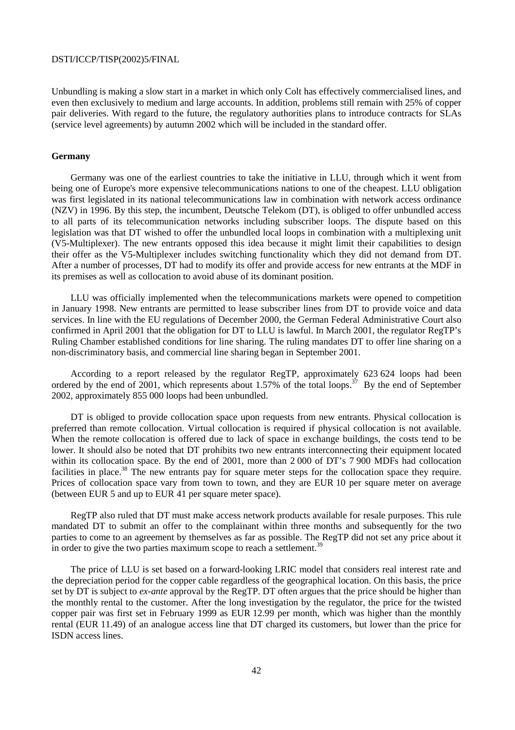Unbundling is making a slow start in a market in which only Colt has effectively commercialised lines, and even then exclusively to medium and large accounts. In addition, problems still remain with 25% of copper pair deliveries. With regard to the future, the regulatory authorities plans to introduce contracts for SLAs (service level agreements) by autumn 2002 which will be included in the standard offer.

**Germany**

Germany was one of the earliest countries to take the initiative in LLU, through which it went from being one of Europe's more expensive telecommunications nations to one of the cheapest. LLU obligation was first legislated in its national telecommunications law in combination with network access ordinance (NZV) in 1996. By this step, the incumbent, Deutsche Telekom (DT), is obliged to offer unbundled access to all parts of its telecommunication networks including subscriber loops. The dispute based on this legislation was that DT wished to offer the unbundled local loops in combination with a multiplexing unit (V5-Multiplexer). The new entrants opposed this idea because it might limit their capabilities to design their offer as the V5-Multiplexer includes switching functionality which they did not demand from DT. After a number of processes, DT had to modify its offer and provide access for new entrants at the MDF in its premises as well as collocation to avoid abuse of its dominant position.

LLU was officially implemented when the telecommunications markets were opened to competition in January 1998. New entrants are permitted to lease subscriber lines from DT to provide voice and data services. In line with the EU regulations of December 2000, the German Federal Administrative Court also confirmed in April 2001 that the obligation for DT to LLU is lawful. In March 2001, the regulator RegTP's Ruling Chamber established conditions for line sharing. The ruling mandates DT to offer line sharing on a non-discriminatory basis, and commercial line sharing began in September 2001.

According to a report released by the regulator RegTP, approximately 623 624 loops had been ordered by the end of 2001, which represents about 1.57% of the total loops.[37] By the end of September 2002, approximately 855 000 loops had been unbundled.

DT is obliged to provide collocation space upon requests from new entrants. Physical collocation is preferred than remote collocation. Virtual collocation is required if physical collocation is not available. When the remote collocation is offered due to lack of space in exchange buildings, the costs tend to be lower. It should also be noted that DT prohibits two new entrants interconnecting their equipment located within its collocation space. By the end of 2001, more than 2 000 of DT's 7 900 MDFs had collocation facilities in place.[38] The new entrants pay for square meter steps for the collocation space they require. Prices of collocation space vary from town to town, and they are EUR 10 per square meter on average (between EUR 5 and up to EUR 41 per square meter space).

RegTP also ruled that DT must make access network products available for resale purposes. This rule mandated DT to submit an offer to the complainant within three months and subsequently for the two parties to come to an agreement by themselves as far as possible. The RegTP did not set any price about it in order to give the two parties maximum scope to reach a settlement.[39]

The price of LLU is set based on a forward-looking LRIC model that considers real interest rate and the depreciation period for the copper cable regardless of the geographical location. On this basis, the price set by DT is subject to *ex-ante* approval by the RegTP. DT often argues that the price should be higher than the monthly rental to the customer. After the long investigation by the regulator, the price for the twisted copper pair was first set in February 1999 as EUR 12.99 per month, which was higher than the monthly rental (EUR 11.49) of an analogue access line that DT charged its customers, but lower than the price for ISDN access lines.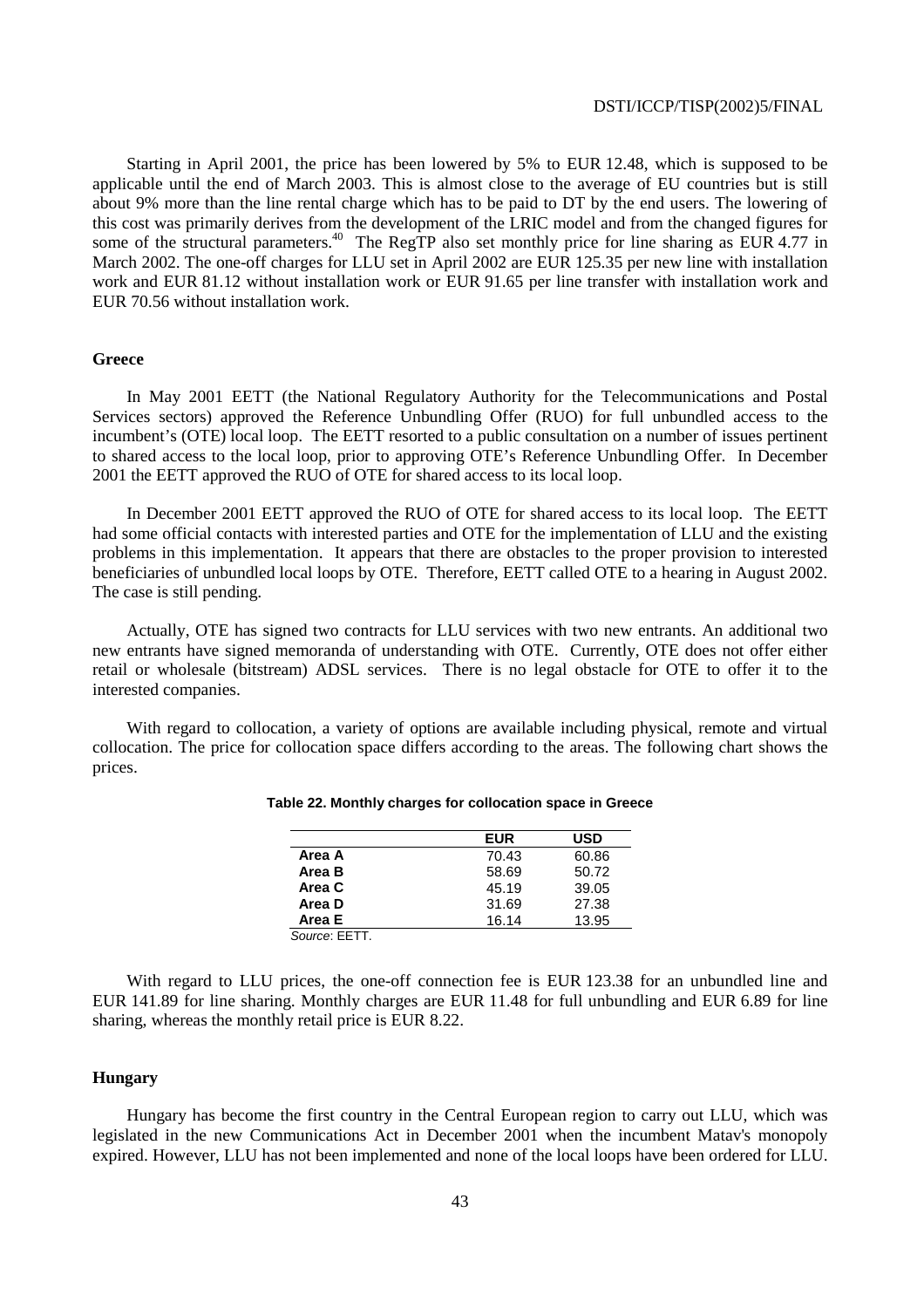Starting in April 2001, the price has been lowered by 5% to EUR 12.48, which is supposed to be applicable until the end of March 2003. This is almost close to the average of EU countries but is still about 9% more than the line rental charge which has to be paid to DT by the end users. The lowering of this cost was primarily derives from the development of the LRIC model and from the changed figures for some of the structural parameters.[40] The RegTP also set monthly price for line sharing as EUR 4.77 in March 2002. The one-off charges for LLU set in April 2002 are EUR 125.35 per new line with installation work and EUR 81.12 without installation work or EUR 91.65 per line transfer with installation work and EUR 70.56 without installation work.

### Greece

In May 2001 EETT (the National Regulatory Authority for the Telecommunications and Postal Services sectors) approved the Reference Unbundling Offer (RUO) for full unbundled access to the incumbent's (OTE) local loop. The EETT resorted to a public consultation on a number of issues pertinent to shared access to the local loop, prior to approving OTE's Reference Unbundling Offer. In December 2001 the EETT approved the RUO of OTE for shared access to its local loop.

In December 2001 EETT approved the RUO of OTE for shared access to its local loop. The EETT had some official contacts with interested parties and OTE for the implementation of LLU and the existing problems in this implementation. It appears that there are obstacles to the proper provision to interested beneficiaries of unbundled local loops by OTE. Therefore, EETT called OTE to a hearing in August 2002. The case is still pending.

Actually, OTE has signed two contracts for LLU services with two new entrants. An additional two new entrants have signed memoranda of understanding with OTE. Currently, OTE does not offer either retail or wholesale (bitstream) ADSL services. There is no legal obstacle for OTE to offer it to the interested companies.

With regard to collocation, a variety of options are available including physical, remote and virtual collocation. The price for collocation space differs according to the areas. The following chart shows the prices.

**Table 22. Monthly charges for collocation space in Greece**

| | EUR | USD |
|---|---|---|
| **Area A** | 70.43 | 60.86 |
| **Area B** | 58.69 | 50.72 |
| **Area C** | 45.19 | 39.05 |
| **Area D** | 31.69 | 27.38 |
| **Area E** | 16.14 | 13.95 |

*Source*: EETT.

With regard to LLU prices, the one-off connection fee is EUR 123.38 for an unbundled line and EUR 141.89 for line sharing. Monthly charges are EUR 11.48 for full unbundling and EUR 6.89 for line sharing, whereas the monthly retail price is EUR 8.22.

### Hungary

Hungary has become the first country in the Central European region to carry out LLU, which was legislated in the new Communications Act in December 2001 when the incumbent Matav's monopoly expired. However, LLU has not been implemented and none of the local loops have been ordered for LLU.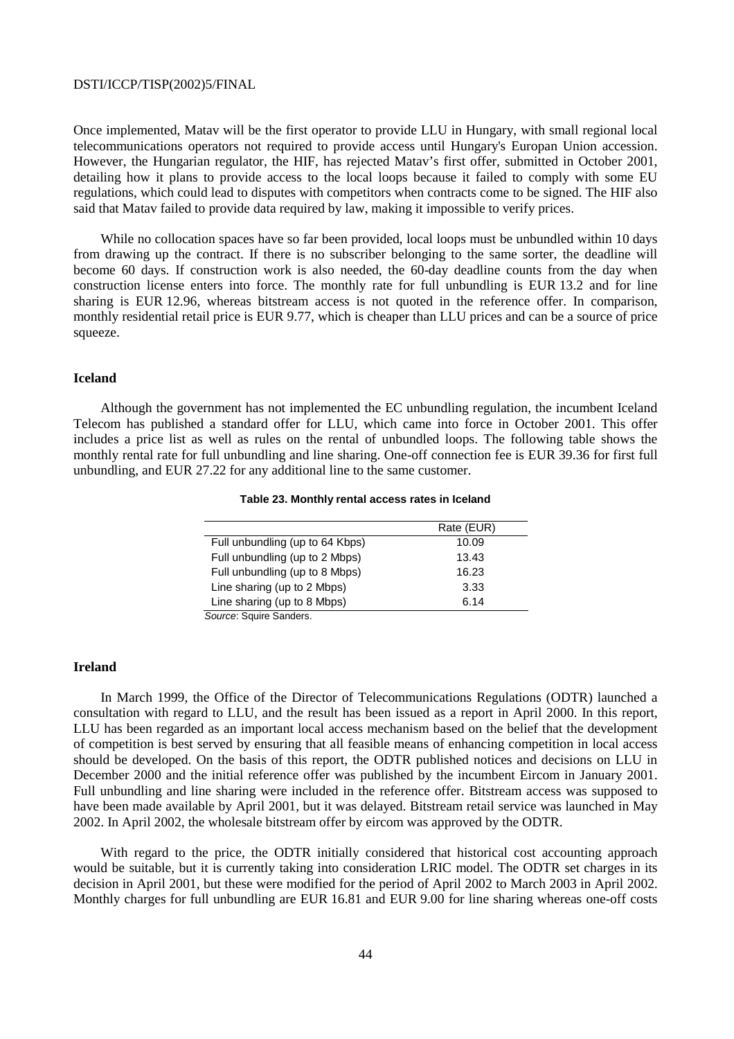Once implemented, Matav will be the first operator to provide LLU in Hungary, with small regional local telecommunications operators not required to provide access until Hungary's Europan Union accession. However, the Hungarian regulator, the HIF, has rejected Matav's first offer, submitted in October 2001, detailing how it plans to provide access to the local loops because it failed to comply with some EU regulations, which could lead to disputes with competitors when contracts come to be signed. The HIF also said that Matav failed to provide data required by law, making it impossible to verify prices.

While no collocation spaces have so far been provided, local loops must be unbundled within 10 days from drawing up the contract. If there is no subscriber belonging to the same sorter, the deadline will become 60 days. If construction work is also needed, the 60-day deadline counts from the day when construction license enters into force. The monthly rate for full unbundling is EUR 13.2 and for line sharing is EUR 12.96, whereas bitstream access is not quoted in the reference offer. In comparison, monthly residential retail price is EUR 9.77, which is cheaper than LLU prices and can be a source of price squeeze.

## Iceland

Although the government has not implemented the EC unbundling regulation, the incumbent Iceland Telecom has published a standard offer for LLU, which came into force in October 2001. This offer includes a price list as well as rules on the rental of unbundled loops. The following table shows the monthly rental rate for full unbundling and line sharing. One-off connection fee is EUR 39.36 for first full unbundling, and EUR 27.22 for any additional line to the same customer.

**Table 23. Monthly rental access rates in Iceland**

| | Rate (EUR) |
|---|---|
| Full unbundling (up to 64 Kbps) | 10.09 |
| Full unbundling (up to 2 Mbps) | 13.43 |
| Full unbundling (up to 8 Mbps) | 16.23 |
| Line sharing (up to 2 Mbps) | 3.33 |
| Line sharing (up to 8 Mbps) | 6.14 |

*Source*: Squire Sanders.

## Ireland

In March 1999, the Office of the Director of Telecommunications Regulations (ODTR) launched a consultation with regard to LLU, and the result has been issued as a report in April 2000. In this report, LLU has been regarded as an important local access mechanism based on the belief that the development of competition is best served by ensuring that all feasible means of enhancing competition in local access should be developed. On the basis of this report, the ODTR published notices and decisions on LLU in December 2000 and the initial reference offer was published by the incumbent Eircom in January 2001. Full unbundling and line sharing were included in the reference offer. Bitstream access was supposed to have been made available by April 2001, but it was delayed. Bitstream retail service was launched in May 2002. In April 2002, the wholesale bitstream offer by eircom was approved by the ODTR.

With regard to the price, the ODTR initially considered that historical cost accounting approach would be suitable, but it is currently taking into consideration LRIC model. The ODTR set charges in its decision in April 2001, but these were modified for the period of April 2002 to March 2003 in April 2002. Monthly charges for full unbundling are EUR 16.81 and EUR 9.00 for line sharing whereas one-off costs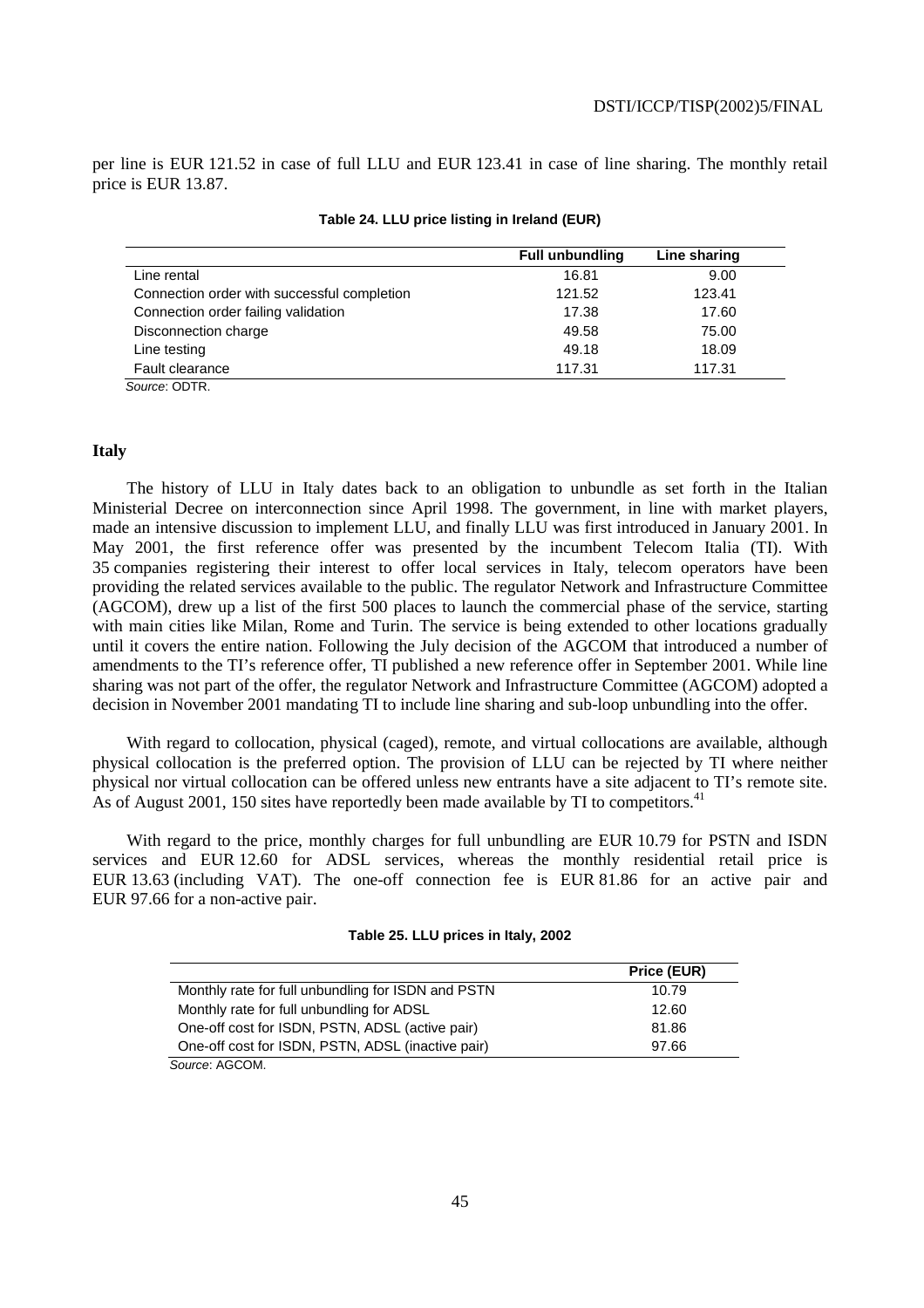per line is EUR 121.52 in case of full LLU and EUR 123.41 in case of line sharing. The monthly retail price is EUR 13.87.

**Table 24. LLU price listing in Ireland (EUR)**

| | Full unbundling | Line sharing |
|---|---|---|
| Line rental | 16.81 | 9.00 |
| Connection order with successful completion | 121.52 | 123.41 |
| Connection order failing validation | 17.38 | 17.60 |
| Disconnection charge | 49.58 | 75.00 |
| Line testing | 49.18 | 18.09 |
| Fault clearance | 117.31 | 117.31 |

*Source*: ODTR.

## Italy

The history of LLU in Italy dates back to an obligation to unbundle as set forth in the Italian Ministerial Decree on interconnection since April 1998. The government, in line with market players, made an intensive discussion to implement LLU, and finally LLU was first introduced in January 2001. In May 2001, the first reference offer was presented by the incumbent Telecom Italia (TI). With 35 companies registering their interest to offer local services in Italy, telecom operators have been providing the related services available to the public. The regulator Network and Infrastructure Committee (AGCOM), drew up a list of the first 500 places to launch the commercial phase of the service, starting with main cities like Milan, Rome and Turin. The service is being extended to other locations gradually until it covers the entire nation. Following the July decision of the AGCOM that introduced a number of amendments to the TI's reference offer, TI published a new reference offer in September 2001. While line sharing was not part of the offer, the regulator Network and Infrastructure Committee (AGCOM) adopted a decision in November 2001 mandating TI to include line sharing and sub-loop unbundling into the offer.

With regard to collocation, physical (caged), remote, and virtual collocations are available, although physical collocation is the preferred option. The provision of LLU can be rejected by TI where neither physical nor virtual collocation can be offered unless new entrants have a site adjacent to TI's remote site. As of August 2001, 150 sites have reportedly been made available by TI to competitors.[41]

With regard to the price, monthly charges for full unbundling are EUR 10.79 for PSTN and ISDN services and EUR 12.60 for ADSL services, whereas the monthly residential retail price is EUR 13.63 (including VAT). The one-off connection fee is EUR 81.86 for an active pair and EUR 97.66 for a non-active pair.

**Table 25. LLU prices in Italy, 2002**

| | Price (EUR) |
|---|---|
| Monthly rate for full unbundling for ISDN and PSTN | 10.79 |
| Monthly rate for full unbundling for ADSL | 12.60 |
| One-off cost for ISDN, PSTN, ADSL (active pair) | 81.86 |
| One-off cost for ISDN, PSTN, ADSL (inactive pair) | 97.66 |

*Source*: AGCOM.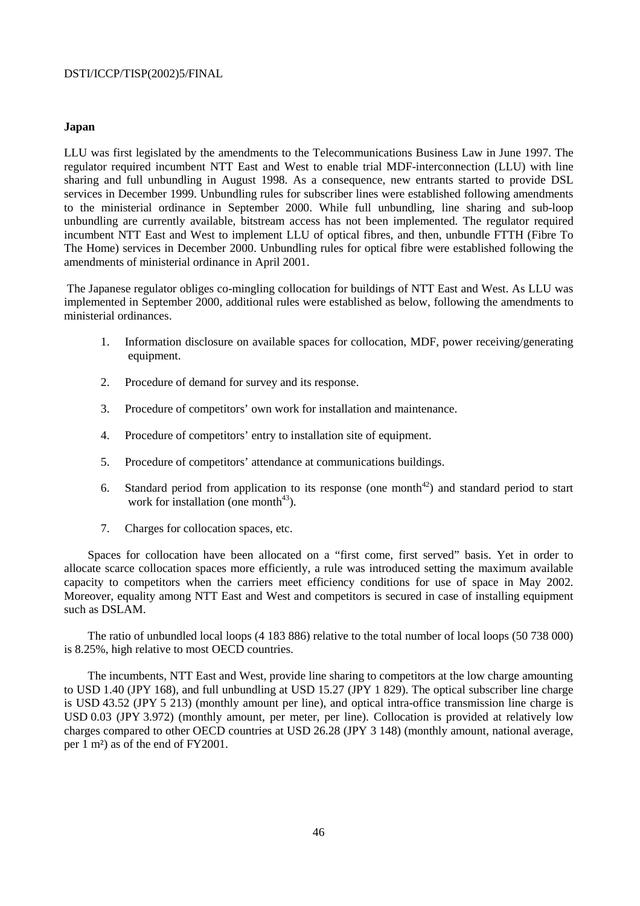**Japan**

LLU was first legislated by the amendments to the Telecommunications Business Law in June 1997. The regulator required incumbent NTT East and West to enable trial MDF-interconnection (LLU) with line sharing and full unbundling in August 1998. As a consequence, new entrants started to provide DSL services in December 1999. Unbundling rules for subscriber lines were established following amendments to the ministerial ordinance in September 2000. While full unbundling, line sharing and sub-loop unbundling are currently available, bitstream access has not been implemented. The regulator required incumbent NTT East and West to implement LLU of optical fibres, and then, unbundle FTTH (Fibre To The Home) services in December 2000. Unbundling rules for optical fibre were established following the amendments of ministerial ordinance in April 2001.

The Japanese regulator obliges co-mingling collocation for buildings of NTT East and West. As LLU was implemented in September 2000, additional rules were established as below, following the amendments to ministerial ordinances.

1. Information disclosure on available spaces for collocation, MDF, power receiving/generating equipment.
2. Procedure of demand for survey and its response.
3. Procedure of competitors' own work for installation and maintenance.
4. Procedure of competitors' entry to installation site of equipment.
5. Procedure of competitors' attendance at communications buildings.
6. Standard period from application to its response (one month[42]) and standard period to start work for installation (one month[43]).
7. Charges for collocation spaces, etc.

Spaces for collocation have been allocated on a "first come, first served" basis. Yet in order to allocate scarce collocation spaces more efficiently, a rule was introduced setting the maximum available capacity to competitors when the carriers meet efficiency conditions for use of space in May 2002. Moreover, equality among NTT East and West and competitors is secured in case of installing equipment such as DSLAM.

The ratio of unbundled local loops (4 183 886) relative to the total number of local loops (50 738 000) is 8.25%, high relative to most OECD countries.

The incumbents, NTT East and West, provide line sharing to competitors at the low charge amounting to USD 1.40 (JPY 168), and full unbundling at USD 15.27 (JPY 1 829). The optical subscriber line charge is USD 43.52 (JPY 5 213) (monthly amount per line), and optical intra-office transmission line charge is USD 0.03 (JPY 3.972) (monthly amount, per meter, per line). Collocation is provided at relatively low charges compared to other OECD countries at USD 26.28 (JPY 3 148) (monthly amount, national average, per 1 m²) as of the end of FY2001.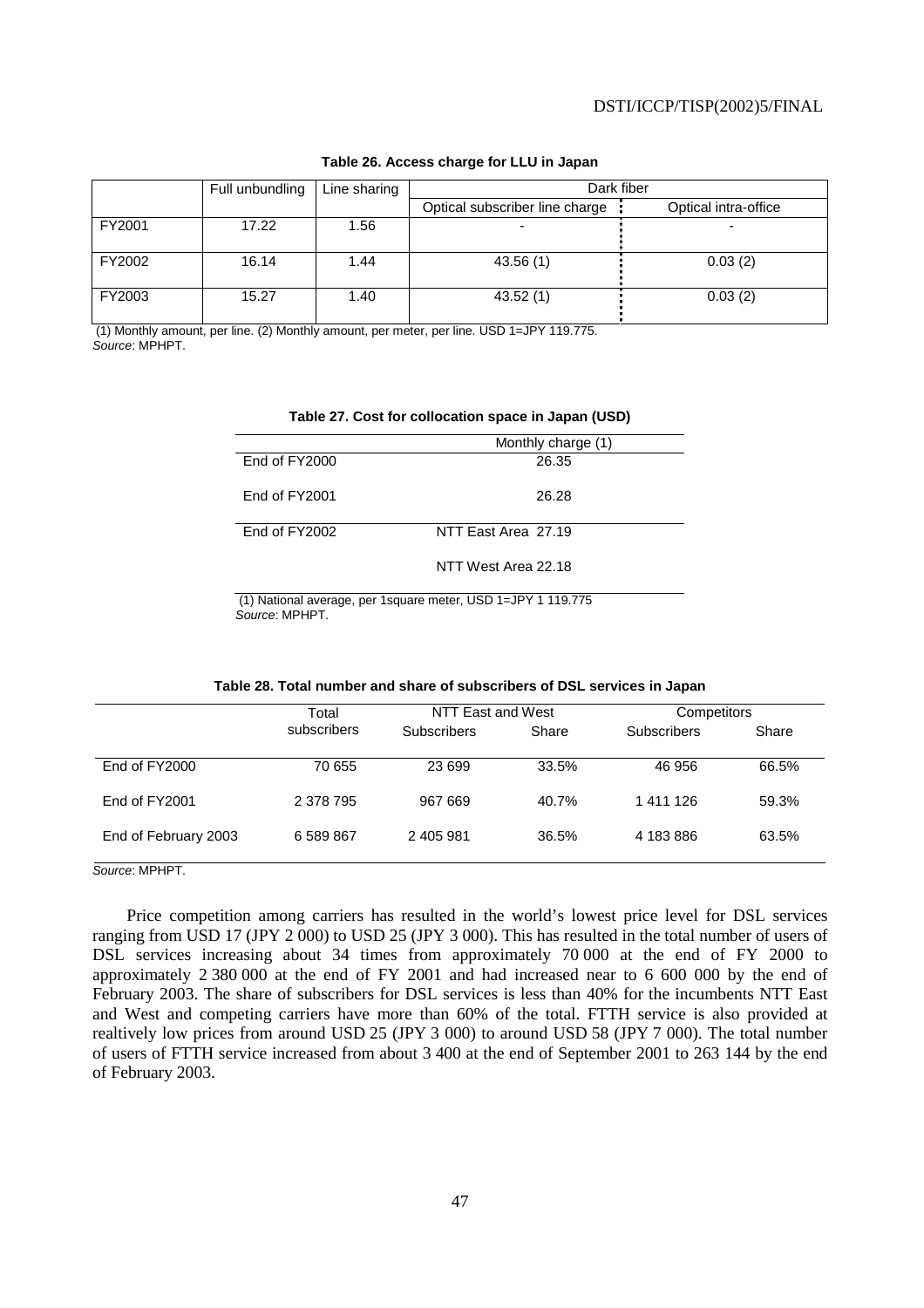**Table 26. Access charge for LLU in Japan**

| | Full unbundling | Line sharing | Dark fiber | |
|---|---|---|---|---|
| | | | Optical subscriber line charge | Optical intra-office |
| FY2001 | 17.22 | 1.56 | - | - |
| FY2002 | 16.14 | 1.44 | 43.56 (1) | 0.03 (2) |
| FY2003 | 15.27 | 1.40 | 43.52 (1) | 0.03 (2) |

(1) Monthly amount, per line. (2) Monthly amount, per meter, per line. USD 1=JPY 119.775.
*Source*: MPHPT.

**Table 27. Cost for collocation space in Japan (USD)**

| | Monthly charge (1) |
|---|---|
| End of FY2000 | 26.35 |
| End of FY2001 | 26.28 |
| End of FY2002 | NTT East Area 27.19 |
| | NTT West Area 22.18 |

(1) National average, per 1square meter, USD 1=JPY 1 119.775
*Source*: MPHPT.

**Table 28. Total number and share of subscribers of DSL services in Japan**

| | Total subscribers | NTT East and West | | Competitors | |
|---|---|---|---|---|---|
| | | Subscribers | Share | Subscribers | Share |
| End of FY2000 | 70 655 | 23 699 | 33.5% | 46 956 | 66.5% |
| End of FY2001 | 2 378 795 | 967 669 | 40.7% | 1 411 126 | 59.3% |
| End of February 2003 | 6 589 867 | 2 405 981 | 36.5% | 4 183 886 | 63.5% |

*Source*: MPHPT.

Price competition among carriers has resulted in the world's lowest price level for DSL services ranging from USD 17 (JPY 2 000) to USD 25 (JPY 3 000). This has resulted in the total number of users of DSL services increasing about 34 times from approximately 70 000 at the end of FY 2000 to approximately 2 380 000 at the end of FY 2001 and had increased near to 6 600 000 by the end of February 2003. The share of subscribers for DSL services is less than 40% for the incumbents NTT East and West and competing carriers have more than 60% of the total. FTTH service is also provided at realtively low prices from around USD 25 (JPY 3 000) to around USD 58 (JPY 7 000). The total number of users of FTTH service increased from about 3 400 at the end of September 2001 to 263 144 by the end of February 2003.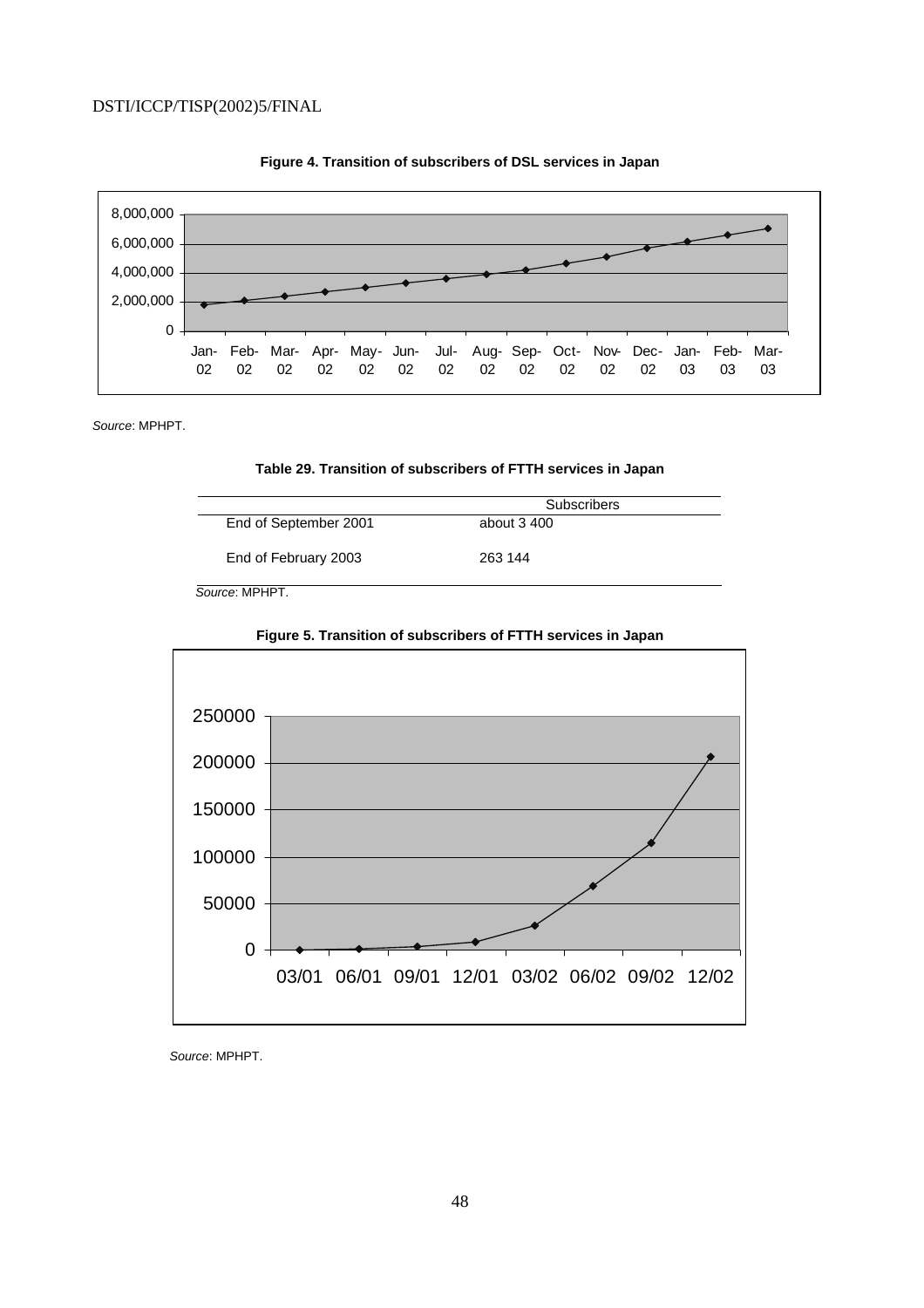**Figure 4. Transition of subscribers of DSL services in Japan**

*Source*: MPHPT.

**Table 29. Transition of subscribers of FTTH services in Japan**

| | Subscribers |
|---|---|
| End of September 2001 | about 3 400 |
| End of February 2003 | 263 144 |

*Source*: MPHPT.

**Figure 5. Transition of subscribers of FTTH services in Japan**

*Source*: MPHPT.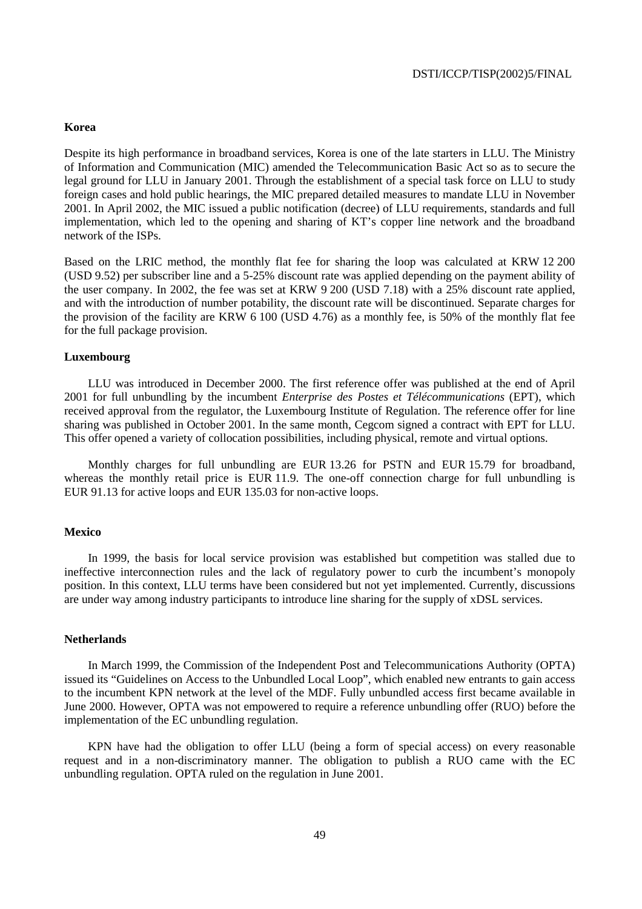### Korea

Despite its high performance in broadband services, Korea is one of the late starters in LLU. The Ministry of Information and Communication (MIC) amended the Telecommunication Basic Act so as to secure the legal ground for LLU in January 2001. Through the establishment of a special task force on LLU to study foreign cases and hold public hearings, the MIC prepared detailed measures to mandate LLU in November 2001. In April 2002, the MIC issued a public notification (decree) of LLU requirements, standards and full implementation, which led to the opening and sharing of KT's copper line network and the broadband network of the ISPs.

Based on the LRIC method, the monthly flat fee for sharing the loop was calculated at KRW 12 200 (USD 9.52) per subscriber line and a 5-25% discount rate was applied depending on the payment ability of the user company. In 2002, the fee was set at KRW 9 200 (USD 7.18) with a 25% discount rate applied, and with the introduction of number potability, the discount rate will be discontinued. Separate charges for the provision of the facility are KRW 6 100 (USD 4.76) as a monthly fee, is 50% of the monthly flat fee for the full package provision.

### Luxembourg

LLU was introduced in December 2000. The first reference offer was published at the end of April 2001 for full unbundling by the incumbent *Enterprise des Postes et Télécommunications* (EPT), which received approval from the regulator, the Luxembourg Institute of Regulation. The reference offer for line sharing was published in October 2001. In the same month, Cegcom signed a contract with EPT for LLU. This offer opened a variety of collocation possibilities, including physical, remote and virtual options.

Monthly charges for full unbundling are EUR 13.26 for PSTN and EUR 15.79 for broadband, whereas the monthly retail price is EUR 11.9. The one-off connection charge for full unbundling is EUR 91.13 for active loops and EUR 135.03 for non-active loops.

### Mexico

In 1999, the basis for local service provision was established but competition was stalled due to ineffective interconnection rules and the lack of regulatory power to curb the incumbent's monopoly position. In this context, LLU terms have been considered but not yet implemented. Currently, discussions are under way among industry participants to introduce line sharing for the supply of xDSL services.

### Netherlands

In March 1999, the Commission of the Independent Post and Telecommunications Authority (OPTA) issued its "Guidelines on Access to the Unbundled Local Loop", which enabled new entrants to gain access to the incumbent KPN network at the level of the MDF. Fully unbundled access first became available in June 2000. However, OPTA was not empowered to require a reference unbundling offer (RUO) before the implementation of the EC unbundling regulation.

KPN have had the obligation to offer LLU (being a form of special access) on every reasonable request and in a non-discriminatory manner. The obligation to publish a RUO came with the EC unbundling regulation. OPTA ruled on the regulation in June 2001.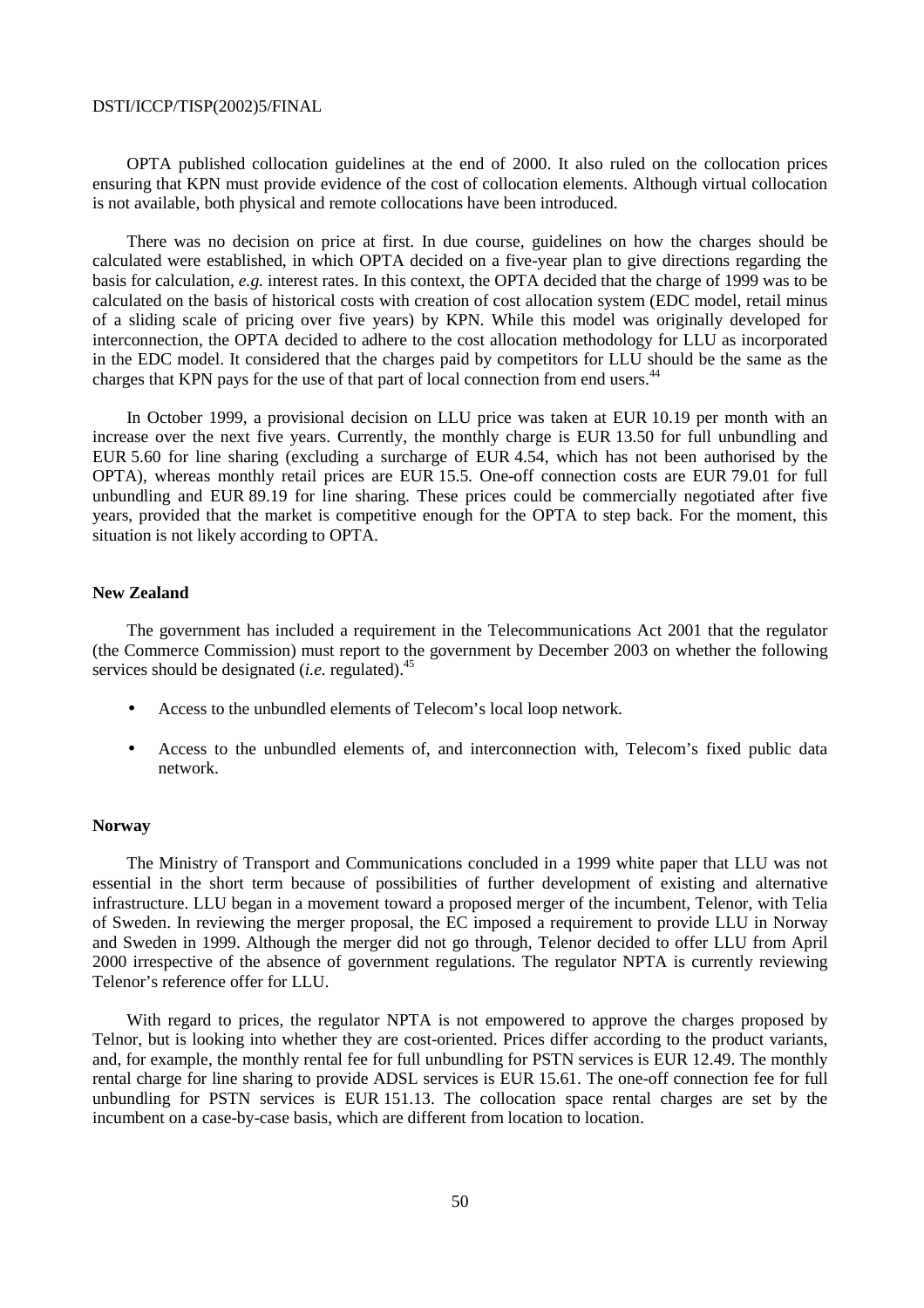OPTA published collocation guidelines at the end of 2000. It also ruled on the collocation prices ensuring that KPN must provide evidence of the cost of collocation elements. Although virtual collocation is not available, both physical and remote collocations have been introduced.

There was no decision on price at first. In due course, guidelines on how the charges should be calculated were established, in which OPTA decided on a five-year plan to give directions regarding the basis for calculation, *e.g.* interest rates. In this context, the OPTA decided that the charge of 1999 was to be calculated on the basis of historical costs with creation of cost allocation system (EDC model, retail minus of a sliding scale of pricing over five years) by KPN. While this model was originally developed for interconnection, the OPTA decided to adhere to the cost allocation methodology for LLU as incorporated in the EDC model. It considered that the charges paid by competitors for LLU should be the same as the charges that KPN pays for the use of that part of local connection from end users.[44]

In October 1999, a provisional decision on LLU price was taken at EUR 10.19 per month with an increase over the next five years. Currently, the monthly charge is EUR 13.50 for full unbundling and EUR 5.60 for line sharing (excluding a surcharge of EUR 4.54, which has not been authorised by the OPTA), whereas monthly retail prices are EUR 15.5. One-off connection costs are EUR 79.01 for full unbundling and EUR 89.19 for line sharing. These prices could be commercially negotiated after five years, provided that the market is competitive enough for the OPTA to step back. For the moment, this situation is not likely according to OPTA.

**New Zealand**

The government has included a requirement in the Telecommunications Act 2001 that the regulator (the Commerce Commission) must report to the government by December 2003 on whether the following services should be designated (*i.e.* regulated).[45]

- Access to the unbundled elements of Telecom's local loop network.
- Access to the unbundled elements of, and interconnection with, Telecom's fixed public data network.

**Norway**

The Ministry of Transport and Communications concluded in a 1999 white paper that LLU was not essential in the short term because of possibilities of further development of existing and alternative infrastructure. LLU began in a movement toward a proposed merger of the incumbent, Telenor, with Telia of Sweden. In reviewing the merger proposal, the EC imposed a requirement to provide LLU in Norway and Sweden in 1999. Although the merger did not go through, Telenor decided to offer LLU from April 2000 irrespective of the absence of government regulations. The regulator NPTA is currently reviewing Telenor's reference offer for LLU.

With regard to prices, the regulator NPTA is not empowered to approve the charges proposed by Telnor, but is looking into whether they are cost-oriented. Prices differ according to the product variants, and, for example, the monthly rental fee for full unbundling for PSTN services is EUR 12.49. The monthly rental charge for line sharing to provide ADSL services is EUR 15.61. The one-off connection fee for full unbundling for PSTN services is EUR 151.13. The collocation space rental charges are set by the incumbent on a case-by-case basis, which are different from location to location.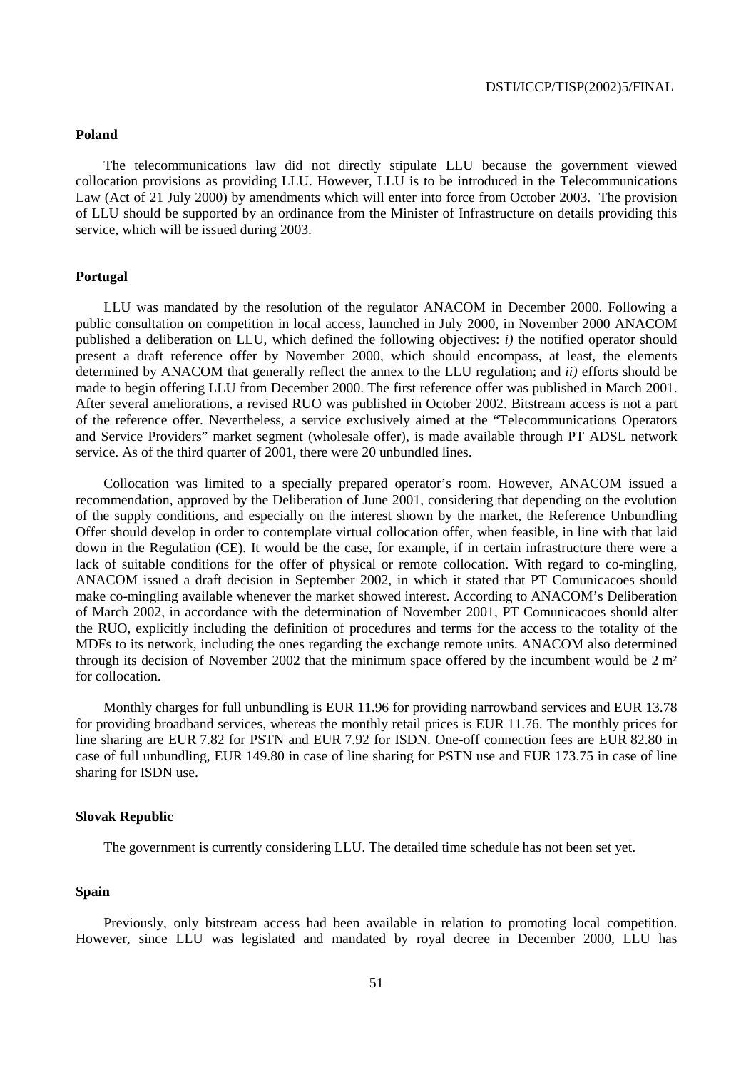### Poland

The telecommunications law did not directly stipulate LLU because the government viewed collocation provisions as providing LLU. However, LLU is to be introduced in the Telecommunications Law (Act of 21 July 2000) by amendments which will enter into force from October 2003. The provision of LLU should be supported by an ordinance from the Minister of Infrastructure on details providing this service, which will be issued during 2003.

### Portugal

LLU was mandated by the resolution of the regulator ANACOM in December 2000. Following a public consultation on competition in local access, launched in July 2000, in November 2000 ANACOM published a deliberation on LLU, which defined the following objectives: *i)* the notified operator should present a draft reference offer by November 2000, which should encompass, at least, the elements determined by ANACOM that generally reflect the annex to the LLU regulation; and *ii)* efforts should be made to begin offering LLU from December 2000. The first reference offer was published in March 2001. After several ameliorations, a revised RUO was published in October 2002. Bitstream access is not a part of the reference offer. Nevertheless, a service exclusively aimed at the "Telecommunications Operators and Service Providers" market segment (wholesale offer), is made available through PT ADSL network service. As of the third quarter of 2001, there were 20 unbundled lines.

Collocation was limited to a specially prepared operator's room. However, ANACOM issued a recommendation, approved by the Deliberation of June 2001, considering that depending on the evolution of the supply conditions, and especially on the interest shown by the market, the Reference Unbundling Offer should develop in order to contemplate virtual collocation offer, when feasible, in line with that laid down in the Regulation (CE). It would be the case, for example, if in certain infrastructure there were a lack of suitable conditions for the offer of physical or remote collocation. With regard to co-mingling, ANACOM issued a draft decision in September 2002, in which it stated that PT Comunicacoes should make co-mingling available whenever the market showed interest. According to ANACOM's Deliberation of March 2002, in accordance with the determination of November 2001, PT Comunicacoes should alter the RUO, explicitly including the definition of procedures and terms for the access to the totality of the MDFs to its network, including the ones regarding the exchange remote units. ANACOM also determined through its decision of November 2002 that the minimum space offered by the incumbent would be 2 $m^2$ for collocation.

Monthly charges for full unbundling is EUR 11.96 for providing narrowband services and EUR 13.78 for providing broadband services, whereas the monthly retail prices is EUR 11.76. The monthly prices for line sharing are EUR 7.82 for PSTN and EUR 7.92 for ISDN. One-off connection fees are EUR 82.80 in case of full unbundling, EUR 149.80 in case of line sharing for PSTN use and EUR 173.75 in case of line sharing for ISDN use.

### Slovak Republic

The government is currently considering LLU. The detailed time schedule has not been set yet.

### Spain

Previously, only bitstream access had been available in relation to promoting local competition. However, since LLU was legislated and mandated by royal decree in December 2000, LLU has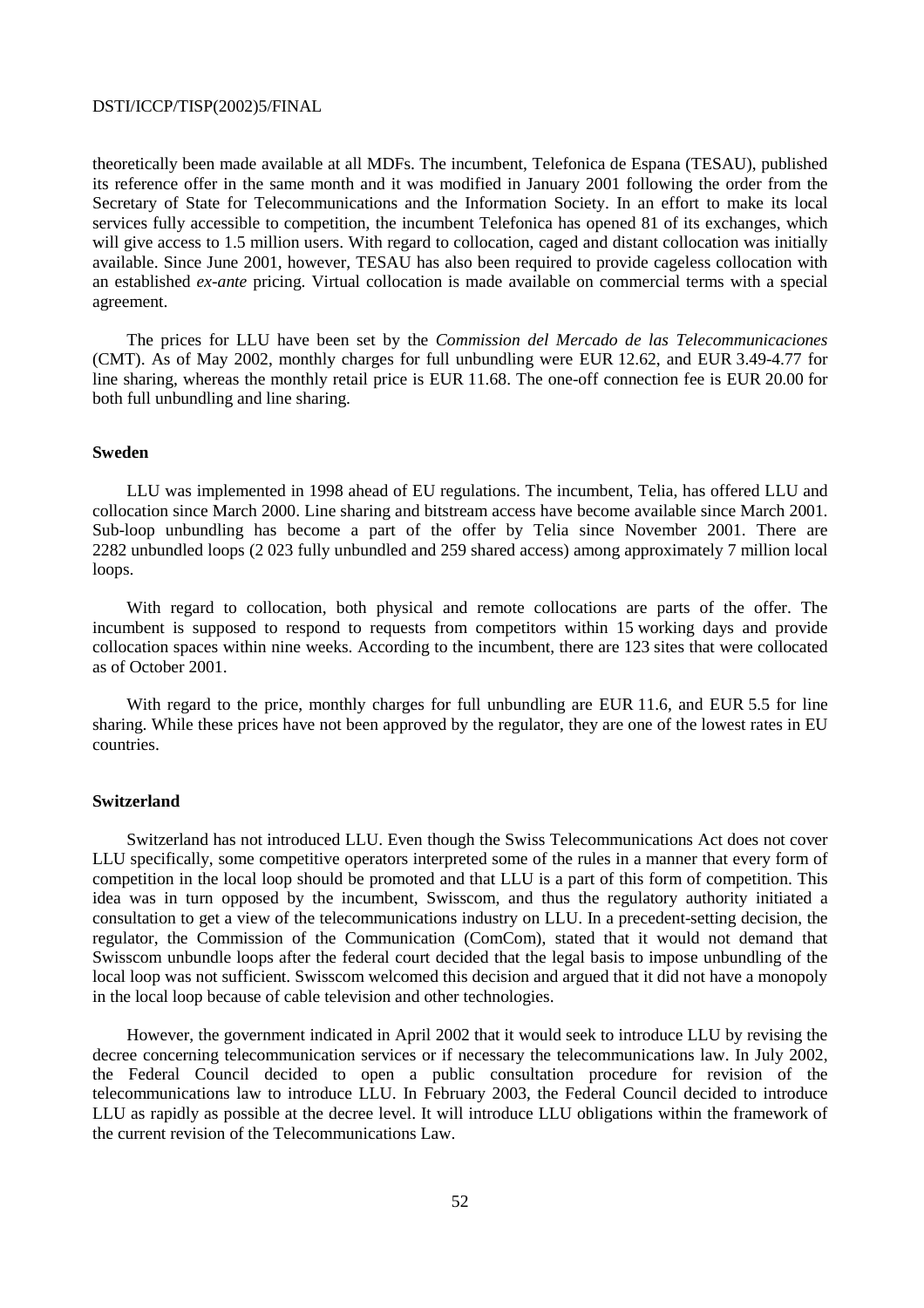theoretically been made available at all MDFs. The incumbent, Telefonica de Espana (TESAU), published its reference offer in the same month and it was modified in January 2001 following the order from the Secretary of State for Telecommunications and the Information Society. In an effort to make its local services fully accessible to competition, the incumbent Telefonica has opened 81 of its exchanges, which will give access to 1.5 million users. With regard to collocation, caged and distant collocation was initially available. Since June 2001, however, TESAU has also been required to provide cageless collocation with an established *ex-ante* pricing. Virtual collocation is made available on commercial terms with a special agreement.

The prices for LLU have been set by the *Commission del Mercado de las Telecommunicaciones* (CMT). As of May 2002, monthly charges for full unbundling were EUR 12.62, and EUR 3.49-4.77 for line sharing, whereas the monthly retail price is EUR 11.68. The one-off connection fee is EUR 20.00 for both full unbundling and line sharing.

**Sweden**

LLU was implemented in 1998 ahead of EU regulations. The incumbent, Telia, has offered LLU and collocation since March 2000. Line sharing and bitstream access have become available since March 2001. Sub-loop unbundling has become a part of the offer by Telia since November 2001. There are 2282 unbundled loops (2 023 fully unbundled and 259 shared access) among approximately 7 million local loops.

With regard to collocation, both physical and remote collocations are parts of the offer. The incumbent is supposed to respond to requests from competitors within 15 working days and provide collocation spaces within nine weeks. According to the incumbent, there are 123 sites that were collocated as of October 2001.

With regard to the price, monthly charges for full unbundling are EUR 11.6, and EUR 5.5 for line sharing. While these prices have not been approved by the regulator, they are one of the lowest rates in EU countries.

**Switzerland**

Switzerland has not introduced LLU. Even though the Swiss Telecommunications Act does not cover LLU specifically, some competitive operators interpreted some of the rules in a manner that every form of competition in the local loop should be promoted and that LLU is a part of this form of competition. This idea was in turn opposed by the incumbent, Swisscom, and thus the regulatory authority initiated a consultation to get a view of the telecommunications industry on LLU. In a precedent-setting decision, the regulator, the Commission of the Communication (ComCom), stated that it would not demand that Swisscom unbundle loops after the federal court decided that the legal basis to impose unbundling of the local loop was not sufficient. Swisscom welcomed this decision and argued that it did not have a monopoly in the local loop because of cable television and other technologies.

However, the government indicated in April 2002 that it would seek to introduce LLU by revising the decree concerning telecommunication services or if necessary the telecommunications law. In July 2002, the Federal Council decided to open a public consultation procedure for revision of the telecommunications law to introduce LLU. In February 2003, the Federal Council decided to introduce LLU as rapidly as possible at the decree level. It will introduce LLU obligations within the framework of the current revision of the Telecommunications Law.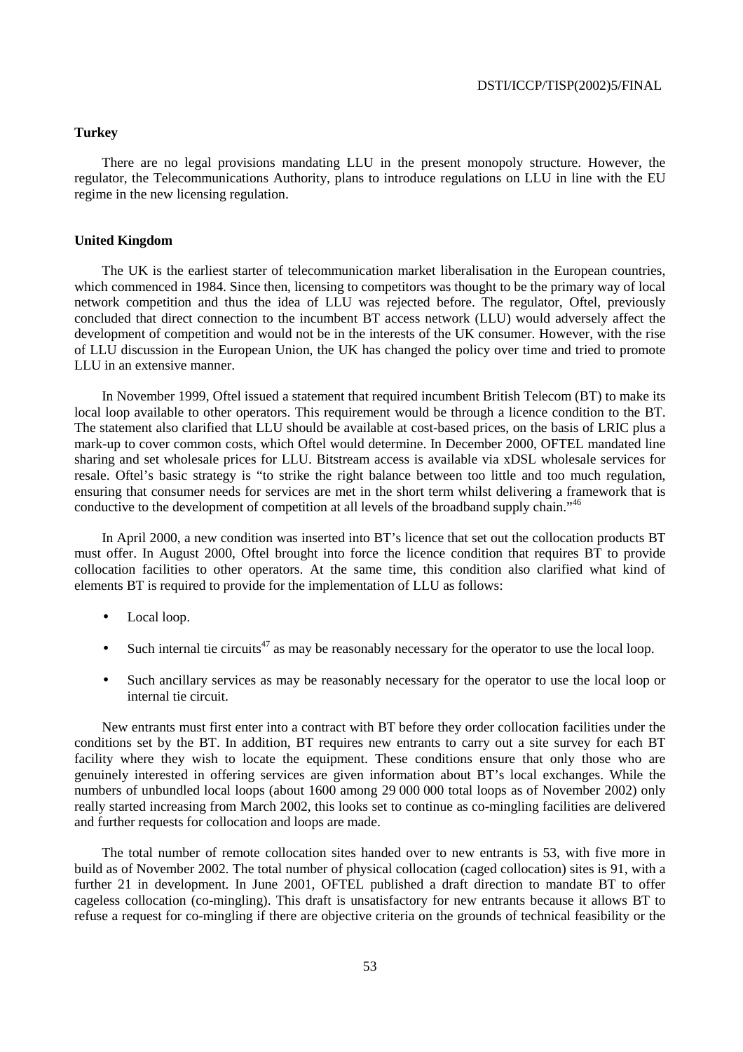**Turkey**

There are no legal provisions mandating LLU in the present monopoly structure. However, the regulator, the Telecommunications Authority, plans to introduce regulations on LLU in line with the EU regime in the new licensing regulation.

**United Kingdom**

The UK is the earliest starter of telecommunication market liberalisation in the European countries, which commenced in 1984. Since then, licensing to competitors was thought to be the primary way of local network competition and thus the idea of LLU was rejected before. The regulator, Oftel, previously concluded that direct connection to the incumbent BT access network (LLU) would adversely affect the development of competition and would not be in the interests of the UK consumer. However, with the rise of LLU discussion in the European Union, the UK has changed the policy over time and tried to promote LLU in an extensive manner.

In November 1999, Oftel issued a statement that required incumbent British Telecom (BT) to make its local loop available to other operators. This requirement would be through a licence condition to the BT. The statement also clarified that LLU should be available at cost-based prices, on the basis of LRIC plus a mark-up to cover common costs, which Oftel would determine. In December 2000, OFTEL mandated line sharing and set wholesale prices for LLU. Bitstream access is available via xDSL wholesale services for resale. Oftel's basic strategy is "to strike the right balance between too little and too much regulation, ensuring that consumer needs for services are met in the short term whilst delivering a framework that is conductive to the development of competition at all levels of the broadband supply chain."[46]

In April 2000, a new condition was inserted into BT's licence that set out the collocation products BT must offer. In August 2000, Oftel brought into force the licence condition that requires BT to provide collocation facilities to other operators. At the same time, this condition also clarified what kind of elements BT is required to provide for the implementation of LLU as follows:

- Local loop.
- Such internal tie circuits[47] as may be reasonably necessary for the operator to use the local loop.
- Such ancillary services as may be reasonably necessary for the operator to use the local loop or internal tie circuit.

New entrants must first enter into a contract with BT before they order collocation facilities under the conditions set by the BT. In addition, BT requires new entrants to carry out a site survey for each BT facility where they wish to locate the equipment. These conditions ensure that only those who are genuinely interested in offering services are given information about BT's local exchanges. While the numbers of unbundled local loops (about 1600 among 29 000 000 total loops as of November 2002) only really started increasing from March 2002, this looks set to continue as co-mingling facilities are delivered and further requests for collocation and loops are made.

The total number of remote collocation sites handed over to new entrants is 53, with five more in build as of November 2002. The total number of physical collocation (caged collocation) sites is 91, with a further 21 in development. In June 2001, OFTEL published a draft direction to mandate BT to offer cageless collocation (co-mingling). This draft is unsatisfactory for new entrants because it allows BT to refuse a request for co-mingling if there are objective criteria on the grounds of technical feasibility or the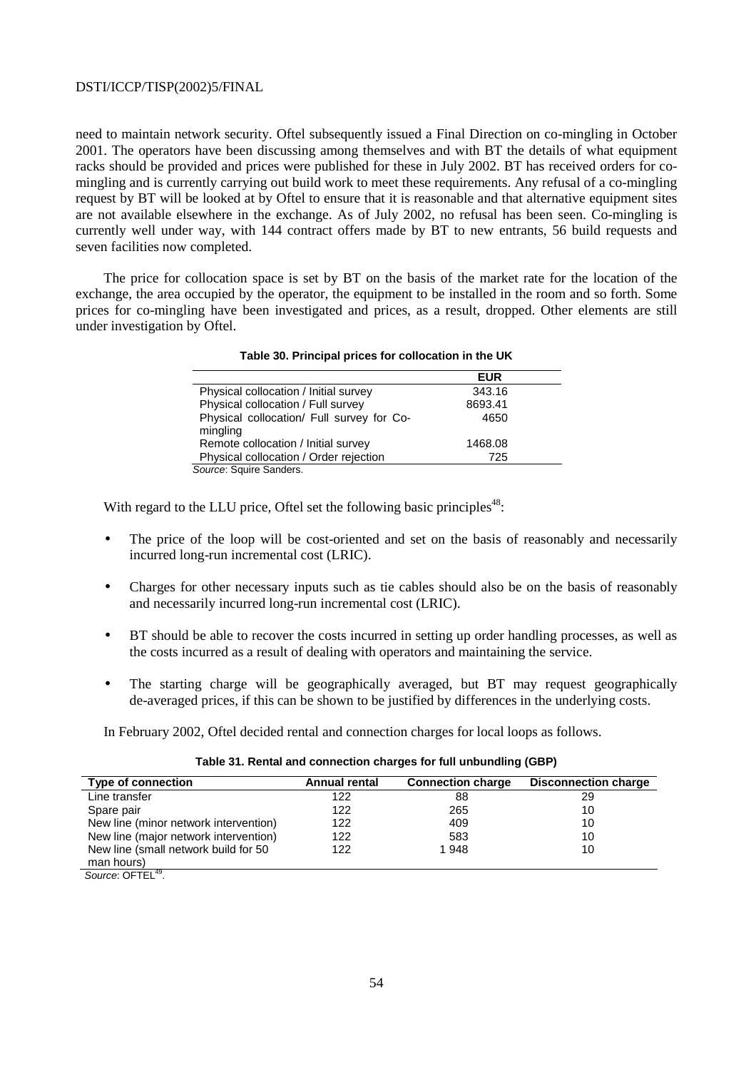need to maintain network security. Oftel subsequently issued a Final Direction on co-mingling in October 2001. The operators have been discussing among themselves and with BT the details of what equipment racks should be provided and prices were published for these in July 2002. BT has received orders for co-mingling and is currently carrying out build work to meet these requirements. Any refusal of a co-mingling request by BT will be looked at by Oftel to ensure that it is reasonable and that alternative equipment sites are not available elsewhere in the exchange. As of July 2002, no refusal has been seen. Co-mingling is currently well under way, with 144 contract offers made by BT to new entrants, 56 build requests and seven facilities now completed.

The price for collocation space is set by BT on the basis of the market rate for the location of the exchange, the area occupied by the operator, the equipment to be installed in the room and so forth. Some prices for co-mingling have been investigated and prices, as a result, dropped. Other elements are still under investigation by Oftel.

**Table 30. Principal prices for collocation in the UK**

| | EUR |
|---|---|
| Physical collocation / Initial survey | 343.16 |
| Physical collocation / Full survey | 8693.41 |
| Physical collocation/ Full survey for Co-mingling | 4650 |
| Remote collocation / Initial survey | 1468.08 |
| Physical collocation / Order rejection | 725 |

*Source*: Squire Sanders.

With regard to the LLU price, Oftel set the following basic principles[48]:

- The price of the loop will be cost-oriented and set on the basis of reasonably and necessarily incurred long-run incremental cost (LRIC).
- Charges for other necessary inputs such as tie cables should also be on the basis of reasonably and necessarily incurred long-run incremental cost (LRIC).
- BT should be able to recover the costs incurred in setting up order handling processes, as well as the costs incurred as a result of dealing with operators and maintaining the service.
- The starting charge will be geographically averaged, but BT may request geographically de-averaged prices, if this can be shown to be justified by differences in the underlying costs.

In February 2002, Oftel decided rental and connection charges for local loops as follows.

**Table 31. Rental and connection charges for full unbundling (GBP)**

| Type of connection | Annual rental | Connection charge | Disconnection charge |
|---|---|---|---|
| Line transfer | 122 | 88 | 29 |
| Spare pair | 122 | 265 | 10 |
| New line (minor network intervention) | 122 | 409 | 10 |
| New line (major network intervention) | 122 | 583 | 10 |
| New line (small network build for 50 man hours) | 122 | 1 948 | 10 |

*Source*: OFTEL[49].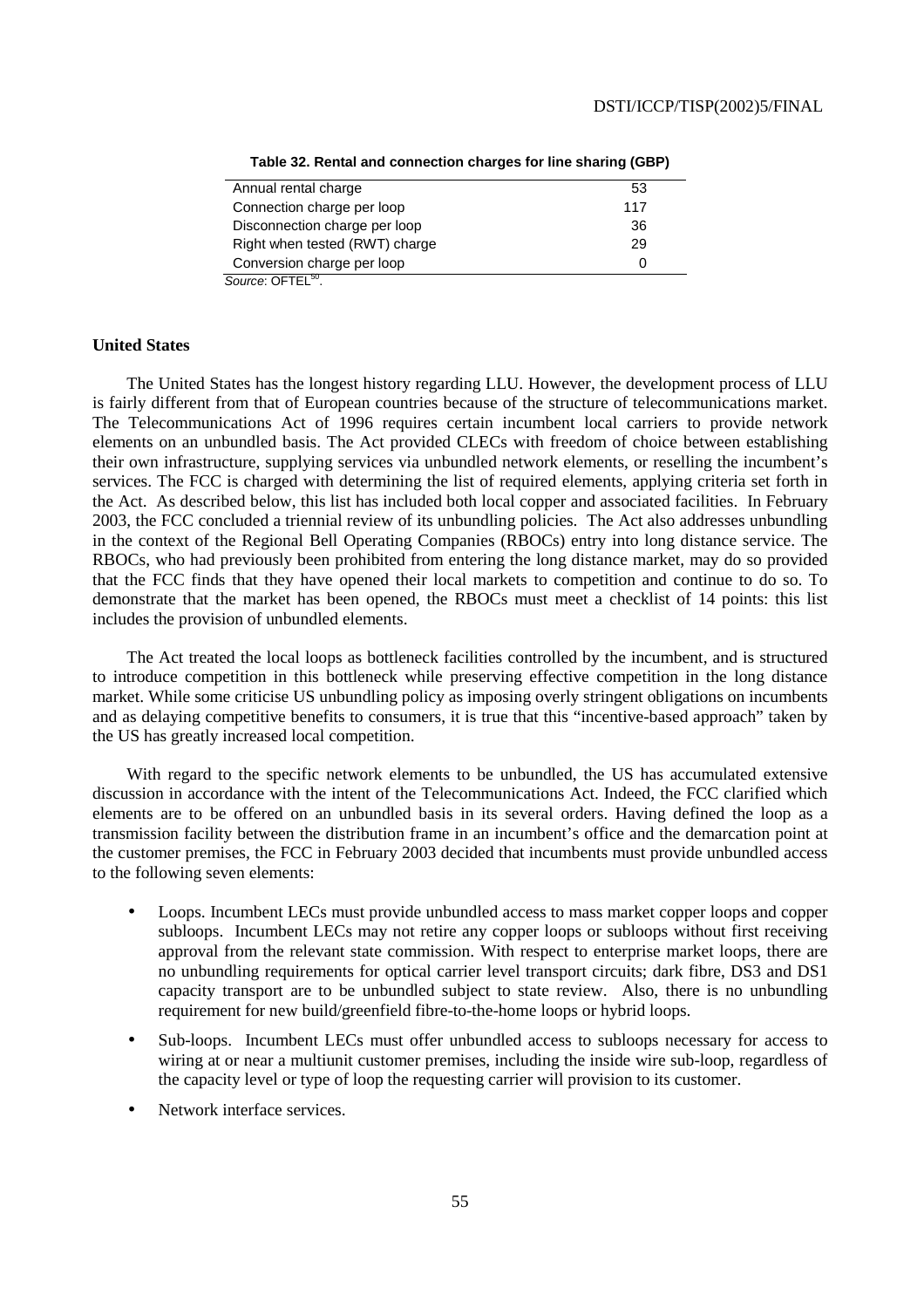**Table 32. Rental and connection charges for line sharing (GBP)**

| | |
|---|---|
| Annual rental charge | 53 |
| Connection charge per loop | 117 |
| Disconnection charge per loop | 36 |
| Right when tested (RWT) charge | 29 |
| Conversion charge per loop | 0 |

*Source*: OFTEL[50].

**United States**

The United States has the longest history regarding LLU. However, the development process of LLU is fairly different from that of European countries because of the structure of telecommunications market. The Telecommunications Act of 1996 requires certain incumbent local carriers to provide network elements on an unbundled basis. The Act provided CLECs with freedom of choice between establishing their own infrastructure, supplying services via unbundled network elements, or reselling the incumbent's services. The FCC is charged with determining the list of required elements, applying criteria set forth in the Act. As described below, this list has included both local copper and associated facilities. In February 2003, the FCC concluded a triennial review of its unbundling policies. The Act also addresses unbundling in the context of the Regional Bell Operating Companies (RBOCs) entry into long distance service. The RBOCs, who had previously been prohibited from entering the long distance market, may do so provided that the FCC finds that they have opened their local markets to competition and continue to do so. To demonstrate that the market has been opened, the RBOCs must meet a checklist of 14 points: this list includes the provision of unbundled elements.

The Act treated the local loops as bottleneck facilities controlled by the incumbent, and is structured to introduce competition in this bottleneck while preserving effective competition in the long distance market. While some criticise US unbundling policy as imposing overly stringent obligations on incumbents and as delaying competitive benefits to consumers, it is true that this "incentive-based approach" taken by the US has greatly increased local competition.

With regard to the specific network elements to be unbundled, the US has accumulated extensive discussion in accordance with the intent of the Telecommunications Act. Indeed, the FCC clarified which elements are to be offered on an unbundled basis in its several orders. Having defined the loop as a transmission facility between the distribution frame in an incumbent's office and the demarcation point at the customer premises, the FCC in February 2003 decided that incumbents must provide unbundled access to the following seven elements:

- Loops. Incumbent LECs must provide unbundled access to mass market copper loops and copper subloops. Incumbent LECs may not retire any copper loops or subloops without first receiving approval from the relevant state commission. With respect to enterprise market loops, there are no unbundling requirements for optical carrier level transport circuits; dark fibre, DS3 and DS1 capacity transport are to be unbundled subject to state review. Also, there is no unbundling requirement for new build/greenfield fibre-to-the-home loops or hybrid loops.
- Sub-loops. Incumbent LECs must offer unbundled access to subloops necessary for access to wiring at or near a multiunit customer premises, including the inside wire sub-loop, regardless of the capacity level or type of loop the requesting carrier will provision to its customer.
- Network interface services.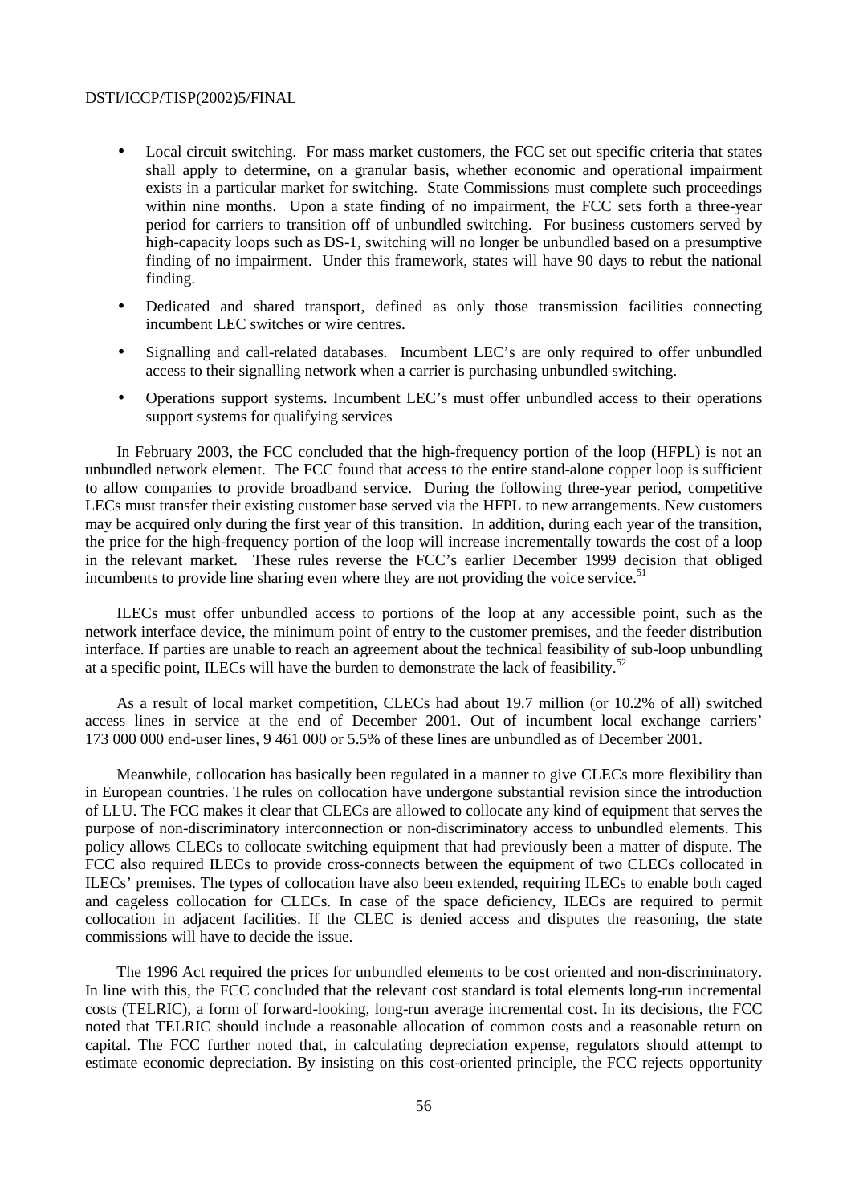- Local circuit switching. For mass market customers, the FCC set out specific criteria that states shall apply to determine, on a granular basis, whether economic and operational impairment exists in a particular market for switching. State Commissions must complete such proceedings within nine months. Upon a state finding of no impairment, the FCC sets forth a three-year period for carriers to transition off of unbundled switching. For business customers served by high-capacity loops such as DS-1, switching will no longer be unbundled based on a presumptive finding of no impairment. Under this framework, states will have 90 days to rebut the national finding.
- Dedicated and shared transport, defined as only those transmission facilities connecting incumbent LEC switches or wire centres.
- Signalling and call-related databases. Incumbent LEC's are only required to offer unbundled access to their signalling network when a carrier is purchasing unbundled switching.
- Operations support systems. Incumbent LEC's must offer unbundled access to their operations support systems for qualifying services

In February 2003, the FCC concluded that the high-frequency portion of the loop (HFPL) is not an unbundled network element. The FCC found that access to the entire stand-alone copper loop is sufficient to allow companies to provide broadband service. During the following three-year period, competitive LECs must transfer their existing customer base served via the HFPL to new arrangements. New customers may be acquired only during the first year of this transition. In addition, during each year of the transition, the price for the high-frequency portion of the loop will increase incrementally towards the cost of a loop in the relevant market. These rules reverse the FCC's earlier December 1999 decision that obliged incumbents to provide line sharing even where they are not providing the voice service.[51]

ILECs must offer unbundled access to portions of the loop at any accessible point, such as the network interface device, the minimum point of entry to the customer premises, and the feeder distribution interface. If parties are unable to reach an agreement about the technical feasibility of sub-loop unbundling at a specific point, ILECs will have the burden to demonstrate the lack of feasibility.[52]

As a result of local market competition, CLECs had about 19.7 million (or 10.2% of all) switched access lines in service at the end of December 2001. Out of incumbent local exchange carriers' 173 000 000 end-user lines, 9 461 000 or 5.5% of these lines are unbundled as of December 2001.

Meanwhile, collocation has basically been regulated in a manner to give CLECs more flexibility than in European countries. The rules on collocation have undergone substantial revision since the introduction of LLU. The FCC makes it clear that CLECs are allowed to collocate any kind of equipment that serves the purpose of non-discriminatory interconnection or non-discriminatory access to unbundled elements. This policy allows CLECs to collocate switching equipment that had previously been a matter of dispute. The FCC also required ILECs to provide cross-connects between the equipment of two CLECs collocated in ILECs' premises. The types of collocation have also been extended, requiring ILECs to enable both caged and cageless collocation for CLECs. In case of the space deficiency, ILECs are required to permit collocation in adjacent facilities. If the CLEC is denied access and disputes the reasoning, the state commissions will have to decide the issue.

The 1996 Act required the prices for unbundled elements to be cost oriented and non-discriminatory. In line with this, the FCC concluded that the relevant cost standard is total elements long-run incremental costs (TELRIC), a form of forward-looking, long-run average incremental cost. In its decisions, the FCC noted that TELRIC should include a reasonable allocation of common costs and a reasonable return on capital. The FCC further noted that, in calculating depreciation expense, regulators should attempt to estimate economic depreciation. By insisting on this cost-oriented principle, the FCC rejects opportunity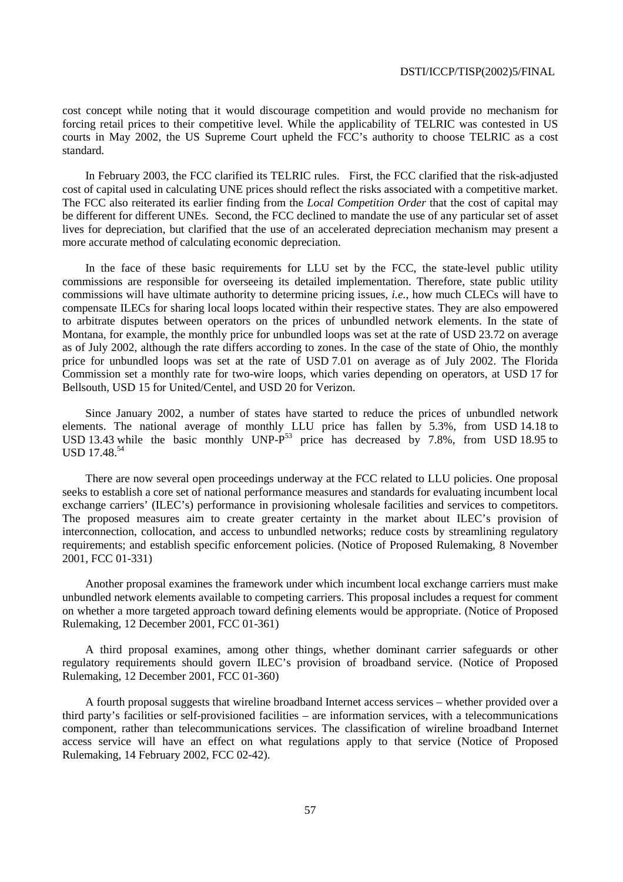cost concept while noting that it would discourage competition and would provide no mechanism for forcing retail prices to their competitive level. While the applicability of TELRIC was contested in US courts in May 2002, the US Supreme Court upheld the FCC's authority to choose TELRIC as a cost standard.

In February 2003, the FCC clarified its TELRIC rules. First, the FCC clarified that the risk-adjusted cost of capital used in calculating UNE prices should reflect the risks associated with a competitive market. The FCC also reiterated its earlier finding from the *Local Competition Order* that the cost of capital may be different for different UNEs. Second, the FCC declined to mandate the use of any particular set of asset lives for depreciation, but clarified that the use of an accelerated depreciation mechanism may present a more accurate method of calculating economic depreciation.

In the face of these basic requirements for LLU set by the FCC, the state-level public utility commissions are responsible for overseeing its detailed implementation. Therefore, state public utility commissions will have ultimate authority to determine pricing issues, *i.e.*, how much CLECs will have to compensate ILECs for sharing local loops located within their respective states. They are also empowered to arbitrate disputes between operators on the prices of unbundled network elements. In the state of Montana, for example, the monthly price for unbundled loops was set at the rate of USD 23.72 on average as of July 2002, although the rate differs according to zones. In the case of the state of Ohio, the monthly price for unbundled loops was set at the rate of USD 7.01 on average as of July 2002. The Florida Commission set a monthly rate for two-wire loops, which varies depending on operators, at USD 17 for Bellsouth, USD 15 for United/Centel, and USD 20 for Verizon.

Since January 2002, a number of states have started to reduce the prices of unbundled network elements. The national average of monthly LLU price has fallen by 5.3%, from USD 14.18 to USD 13.43 while the basic monthly UNP-P[53] price has decreased by 7.8%, from USD 18.95 to USD 17.48.[54]

There are now several open proceedings underway at the FCC related to LLU policies. One proposal seeks to establish a core set of national performance measures and standards for evaluating incumbent local exchange carriers' (ILEC's) performance in provisioning wholesale facilities and services to competitors. The proposed measures aim to create greater certainty in the market about ILEC's provision of interconnection, collocation, and access to unbundled networks; reduce costs by streamlining regulatory requirements; and establish specific enforcement policies. (Notice of Proposed Rulemaking, 8 November 2001, FCC 01-331)

Another proposal examines the framework under which incumbent local exchange carriers must make unbundled network elements available to competing carriers. This proposal includes a request for comment on whether a more targeted approach toward defining elements would be appropriate. (Notice of Proposed Rulemaking, 12 December 2001, FCC 01-361)

A third proposal examines, among other things, whether dominant carrier safeguards or other regulatory requirements should govern ILEC's provision of broadband service. (Notice of Proposed Rulemaking, 12 December 2001, FCC 01-360)

A fourth proposal suggests that wireline broadband Internet access services – whether provided over a third party's facilities or self-provisioned facilities – are information services, with a telecommunications component, rather than telecommunications services. The classification of wireline broadband Internet access service will have an effect on what regulations apply to that service (Notice of Proposed Rulemaking, 14 February 2002, FCC 02-42).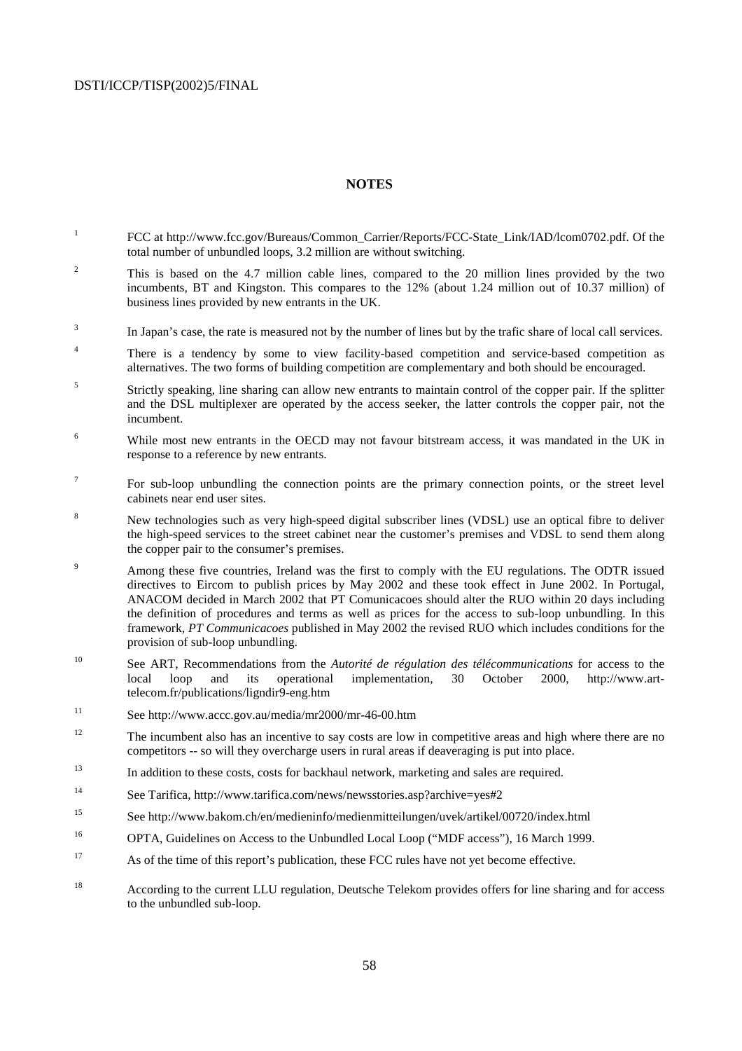## NOTES

1. FCC at http://www.fcc.gov/Bureaus/Common_Carrier/Reports/FCC-State_Link/IAD/lcom0702.pdf. Of the total number of unbundled loops, 3.2 million are without switching.

2. This is based on the 4.7 million cable lines, compared to the 20 million lines provided by the two incumbents, BT and Kingston. This compares to the 12% (about 1.24 million out of 10.37 million) of business lines provided by new entrants in the UK.

3. In Japan's case, the rate is measured not by the number of lines but by the trafic share of local call services.

4. There is a tendency by some to view facility-based competition and service-based competition as alternatives. The two forms of building competition are complementary and both should be encouraged.

5. Strictly speaking, line sharing can allow new entrants to maintain control of the copper pair. If the splitter and the DSL multiplexer are operated by the access seeker, the latter controls the copper pair, not the incumbent.

6. While most new entrants in the OECD may not favour bitstream access, it was mandated in the UK in response to a reference by new entrants.

7. For sub-loop unbundling the connection points are the primary connection points, or the street level cabinets near end user sites.

8. New technologies such as very high-speed digital subscriber lines (VDSL) use an optical fibre to deliver the high-speed services to the street cabinet near the customer's premises and VDSL to send them along the copper pair to the consumer's premises.

9. Among these five countries, Ireland was the first to comply with the EU regulations. The ODTR issued directives to Eircom to publish prices by May 2002 and these took effect in June 2002. In Portugal, ANACOM decided in March 2002 that PT Comunicacoes should alter the RUO within 20 days including the definition of procedures and terms as well as prices for the access to sub-loop unbundling. In this framework, *PT Communicacoes* published in May 2002 the revised RUO which includes conditions for the provision of sub-loop unbundling.

10. See ART, Recommendations from the *Autorité de régulation des télécommunications* for access to the local loop and its operational implementation, 30 October 2000, http://www.art-telecom.fr/publications/ligndir9-eng.htm

11. See http://www.accc.gov.au/media/mr2000/mr-46-00.htm

12. The incumbent also has an incentive to say costs are low in competitive areas and high where there are no competitors -- so will they overcharge users in rural areas if deaveraging is put into place.

13. In addition to these costs, costs for backhaul network, marketing and sales are required.

14. See Tarifica, http://www.tarifica.com/news/newsstories.asp?archive=yes#2

15. See http://www.bakom.ch/en/medieninfo/medienmitteilungen/uvek/artikel/00720/index.html

16. OPTA, Guidelines on Access to the Unbundled Local Loop ("MDF access"), 16 March 1999.

17. As of the time of this report's publication, these FCC rules have not yet become effective.

18. According to the current LLU regulation, Deutsche Telekom provides offers for line sharing and for access to the unbundled sub-loop.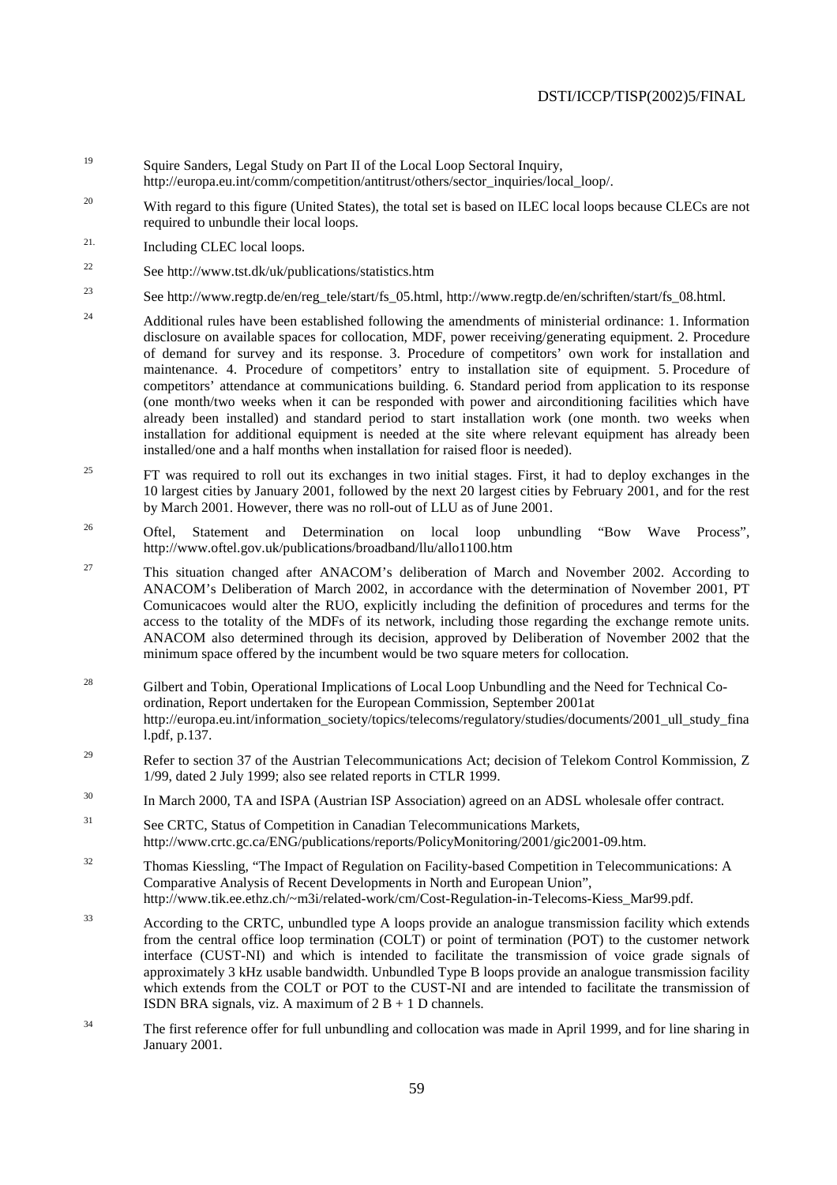[19] Squire Sanders, Legal Study on Part II of the Local Loop Sectoral Inquiry, http://europa.eu.int/comm/competition/antitrust/others/sector_inquiries/local_loop/.

[20] With regard to this figure (United States), the total set is based on ILEC local loops because CLECs are not required to unbundle their local loops.

[21] Including CLEC local loops.

[22] See http://www.tst.dk/uk/publications/statistics.htm

[23] See http://www.regtp.de/en/reg_tele/start/fs_05.html, http://www.regtp.de/en/schriften/start/fs_08.html.

[24] Additional rules have been established following the amendments of ministerial ordinance: 1. Information disclosure on available spaces for collocation, MDF, power receiving/generating equipment. 2. Procedure of demand for survey and its response. 3. Procedure of competitors' own work for installation and maintenance. 4. Procedure of competitors' entry to installation site of equipment. 5. Procedure of competitors' attendance at communications building. 6. Standard period from application to its response (one month/two weeks when it can be responded with power and airconditioning facilities which have already been installed) and standard period to start installation work (one month. two weeks when installation for additional equipment is needed at the site where relevant equipment has already been installed/one and a half months when installation for raised floor is needed).

[25] FT was required to roll out its exchanges in two initial stages. First, it had to deploy exchanges in the 10 largest cities by January 2001, followed by the next 20 largest cities by February 2001, and for the rest by March 2001. However, there was no roll-out of LLU as of June 2001.

[26] Oftel, Statement and Determination on local loop unbundling "Bow Wave Process", http://www.oftel.gov.uk/publications/broadband/llu/allo1100.htm

[27] This situation changed after ANACOM's deliberation of March and November 2002. According to ANACOM's Deliberation of March 2002, in accordance with the determination of November 2001, PT Comunicacoes would alter the RUO, explicitly including the definition of procedures and terms for the access to the totality of the MDFs of its network, including those regarding the exchange remote units. ANACOM also determined through its decision, approved by Deliberation of November 2002 that the minimum space offered by the incumbent would be two square meters for collocation.

[28] Gilbert and Tobin, Operational Implications of Local Loop Unbundling and the Need for Technical Co-ordination, Report undertaken for the European Commission, September 2001at http://europa.eu.int/information_society/topics/telecoms/regulatory/studies/documents/2001_ull_study_final.pdf, p.137.

[29] Refer to section 37 of the Austrian Telecommunications Act; decision of Telekom Control Kommission, Z 1/99, dated 2 July 1999; also see related reports in CTLR 1999.

[30] In March 2000, TA and ISPA (Austrian ISP Association) agreed on an ADSL wholesale offer contract.

[31] See CRTC, Status of Competition in Canadian Telecommunications Markets, http://www.crtc.gc.ca/ENG/publications/reports/PolicyMonitoring/2001/gic2001-09.htm.

[32] Thomas Kiessling, "The Impact of Regulation on Facility-based Competition in Telecommunications: A Comparative Analysis of Recent Developments in North and European Union", http://www.tik.ee.ethz.ch/~m3i/related-work/cm/Cost-Regulation-in-Telecoms-Kiess_Mar99.pdf.

[33] According to the CRTC, unbundled type A loops provide an analogue transmission facility which extends from the central office loop termination (COLT) or point of termination (POT) to the customer network interface (CUST-NI) and which is intended to facilitate the transmission of voice grade signals of approximately 3 kHz usable bandwidth. Unbundled Type B loops provide an analogue transmission facility which extends from the COLT or POT to the CUST-NI and are intended to facilitate the transmission of ISDN BRA signals, viz. A maximum of 2 B + 1 D channels.

[34] The first reference offer for full unbundling and collocation was made in April 1999, and for line sharing in January 2001.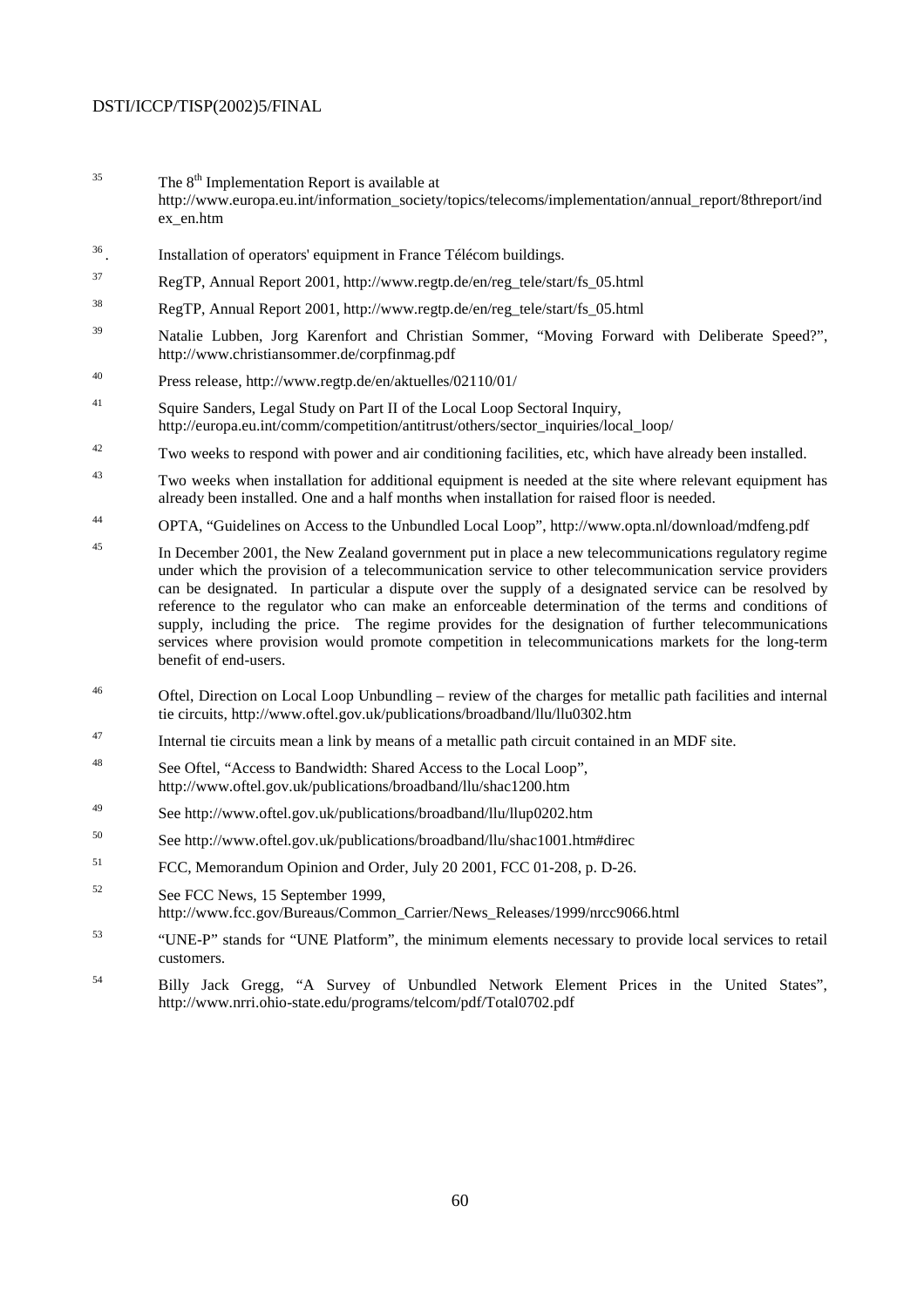[35] The 8th Implementation Report is available at http://www.europa.eu.int/information_society/topics/telecoms/implementation/annual_report/8threport/index_en.htm

[36]. Installation of operators' equipment in France Télécom buildings.

[37] RegTP, Annual Report 2001, http://www.regtp.de/en/reg_tele/start/fs_05.html

[38] RegTP, Annual Report 2001, http://www.regtp.de/en/reg_tele/start/fs_05.html

[39] Natalie Lubben, Jorg Karenfort and Christian Sommer, "Moving Forward with Deliberate Speed?", http://www.christiansommer.de/corpfinmag.pdf

[40] Press release, http://www.regtp.de/en/aktuelles/02110/01/

[41] Squire Sanders, Legal Study on Part II of the Local Loop Sectoral Inquiry, http://europa.eu.int/comm/competition/antitrust/others/sector_inquiries/local_loop/

[42] Two weeks to respond with power and air conditioning facilities, etc, which have already been installed.

[43] Two weeks when installation for additional equipment is needed at the site where relevant equipment has already been installed. One and a half months when installation for raised floor is needed.

[44] OPTA, "Guidelines on Access to the Unbundled Local Loop", http://www.opta.nl/download/mdfeng.pdf

[45] In December 2001, the New Zealand government put in place a new telecommunications regulatory regime under which the provision of a telecommunication service to other telecommunication service providers can be designated. In particular a dispute over the supply of a designated service can be resolved by reference to the regulator who can make an enforceable determination of the terms and conditions of supply, including the price. The regime provides for the designation of further telecommunications services where provision would promote competition in telecommunications markets for the long-term benefit of end-users.

[46] Oftel, Direction on Local Loop Unbundling – review of the charges for metallic path facilities and internal tie circuits, http://www.oftel.gov.uk/publications/broadband/llu/llu0302.htm

[47] Internal tie circuits mean a link by means of a metallic path circuit contained in an MDF site.

[48] See Oftel, "Access to Bandwidth: Shared Access to the Local Loop", http://www.oftel.gov.uk/publications/broadband/llu/shac1200.htm

[49] See http://www.oftel.gov.uk/publications/broadband/llu/llup0202.htm

[50] See http://www.oftel.gov.uk/publications/broadband/llu/shac1001.htm#direc

[51] FCC, Memorandum Opinion and Order, July 20 2001, FCC 01-208, p. D-26.

[52] See FCC News, 15 September 1999, http://www.fcc.gov/Bureaus/Common_Carrier/News_Releases/1999/nrcc9066.html

[53] "UNE-P" stands for "UNE Platform", the minimum elements necessary to provide local services to retail customers.

[54] Billy Jack Gregg, "A Survey of Unbundled Network Element Prices in the United States", http://www.nrri.ohio-state.edu/programs/telcom/pdf/Total0702.pdf